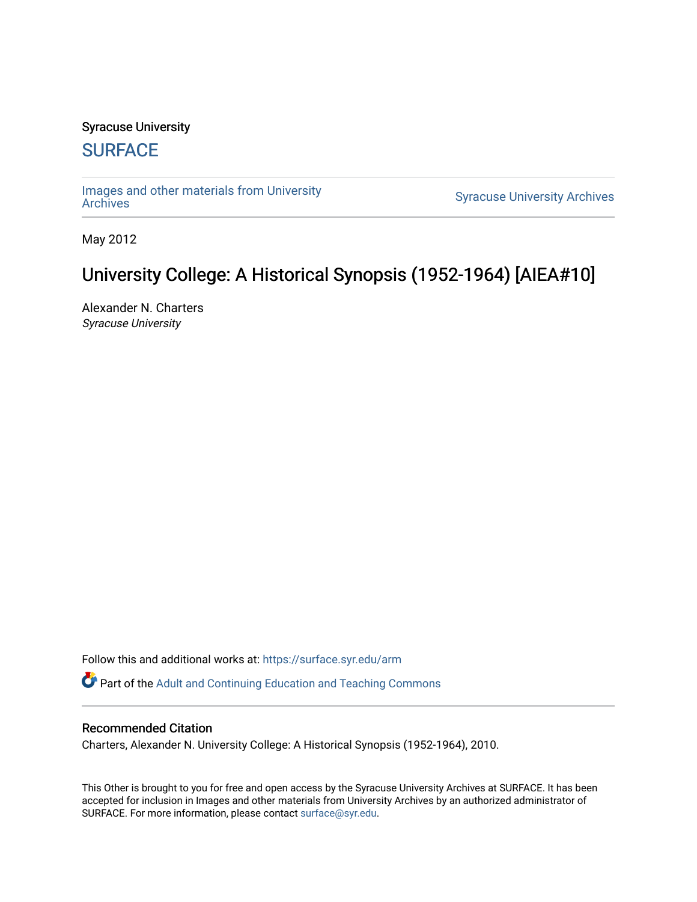Syracuse University

# SURFACE

Images and other materials from University Archives

Syracuse University Archives

May 2012

# University College: A Historical Synopsis (1952-1964) [AIEA#10]

Alexander N. Charters
*Syracuse University*

Follow this and additional works at: https://surface.syr.edu/arm

Part of the Adult and Continuing Education and Teaching Commons

## Recommended Citation

Charters, Alexander N. University College: A Historical Synopsis (1952-1964), 2010.

This Other is brought to you for free and open access by the Syracuse University Archives at SURFACE. It has been accepted for inclusion in Images and other materials from University Archives by an authorized administrator of SURFACE. For more information, please contact surface@syr.edu.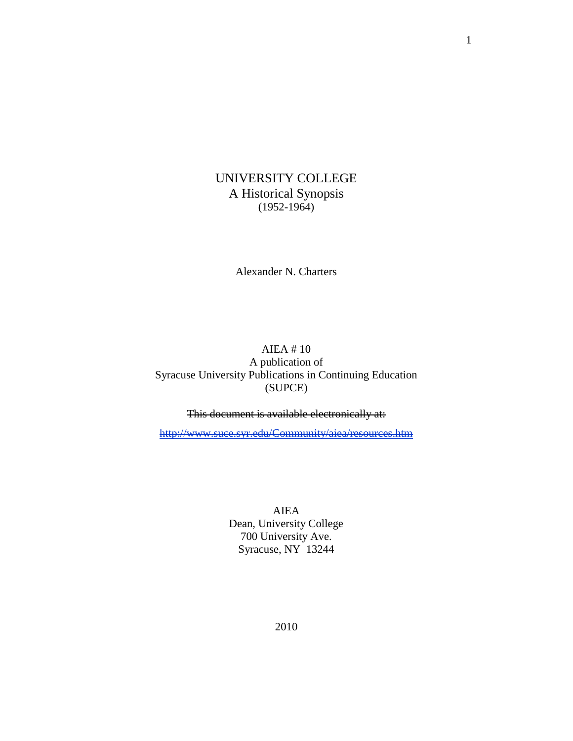# UNIVERSITY COLLEGE
## A Historical Synopsis
(1952-1964)

Alexander N. Charters

AIEA # 10
A publication of
Syracuse University Publications in Continuing Education
(SUPCE)

~~This document is available electronically at:~~

~~http://www.suce.syr.edu/Community/aiea/resources.htm~~

AIEA
Dean, University College
700 University Ave.
Syracuse, NY 13244

2010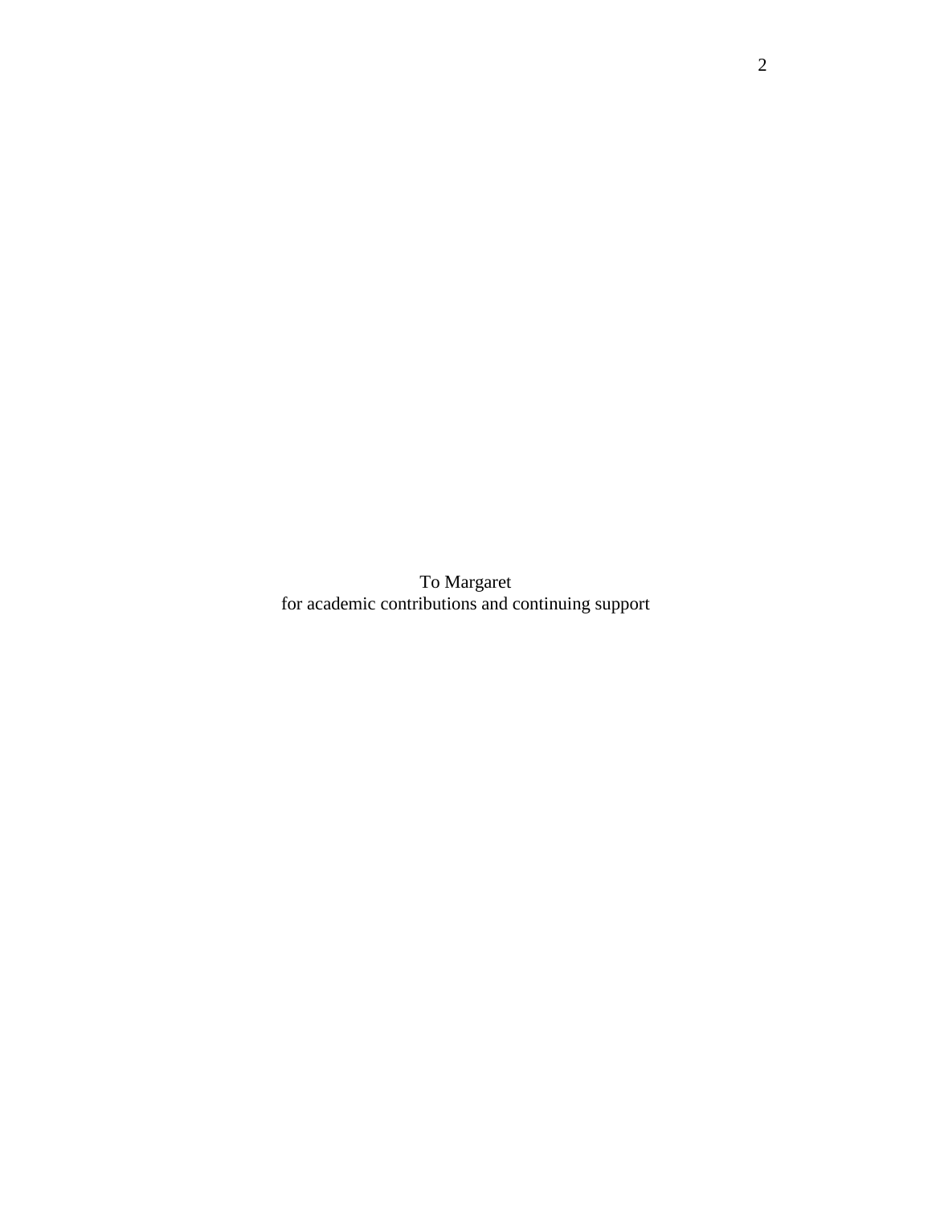To Margaret
for academic contributions and continuing support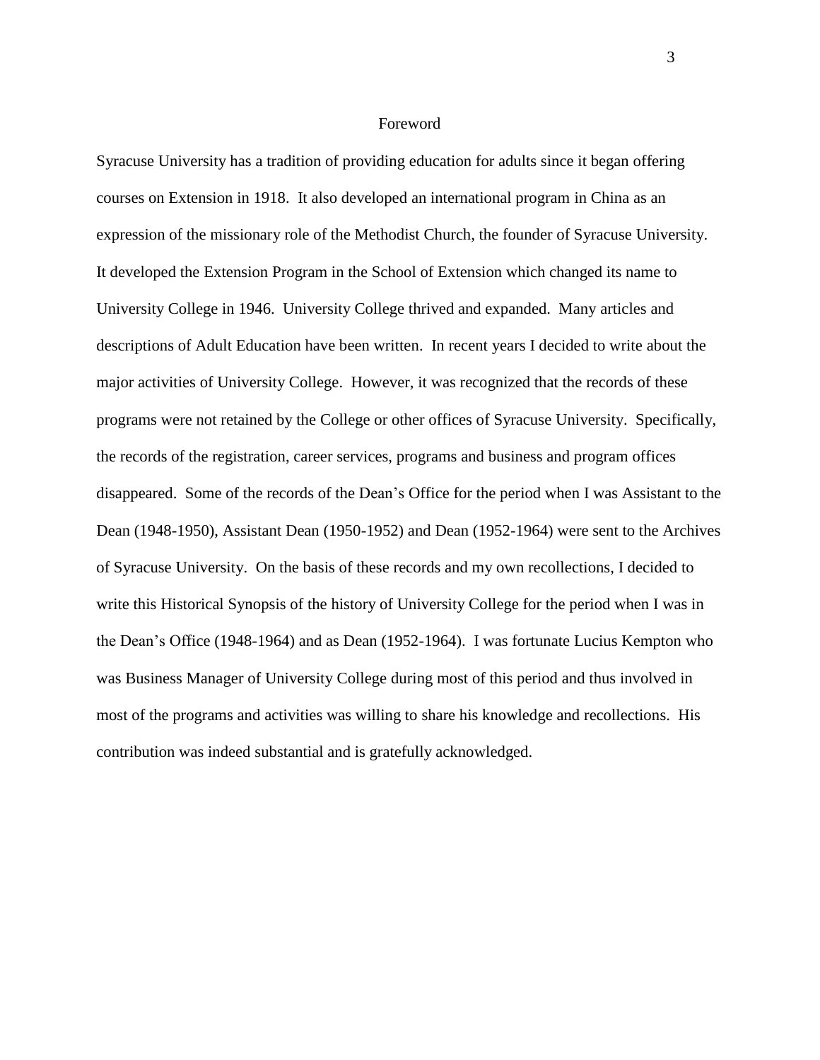# Foreword

Syracuse University has a tradition of providing education for adults since it began offering courses on Extension in 1918. It also developed an international program in China as an expression of the missionary role of the Methodist Church, the founder of Syracuse University. It developed the Extension Program in the School of Extension which changed its name to University College in 1946. University College thrived and expanded. Many articles and descriptions of Adult Education have been written. In recent years I decided to write about the major activities of University College. However, it was recognized that the records of these programs were not retained by the College or other offices of Syracuse University. Specifically, the records of the registration, career services, programs and business and program offices disappeared. Some of the records of the Dean's Office for the period when I was Assistant to the Dean (1948-1950), Assistant Dean (1950-1952) and Dean (1952-1964) were sent to the Archives of Syracuse University. On the basis of these records and my own recollections, I decided to write this Historical Synopsis of the history of University College for the period when I was in the Dean's Office (1948-1964) and as Dean (1952-1964). I was fortunate Lucius Kempton who was Business Manager of University College during most of this period and thus involved in most of the programs and activities was willing to share his knowledge and recollections. His contribution was indeed substantial and is gratefully acknowledged.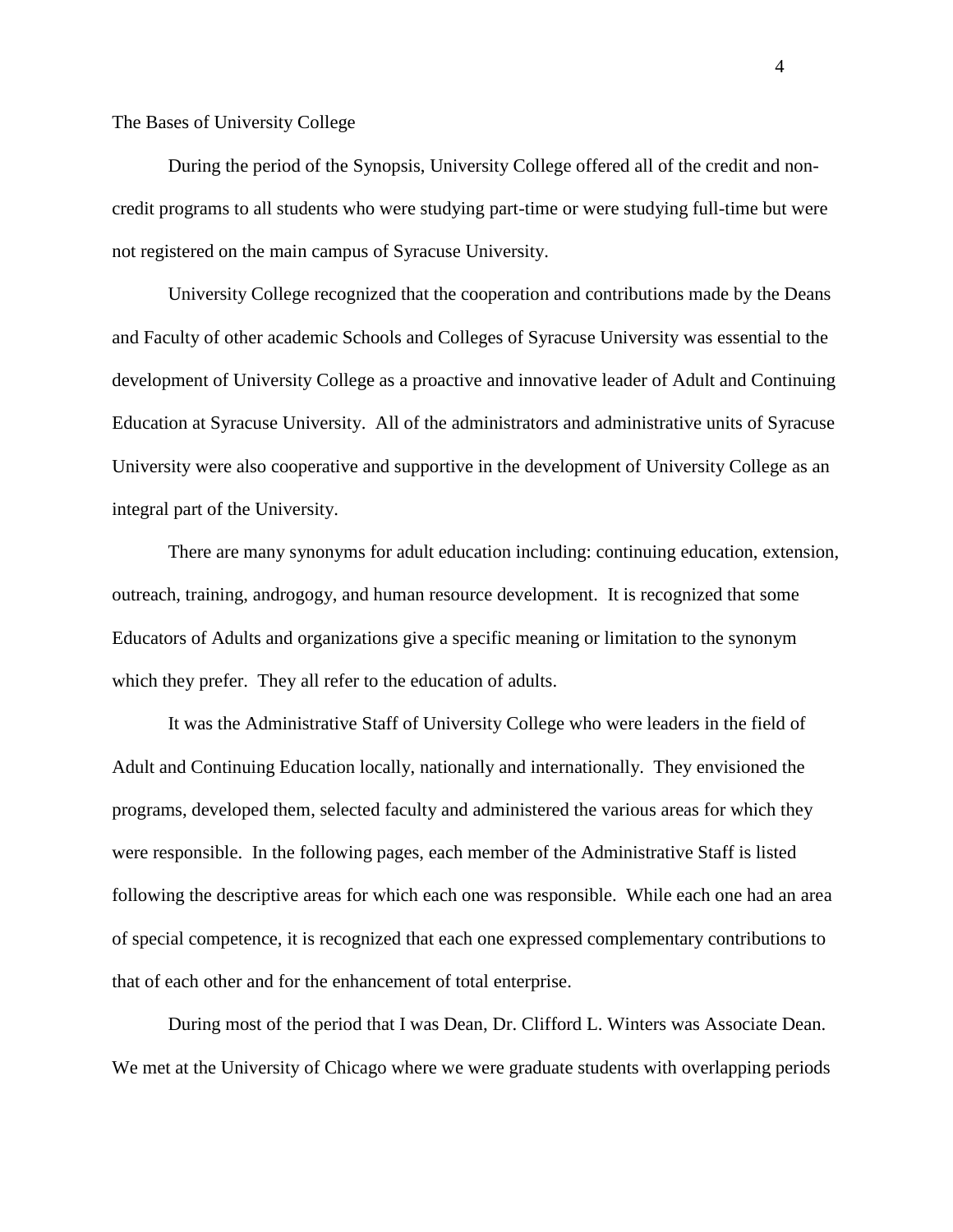## The Bases of University College

During the period of the Synopsis, University College offered all of the credit and non-credit programs to all students who were studying part-time or were studying full-time but were not registered on the main campus of Syracuse University.

University College recognized that the cooperation and contributions made by the Deans and Faculty of other academic Schools and Colleges of Syracuse University was essential to the development of University College as a proactive and innovative leader of Adult and Continuing Education at Syracuse University. All of the administrators and administrative units of Syracuse University were also cooperative and supportive in the development of University College as an integral part of the University.

There are many synonyms for adult education including: continuing education, extension, outreach, training, androgogy, and human resource development. It is recognized that some Educators of Adults and organizations give a specific meaning or limitation to the synonym which they prefer. They all refer to the education of adults.

It was the Administrative Staff of University College who were leaders in the field of Adult and Continuing Education locally, nationally and internationally. They envisioned the programs, developed them, selected faculty and administered the various areas for which they were responsible. In the following pages, each member of the Administrative Staff is listed following the descriptive areas for which each one was responsible. While each one had an area of special competence, it is recognized that each one expressed complementary contributions to that of each other and for the enhancement of total enterprise.

During most of the period that I was Dean, Dr. Clifford L. Winters was Associate Dean. We met at the University of Chicago where we were graduate students with overlapping periods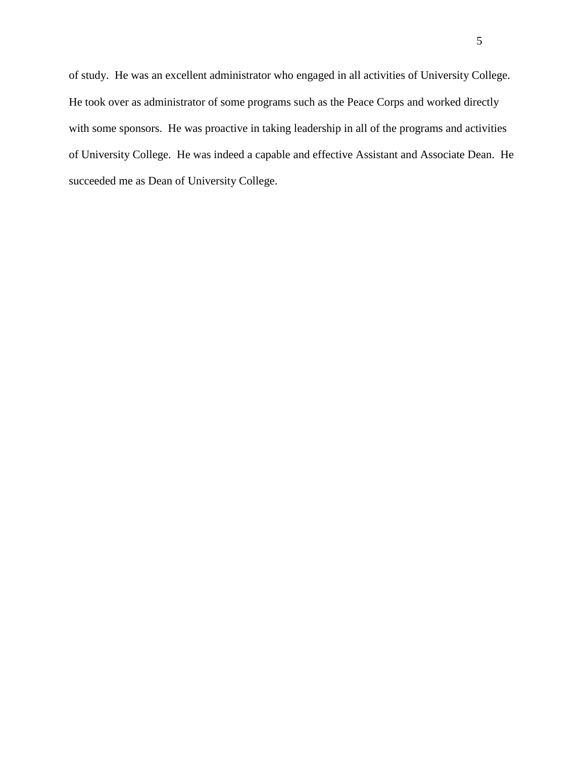of study. He was an excellent administrator who engaged in all activities of University College. He took over as administrator of some programs such as the Peace Corps and worked directly with some sponsors. He was proactive in taking leadership in all of the programs and activities of University College. He was indeed a capable and effective Assistant and Associate Dean. He succeeded me as Dean of University College.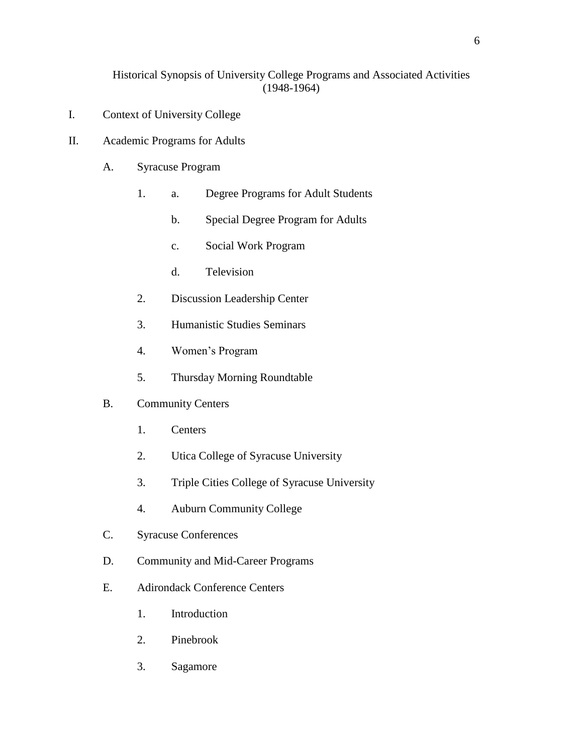Historical Synopsis of University College Programs and Associated Activities (1948-1964)

I. Context of University College

II. Academic Programs for Adults

   A. Syracuse Program

      1. a. Degree Programs for Adult Students

         b. Special Degree Program for Adults

         c. Social Work Program

         d. Television

      2. Discussion Leadership Center

      3. Humanistic Studies Seminars

      4. Women's Program

      5. Thursday Morning Roundtable

   B. Community Centers

      1. Centers

      2. Utica College of Syracuse University

      3. Triple Cities College of Syracuse University

      4. Auburn Community College

   C. Syracuse Conferences

   D. Community and Mid-Career Programs

   E. Adirondack Conference Centers

      1. Introduction

      2. Pinebrook

      3. Sagamore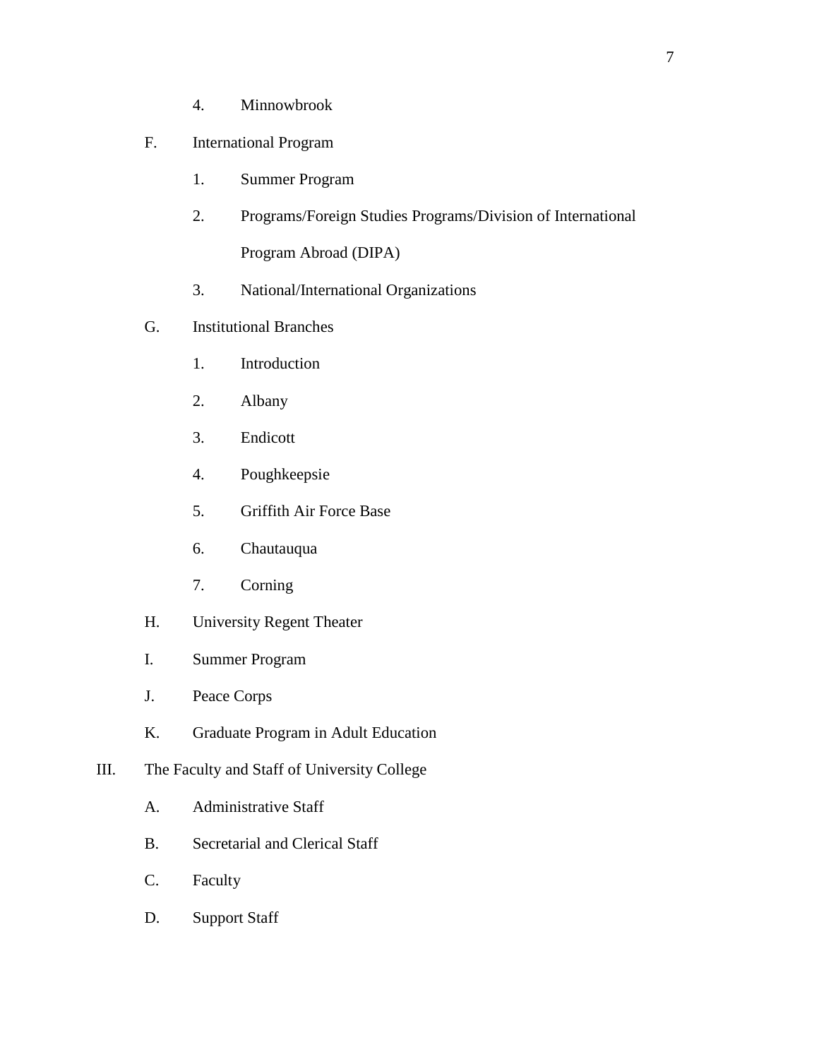4. Minnowbrook

F. International Program

1. Summer Program
2. Programs/Foreign Studies Programs/Division of International Program Abroad (DIPA)
3. National/International Organizations

G. Institutional Branches

1. Introduction
2. Albany
3. Endicott
4. Poughkeepsie
5. Griffith Air Force Base
6. Chautauqua
7. Corning

H. University Regent Theater

I. Summer Program

J. Peace Corps

K. Graduate Program in Adult Education

III. The Faculty and Staff of University College

A. Administrative Staff

B. Secretarial and Clerical Staff

C. Faculty

D. Support Staff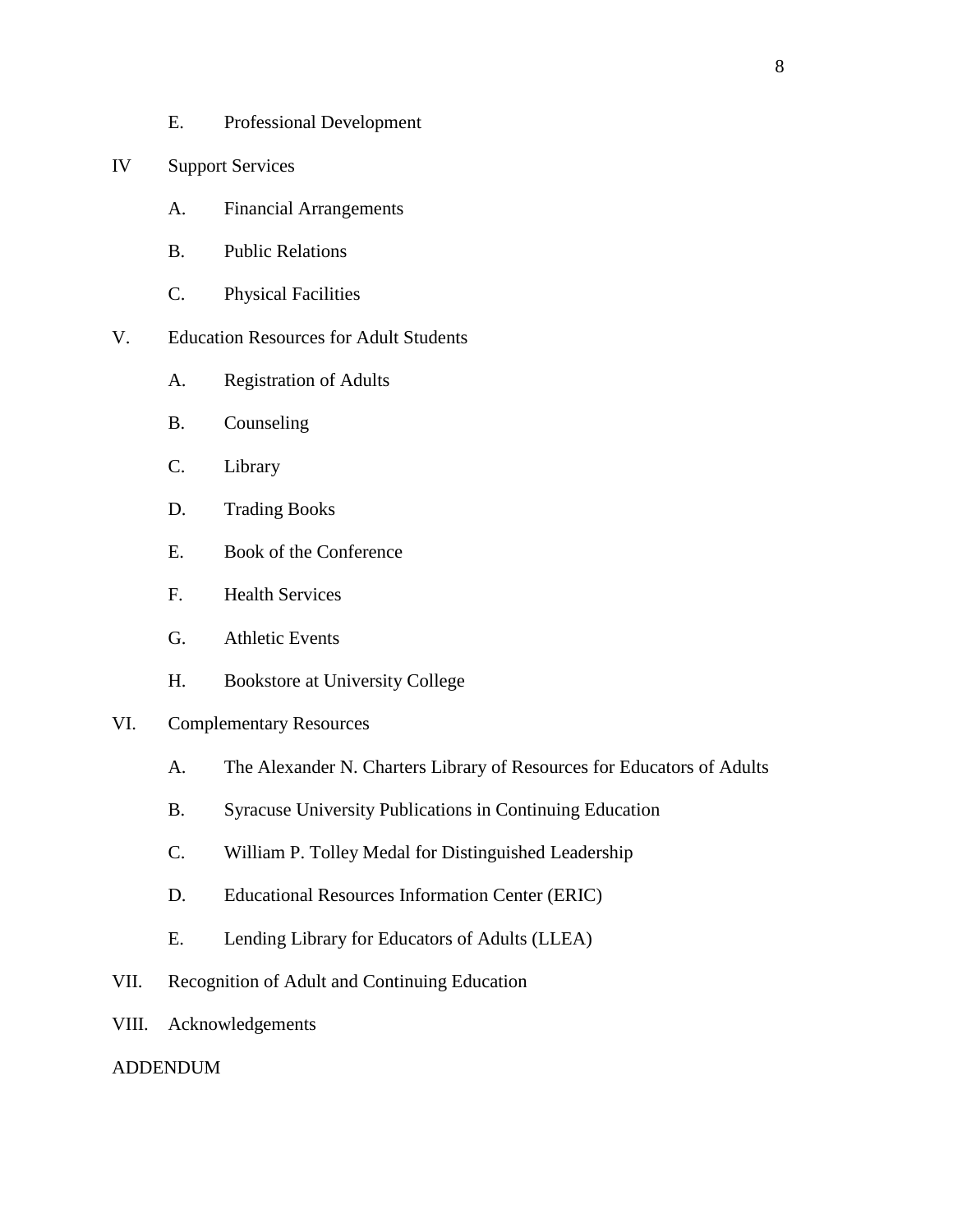E. Professional Development

IV Support Services

A. Financial Arrangements

B. Public Relations

C. Physical Facilities

V. Education Resources for Adult Students

A. Registration of Adults

B. Counseling

C. Library

D. Trading Books

E. Book of the Conference

F. Health Services

G. Athletic Events

H. Bookstore at University College

VI. Complementary Resources

A. The Alexander N. Charters Library of Resources for Educators of Adults

B. Syracuse University Publications in Continuing Education

C. William P. Tolley Medal for Distinguished Leadership

D. Educational Resources Information Center (ERIC)

E. Lending Library for Educators of Adults (LLEA)

VII. Recognition of Adult and Continuing Education

VIII. Acknowledgements

ADDENDUM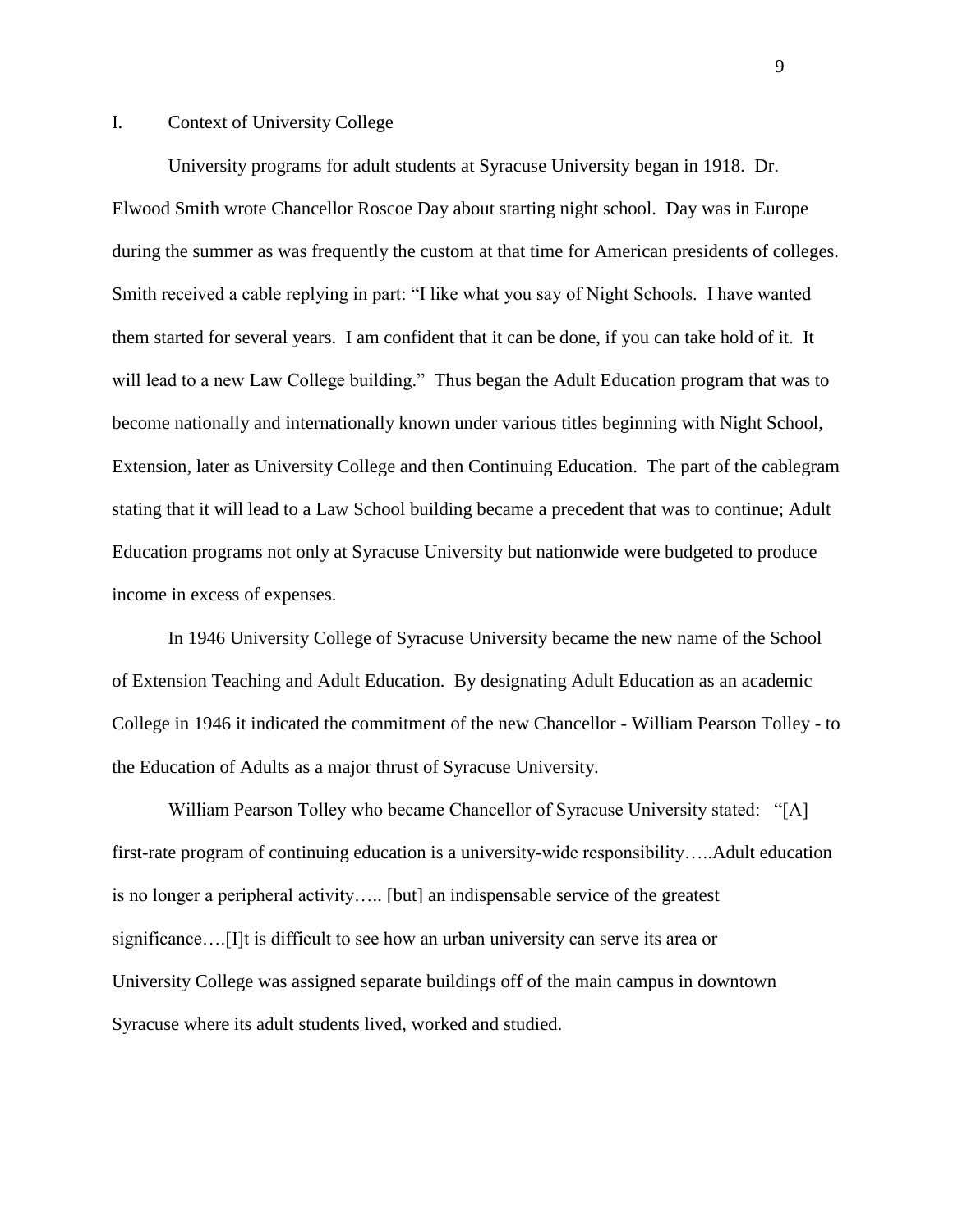## I. Context of University College

University programs for adult students at Syracuse University began in 1918. Dr. Elwood Smith wrote Chancellor Roscoe Day about starting night school. Day was in Europe during the summer as was frequently the custom at that time for American presidents of colleges. Smith received a cable replying in part: "I like what you say of Night Schools. I have wanted them started for several years. I am confident that it can be done, if you can take hold of it. It will lead to a new Law College building." Thus began the Adult Education program that was to become nationally and internationally known under various titles beginning with Night School, Extension, later as University College and then Continuing Education. The part of the cablegram stating that it will lead to a Law School building became a precedent that was to continue; Adult Education programs not only at Syracuse University but nationwide were budgeted to produce income in excess of expenses.

In 1946 University College of Syracuse University became the new name of the School of Extension Teaching and Adult Education. By designating Adult Education as an academic College in 1946 it indicated the commitment of the new Chancellor - William Pearson Tolley - to the Education of Adults as a major thrust of Syracuse University.

William Pearson Tolley who became Chancellor of Syracuse University stated: "[A] first-rate program of continuing education is a university-wide responsibility…..Adult education is no longer a peripheral activity….. [but] an indispensable service of the greatest significance….[I]t is difficult to see how an urban university can serve its area or University College was assigned separate buildings off of the main campus in downtown Syracuse where its adult students lived, worked and studied.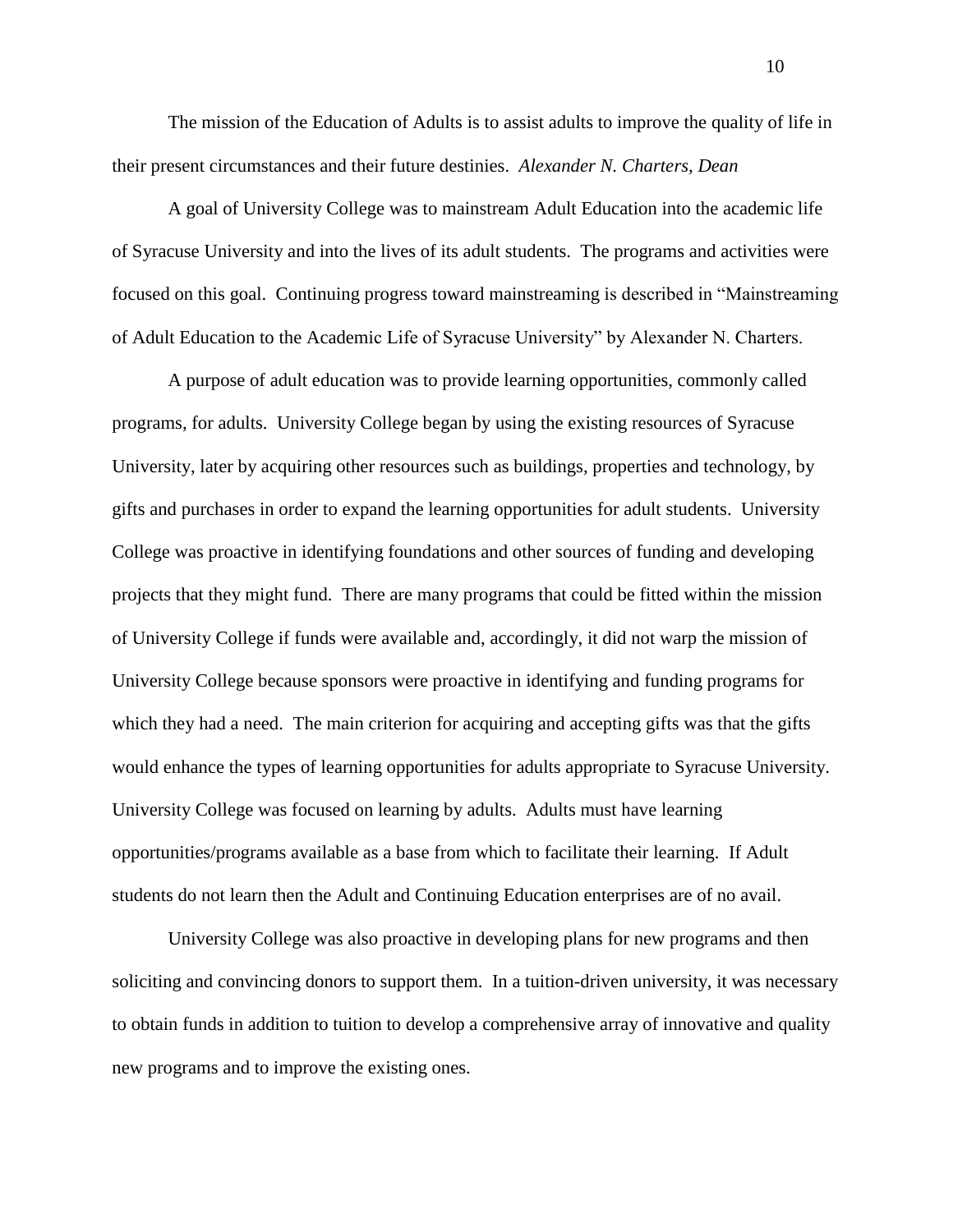The mission of the Education of Adults is to assist adults to improve the quality of life in their present circumstances and their future destinies. *Alexander N. Charters, Dean*

A goal of University College was to mainstream Adult Education into the academic life of Syracuse University and into the lives of its adult students. The programs and activities were focused on this goal. Continuing progress toward mainstreaming is described in "Mainstreaming of Adult Education to the Academic Life of Syracuse University" by Alexander N. Charters.

A purpose of adult education was to provide learning opportunities, commonly called programs, for adults. University College began by using the existing resources of Syracuse University, later by acquiring other resources such as buildings, properties and technology, by gifts and purchases in order to expand the learning opportunities for adult students. University College was proactive in identifying foundations and other sources of funding and developing projects that they might fund. There are many programs that could be fitted within the mission of University College if funds were available and, accordingly, it did not warp the mission of University College because sponsors were proactive in identifying and funding programs for which they had a need. The main criterion for acquiring and accepting gifts was that the gifts would enhance the types of learning opportunities for adults appropriate to Syracuse University. University College was focused on learning by adults. Adults must have learning opportunities/programs available as a base from which to facilitate their learning. If Adult students do not learn then the Adult and Continuing Education enterprises are of no avail.

University College was also proactive in developing plans for new programs and then soliciting and convincing donors to support them. In a tuition-driven university, it was necessary to obtain funds in addition to tuition to develop a comprehensive array of innovative and quality new programs and to improve the existing ones.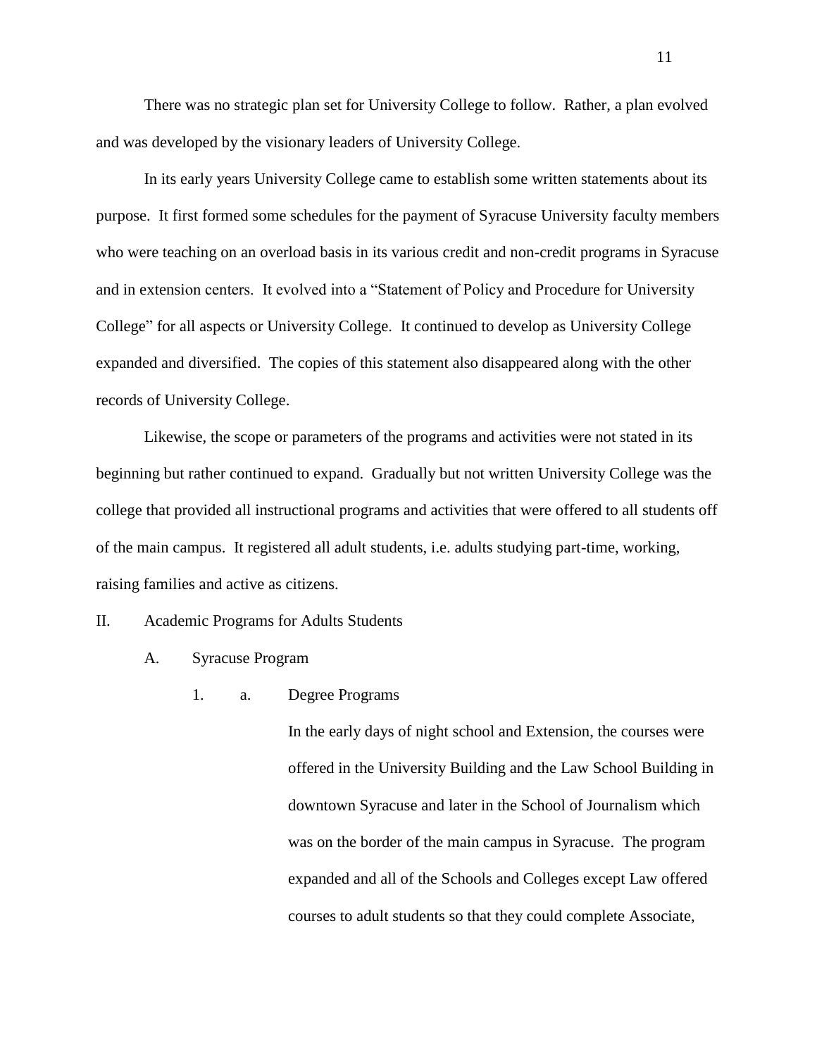There was no strategic plan set for University College to follow. Rather, a plan evolved and was developed by the visionary leaders of University College.

In its early years University College came to establish some written statements about its purpose. It first formed some schedules for the payment of Syracuse University faculty members who were teaching on an overload basis in its various credit and non-credit programs in Syracuse and in extension centers. It evolved into a "Statement of Policy and Procedure for University College" for all aspects or University College. It continued to develop as University College expanded and diversified. The copies of this statement also disappeared along with the other records of University College.

Likewise, the scope or parameters of the programs and activities were not stated in its beginning but rather continued to expand. Gradually but not written University College was the college that provided all instructional programs and activities that were offered to all students off of the main campus. It registered all adult students, i.e. adults studying part-time, working, raising families and active as citizens.

## II. Academic Programs for Adults Students

### A. Syracuse Program

#### 1. a. Degree Programs

In the early days of night school and Extension, the courses were offered in the University Building and the Law School Building in downtown Syracuse and later in the School of Journalism which was on the border of the main campus in Syracuse. The program expanded and all of the Schools and Colleges except Law offered courses to adult students so that they could complete Associate,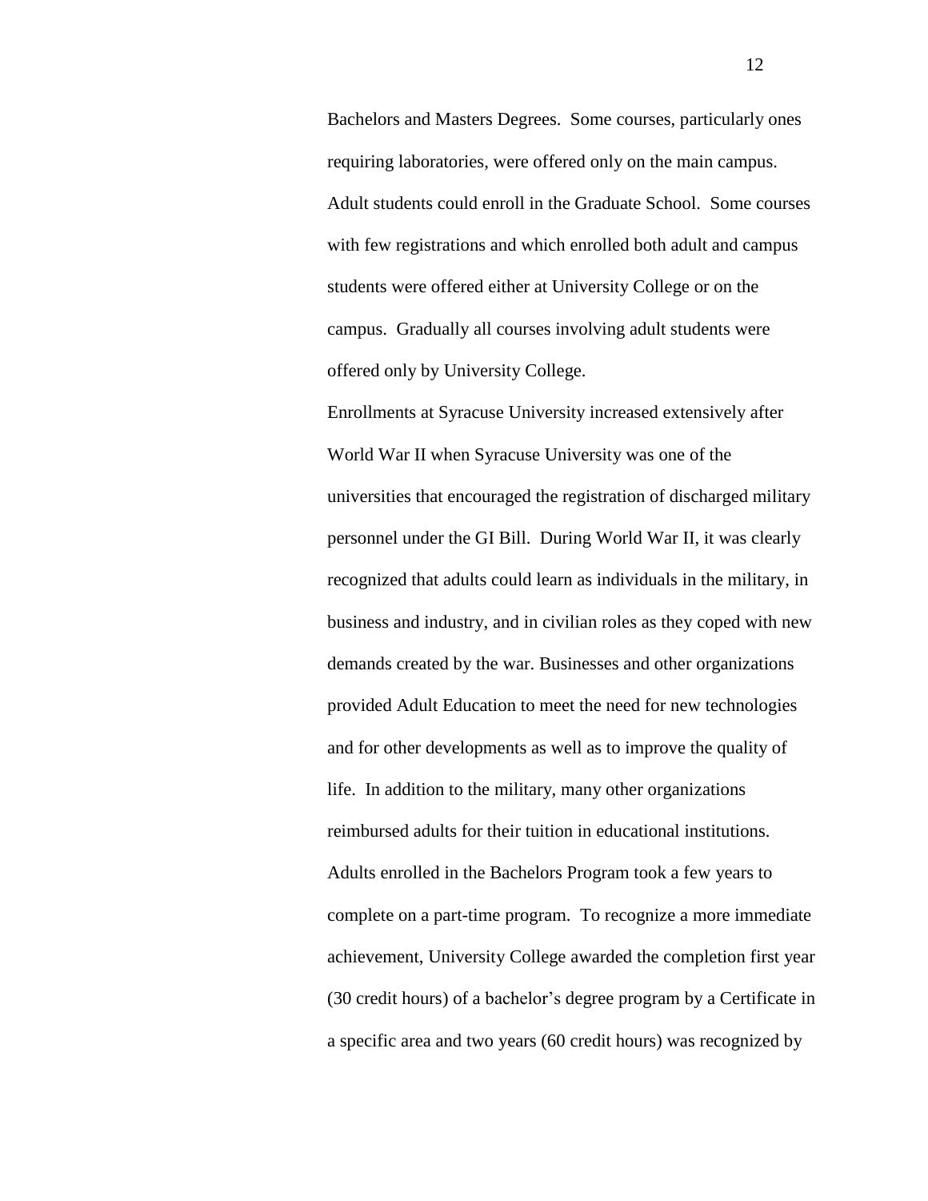Bachelors and Masters Degrees. Some courses, particularly ones requiring laboratories, were offered only on the main campus. Adult students could enroll in the Graduate School. Some courses with few registrations and which enrolled both adult and campus students were offered either at University College or on the campus. Gradually all courses involving adult students were offered only by University College.

Enrollments at Syracuse University increased extensively after World War II when Syracuse University was one of the universities that encouraged the registration of discharged military personnel under the GI Bill. During World War II, it was clearly recognized that adults could learn as individuals in the military, in business and industry, and in civilian roles as they coped with new demands created by the war. Businesses and other organizations provided Adult Education to meet the need for new technologies and for other developments as well as to improve the quality of life. In addition to the military, many other organizations reimbursed adults for their tuition in educational institutions. Adults enrolled in the Bachelors Program took a few years to complete on a part-time program. To recognize a more immediate achievement, University College awarded the completion first year (30 credit hours) of a bachelor's degree program by a Certificate in a specific area and two years (60 credit hours) was recognized by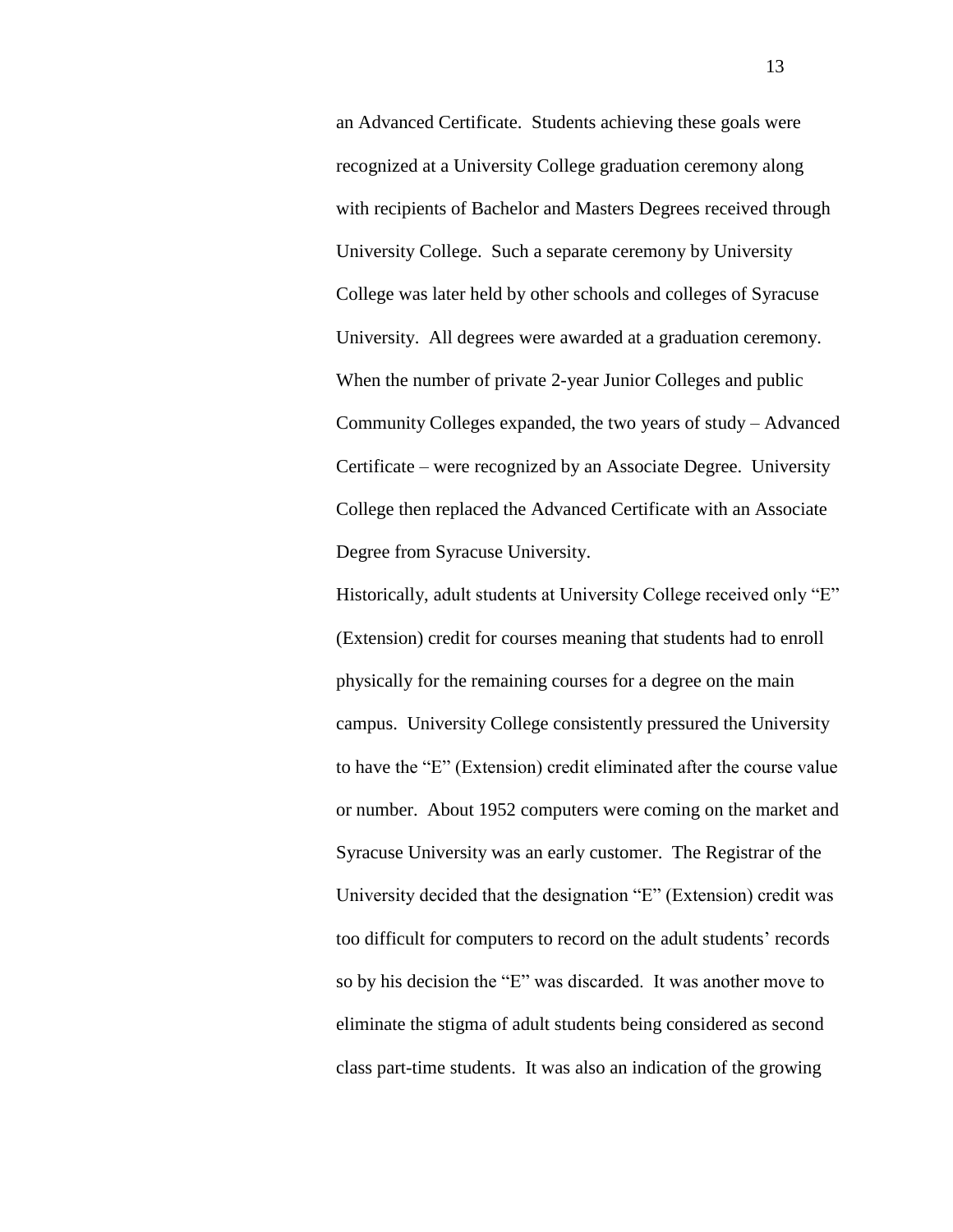an Advanced Certificate. Students achieving these goals were recognized at a University College graduation ceremony along with recipients of Bachelor and Masters Degrees received through University College. Such a separate ceremony by University College was later held by other schools and colleges of Syracuse University. All degrees were awarded at a graduation ceremony. When the number of private 2-year Junior Colleges and public Community Colleges expanded, the two years of study – Advanced Certificate – were recognized by an Associate Degree. University College then replaced the Advanced Certificate with an Associate Degree from Syracuse University.

Historically, adult students at University College received only "E" (Extension) credit for courses meaning that students had to enroll physically for the remaining courses for a degree on the main campus. University College consistently pressured the University to have the "E" (Extension) credit eliminated after the course value or number. About 1952 computers were coming on the market and Syracuse University was an early customer. The Registrar of the University decided that the designation "E" (Extension) credit was too difficult for computers to record on the adult students' records so by his decision the "E" was discarded. It was another move to eliminate the stigma of adult students being considered as second class part-time students. It was also an indication of the growing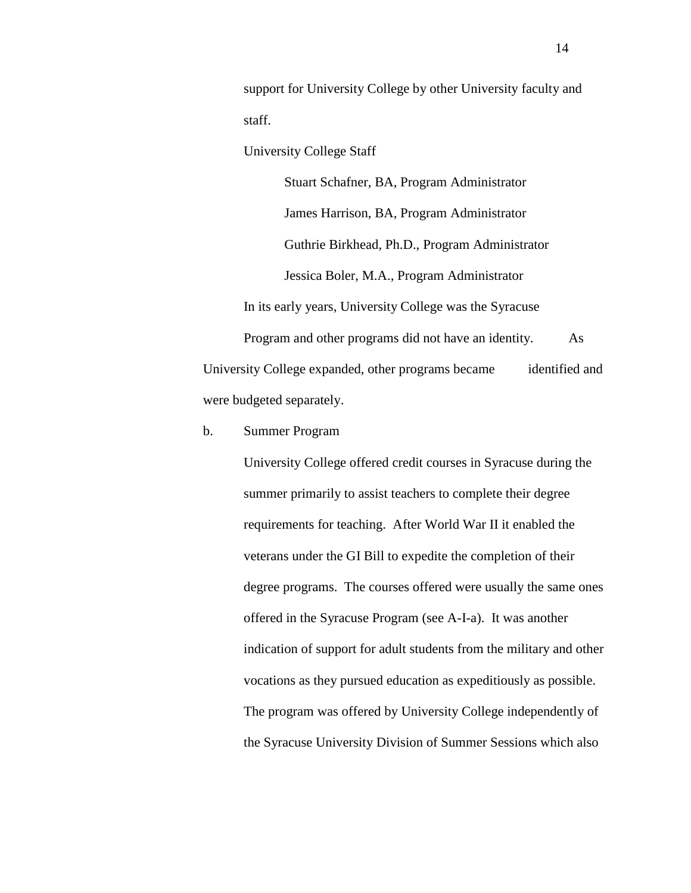support for University College by other University faculty and staff.

University College Staff

Stuart Schafner, BA, Program Administrator

James Harrison, BA, Program Administrator

Guthrie Birkhead, Ph.D., Program Administrator

Jessica Boler, M.A., Program Administrator

In its early years, University College was the Syracuse Program and other programs did not have an identity. As University College expanded, other programs became identified and were budgeted separately.

b. Summer Program

University College offered credit courses in Syracuse during the summer primarily to assist teachers to complete their degree requirements for teaching. After World War II it enabled the veterans under the GI Bill to expedite the completion of their degree programs. The courses offered were usually the same ones offered in the Syracuse Program (see A-I-a). It was another indication of support for adult students from the military and other vocations as they pursued education as expeditiously as possible. The program was offered by University College independently of the Syracuse University Division of Summer Sessions which also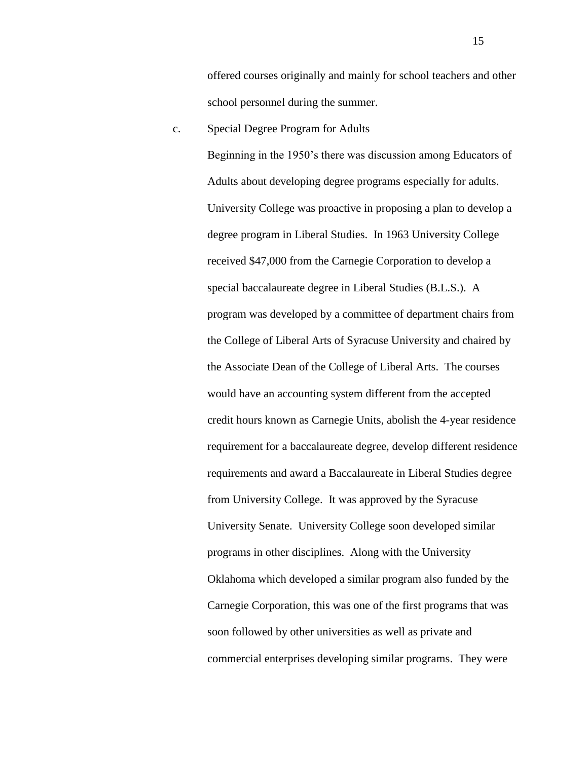offered courses originally and mainly for school teachers and other school personnel during the summer.

c. Special Degree Program for Adults

Beginning in the 1950's there was discussion among Educators of Adults about developing degree programs especially for adults. University College was proactive in proposing a plan to develop a degree program in Liberal Studies. In 1963 University College received $47,000 from the Carnegie Corporation to develop a special baccalaureate degree in Liberal Studies (B.L.S.). A program was developed by a committee of department chairs from the College of Liberal Arts of Syracuse University and chaired by the Associate Dean of the College of Liberal Arts. The courses would have an accounting system different from the accepted credit hours known as Carnegie Units, abolish the 4-year residence requirement for a baccalaureate degree, develop different residence requirements and award a Baccalaureate in Liberal Studies degree from University College. It was approved by the Syracuse University Senate. University College soon developed similar programs in other disciplines. Along with the University Oklahoma which developed a similar program also funded by the Carnegie Corporation, this was one of the first programs that was soon followed by other universities as well as private and commercial enterprises developing similar programs. They were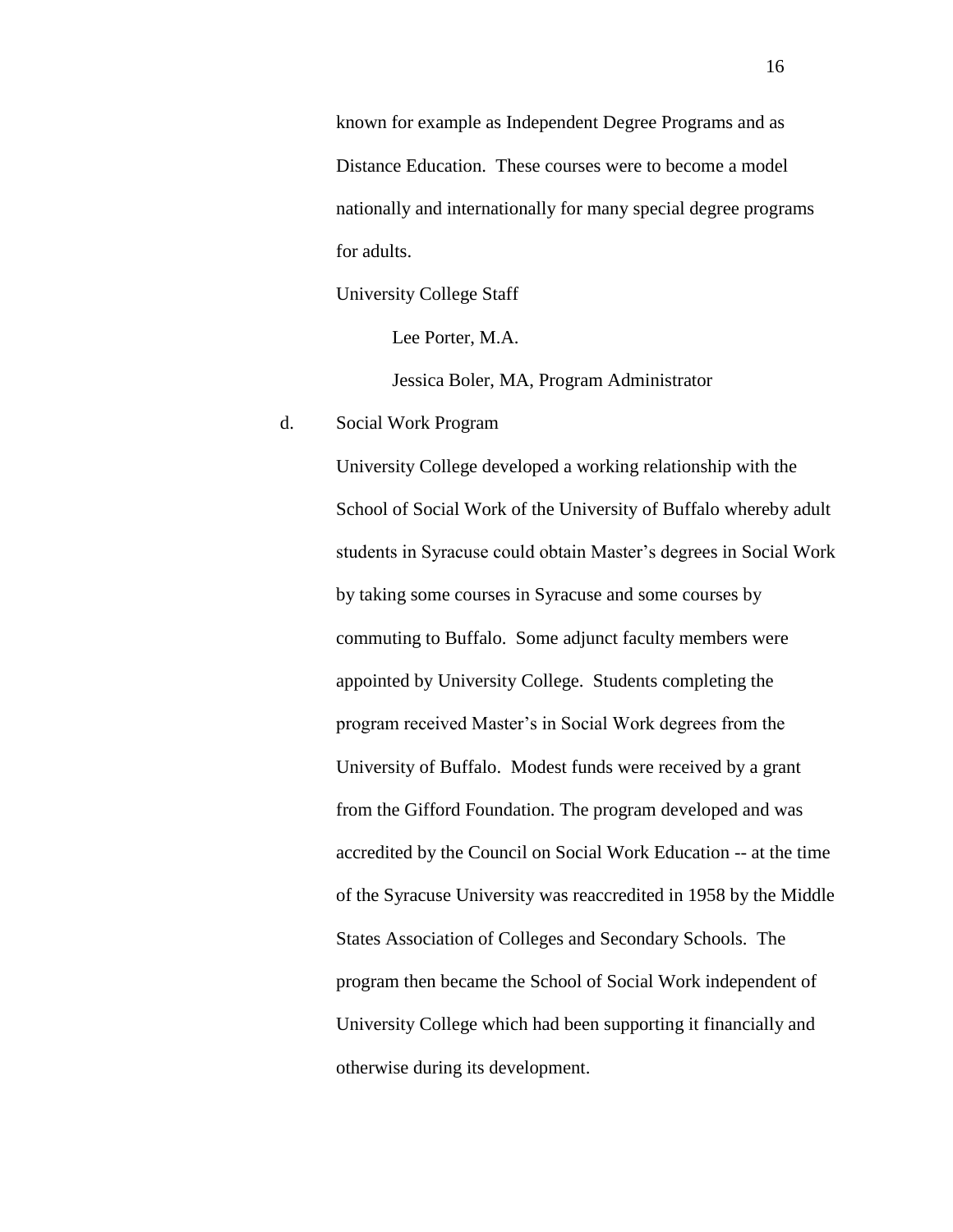known for example as Independent Degree Programs and as Distance Education. These courses were to become a model nationally and internationally for many special degree programs for adults.

University College Staff

Lee Porter, M.A.

Jessica Boler, MA, Program Administrator

d. Social Work Program

University College developed a working relationship with the School of Social Work of the University of Buffalo whereby adult students in Syracuse could obtain Master's degrees in Social Work by taking some courses in Syracuse and some courses by commuting to Buffalo. Some adjunct faculty members were appointed by University College. Students completing the program received Master's in Social Work degrees from the University of Buffalo. Modest funds were received by a grant from the Gifford Foundation. The program developed and was accredited by the Council on Social Work Education -- at the time of the Syracuse University was reaccredited in 1958 by the Middle States Association of Colleges and Secondary Schools. The program then became the School of Social Work independent of University College which had been supporting it financially and otherwise during its development.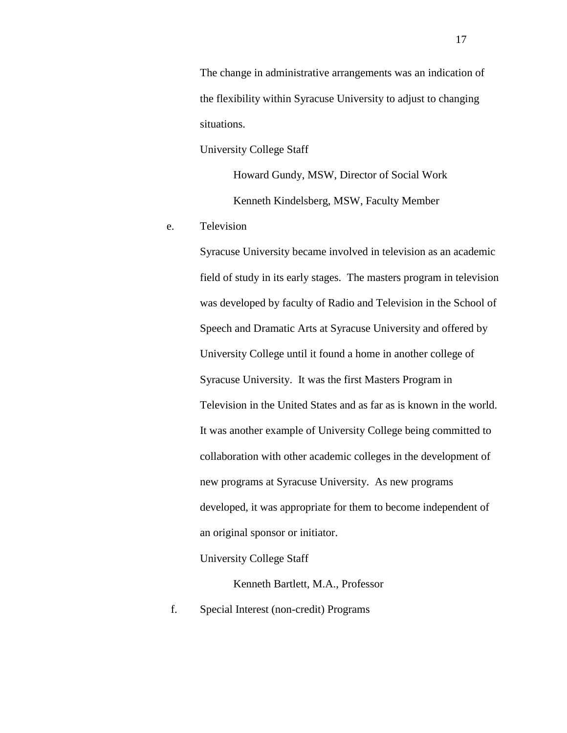The change in administrative arrangements was an indication of the flexibility within Syracuse University to adjust to changing situations.

University College Staff

Howard Gundy, MSW, Director of Social Work

Kenneth Kindelsberg, MSW, Faculty Member

e. Television

Syracuse University became involved in television as an academic field of study in its early stages. The masters program in television was developed by faculty of Radio and Television in the School of Speech and Dramatic Arts at Syracuse University and offered by University College until it found a home in another college of Syracuse University. It was the first Masters Program in Television in the United States and as far as is known in the world. It was another example of University College being committed to collaboration with other academic colleges in the development of new programs at Syracuse University. As new programs developed, it was appropriate for them to become independent of an original sponsor or initiator.

University College Staff

Kenneth Bartlett, M.A., Professor

f. Special Interest (non-credit) Programs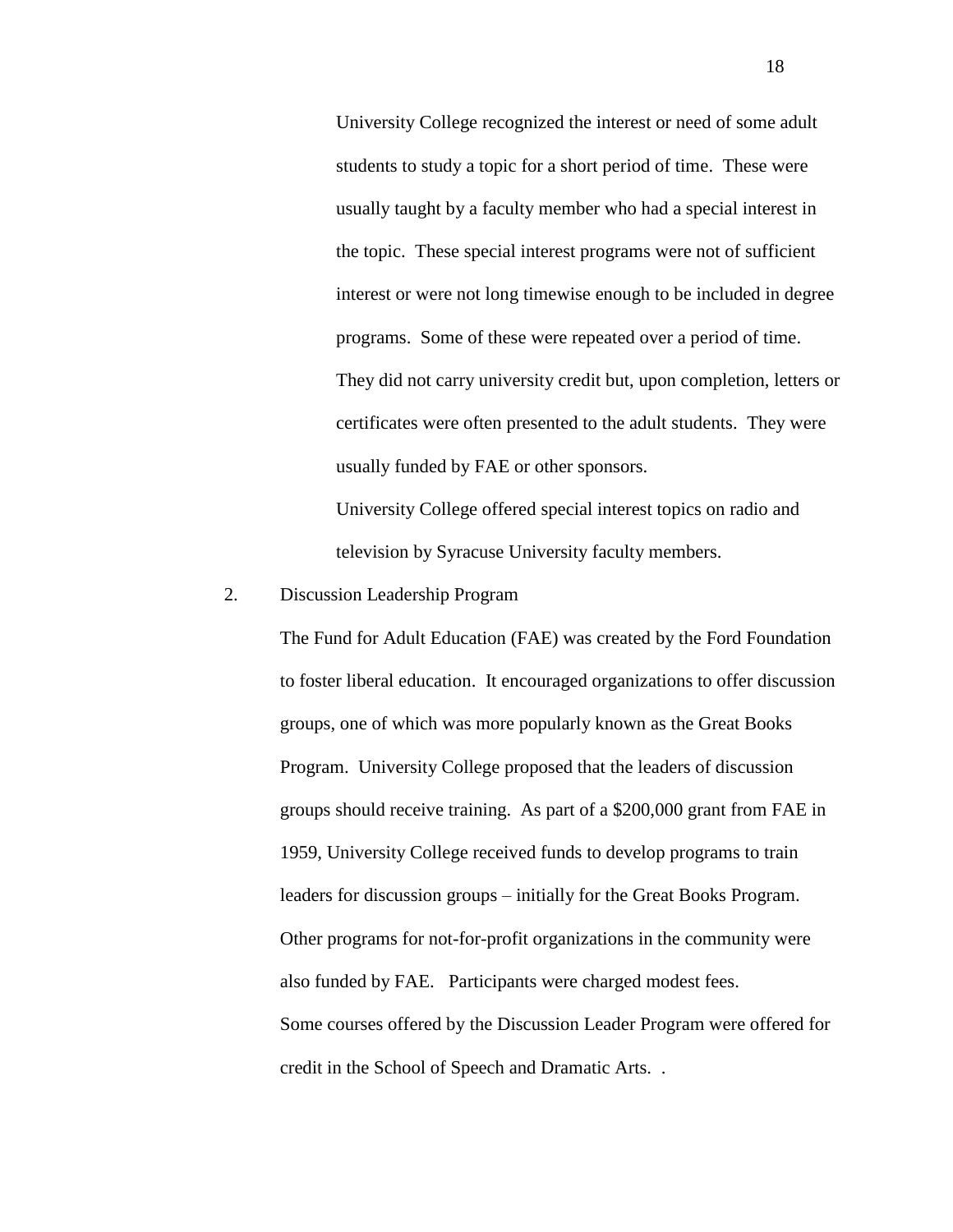University College recognized the interest or need of some adult students to study a topic for a short period of time. These were usually taught by a faculty member who had a special interest in the topic. These special interest programs were not of sufficient interest or were not long timewise enough to be included in degree programs. Some of these were repeated over a period of time. They did not carry university credit but, upon completion, letters or certificates were often presented to the adult students. They were usually funded by FAE or other sponsors.

University College offered special interest topics on radio and television by Syracuse University faculty members.

2. Discussion Leadership Program

The Fund for Adult Education (FAE) was created by the Ford Foundation to foster liberal education. It encouraged organizations to offer discussion groups, one of which was more popularly known as the Great Books Program. University College proposed that the leaders of discussion groups should receive training. As part of a $200,000 grant from FAE in 1959, University College received funds to develop programs to train leaders for discussion groups – initially for the Great Books Program. Other programs for not-for-profit organizations in the community were also funded by FAE. Participants were charged modest fees.

Some courses offered by the Discussion Leader Program were offered for credit in the School of Speech and Dramatic Arts. .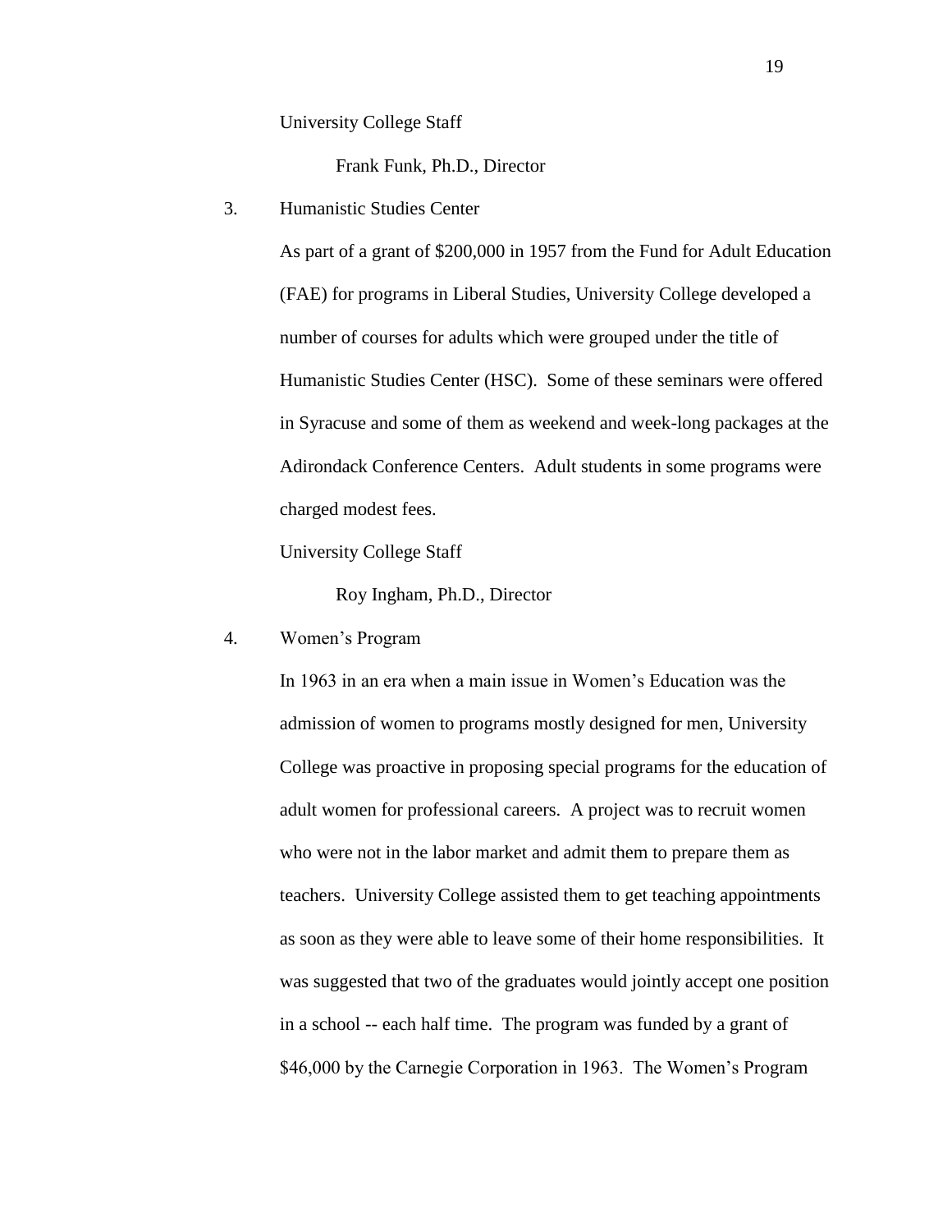University College Staff

Frank Funk, Ph.D., Director

3. Humanistic Studies Center

As part of a grant of $200,000 in 1957 from the Fund for Adult Education (FAE) for programs in Liberal Studies, University College developed a number of courses for adults which were grouped under the title of Humanistic Studies Center (HSC). Some of these seminars were offered in Syracuse and some of them as weekend and week-long packages at the Adirondack Conference Centers. Adult students in some programs were charged modest fees.

University College Staff

Roy Ingham, Ph.D., Director

4. Women's Program

In 1963 in an era when a main issue in Women's Education was the admission of women to programs mostly designed for men, University College was proactive in proposing special programs for the education of adult women for professional careers. A project was to recruit women who were not in the labor market and admit them to prepare them as teachers. University College assisted them to get teaching appointments as soon as they were able to leave some of their home responsibilities. It was suggested that two of the graduates would jointly accept one position in a school -- each half time. The program was funded by a grant of $46,000 by the Carnegie Corporation in 1963. The Women's Program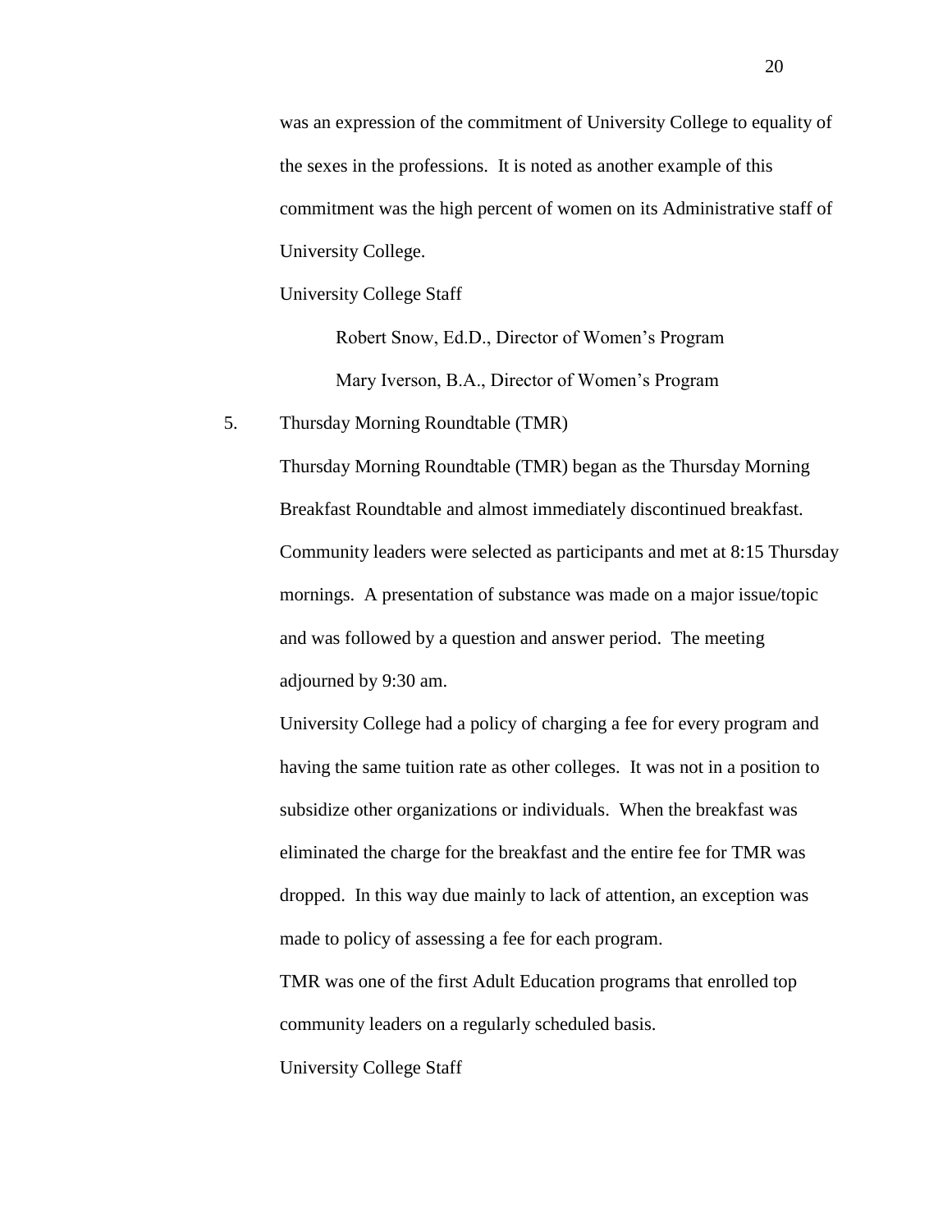was an expression of the commitment of University College to equality of the sexes in the professions. It is noted as another example of this commitment was the high percent of women on its Administrative staff of University College.

University College Staff

Robert Snow, Ed.D., Director of Women's Program

Mary Iverson, B.A., Director of Women's Program

5. Thursday Morning Roundtable (TMR)

Thursday Morning Roundtable (TMR) began as the Thursday Morning Breakfast Roundtable and almost immediately discontinued breakfast. Community leaders were selected as participants and met at 8:15 Thursday mornings. A presentation of substance was made on a major issue/topic and was followed by a question and answer period. The meeting adjourned by 9:30 am.

University College had a policy of charging a fee for every program and having the same tuition rate as other colleges. It was not in a position to subsidize other organizations or individuals. When the breakfast was eliminated the charge for the breakfast and the entire fee for TMR was dropped. In this way due mainly to lack of attention, an exception was made to policy of assessing a fee for each program.

TMR was one of the first Adult Education programs that enrolled top community leaders on a regularly scheduled basis.

University College Staff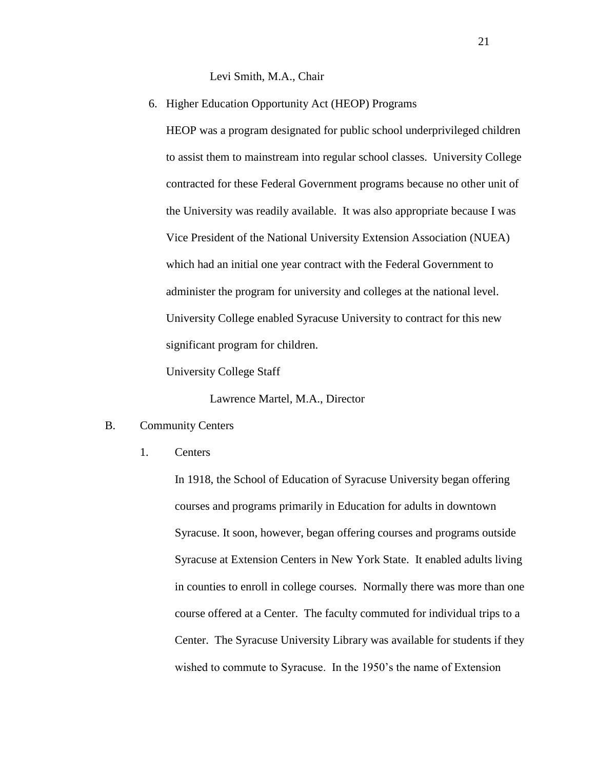Levi Smith, M.A., Chair

6. Higher Education Opportunity Act (HEOP) Programs

   HEOP was a program designated for public school underprivileged children to assist them to mainstream into regular school classes. University College contracted for these Federal Government programs because no other unit of the University was readily available. It was also appropriate because I was Vice President of the National University Extension Association (NUEA) which had an initial one year contract with the Federal Government to administer the program for university and colleges at the national level. University College enabled Syracuse University to contract for this new significant program for children.

   University College Staff

   Lawrence Martel, M.A., Director

B. Community Centers

   1. Centers

      In 1918, the School of Education of Syracuse University began offering courses and programs primarily in Education for adults in downtown Syracuse. It soon, however, began offering courses and programs outside Syracuse at Extension Centers in New York State. It enabled adults living in counties to enroll in college courses. Normally there was more than one course offered at a Center. The faculty commuted for individual trips to a Center. The Syracuse University Library was available for students if they wished to commute to Syracuse. In the 1950's the name of Extension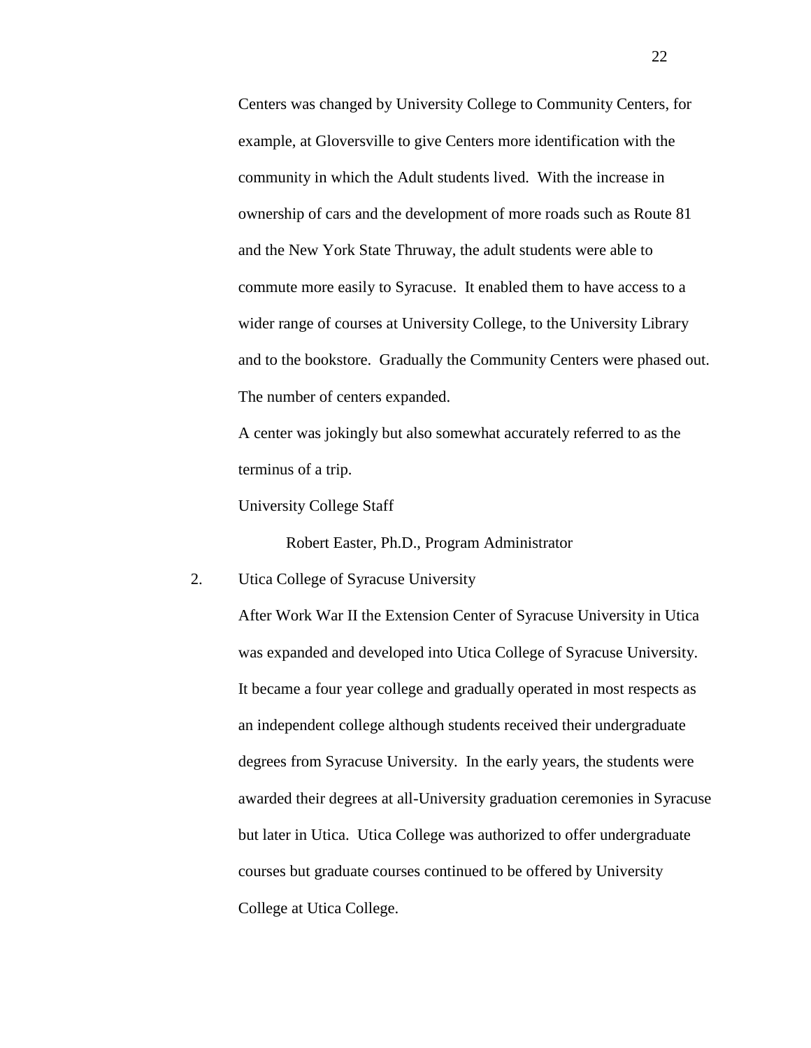Centers was changed by University College to Community Centers, for example, at Gloversville to give Centers more identification with the community in which the Adult students lived. With the increase in ownership of cars and the development of more roads such as Route 81 and the New York State Thruway, the adult students were able to commute more easily to Syracuse. It enabled them to have access to a wider range of courses at University College, to the University Library and to the bookstore. Gradually the Community Centers were phased out. The number of centers expanded.

A center was jokingly but also somewhat accurately referred to as the terminus of a trip.

University College Staff

Robert Easter, Ph.D., Program Administrator

2. Utica College of Syracuse University

After Work War II the Extension Center of Syracuse University in Utica was expanded and developed into Utica College of Syracuse University. It became a four year college and gradually operated in most respects as an independent college although students received their undergraduate degrees from Syracuse University. In the early years, the students were awarded their degrees at all-University graduation ceremonies in Syracuse but later in Utica. Utica College was authorized to offer undergraduate courses but graduate courses continued to be offered by University College at Utica College.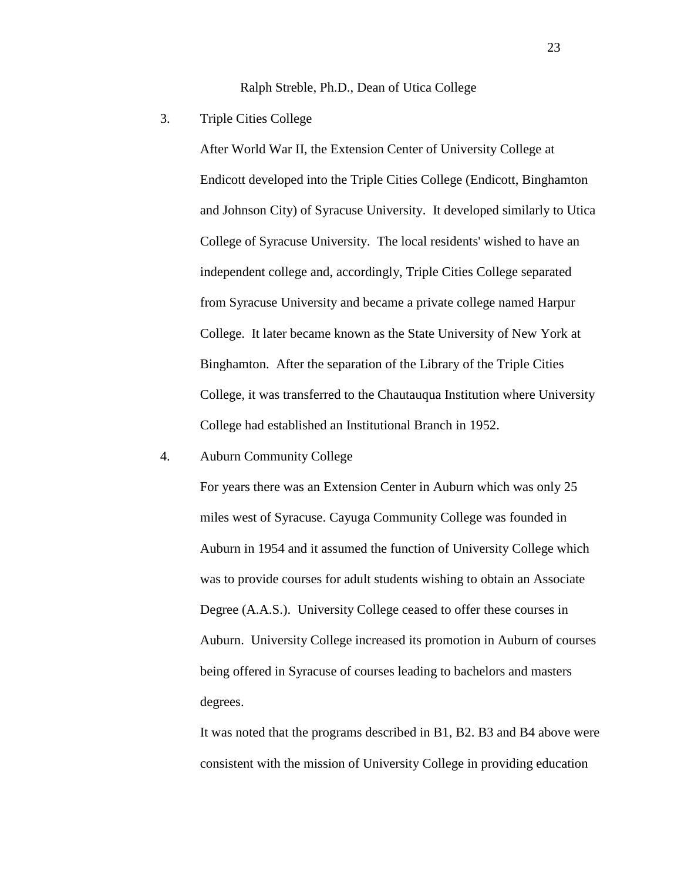Ralph Streble, Ph.D., Dean of Utica College

3. Triple Cities College

   After World War II, the Extension Center of University College at Endicott developed into the Triple Cities College (Endicott, Binghamton and Johnson City) of Syracuse University. It developed similarly to Utica College of Syracuse University. The local residents' wished to have an independent college and, accordingly, Triple Cities College separated from Syracuse University and became a private college named Harpur College. It later became known as the State University of New York at Binghamton. After the separation of the Library of the Triple Cities College, it was transferred to the Chautauqua Institution where University College had established an Institutional Branch in 1952.

4. Auburn Community College

   For years there was an Extension Center in Auburn which was only 25 miles west of Syracuse. Cayuga Community College was founded in Auburn in 1954 and it assumed the function of University College which was to provide courses for adult students wishing to obtain an Associate Degree (A.A.S.). University College ceased to offer these courses in Auburn. University College increased its promotion in Auburn of courses being offered in Syracuse of courses leading to bachelors and masters degrees.

   It was noted that the programs described in B1, B2. B3 and B4 above were consistent with the mission of University College in providing education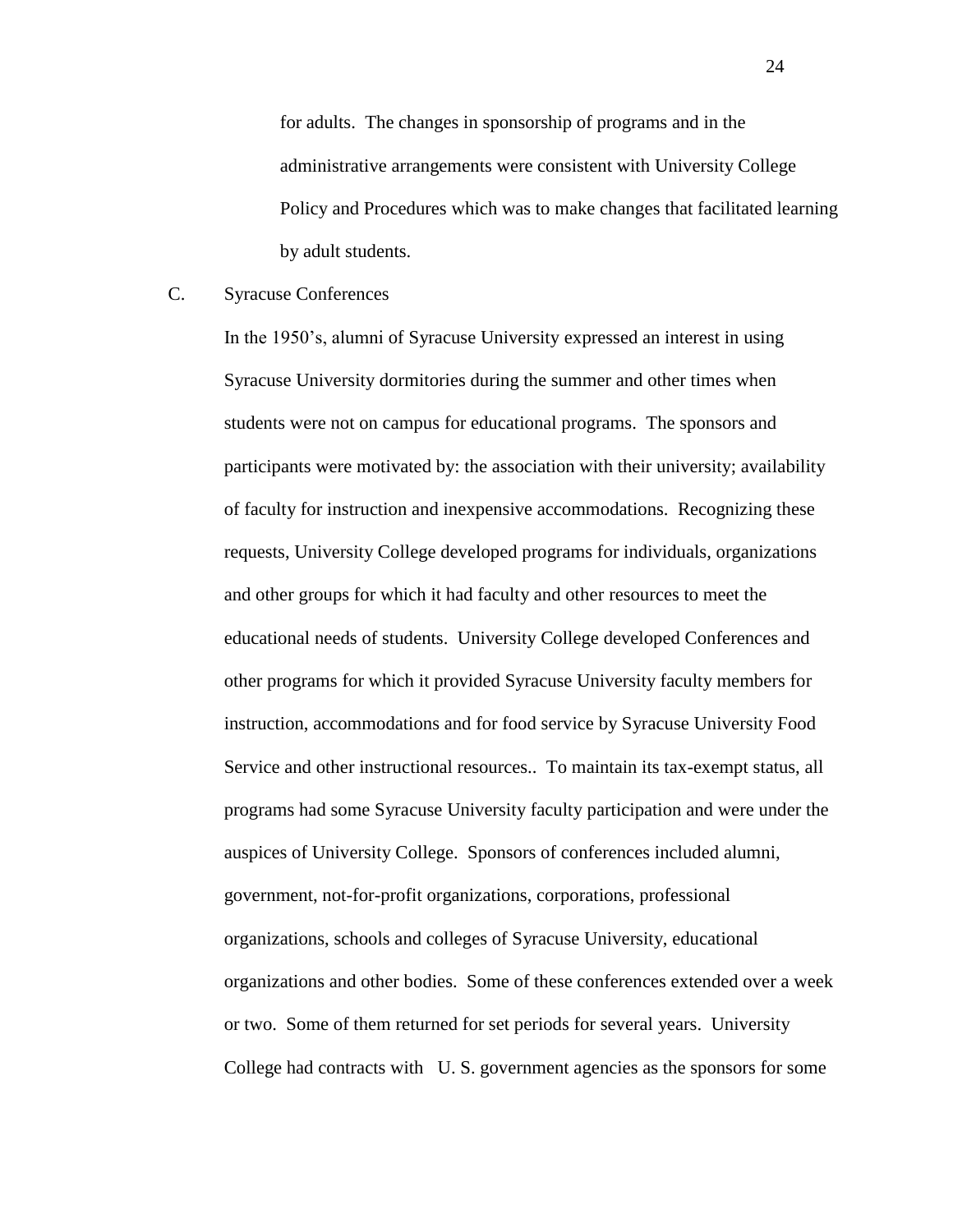for adults. The changes in sponsorship of programs and in the administrative arrangements were consistent with University College Policy and Procedures which was to make changes that facilitated learning by adult students.

C. Syracuse Conferences

In the 1950's, alumni of Syracuse University expressed an interest in using Syracuse University dormitories during the summer and other times when students were not on campus for educational programs. The sponsors and participants were motivated by: the association with their university; availability of faculty for instruction and inexpensive accommodations. Recognizing these requests, University College developed programs for individuals, organizations and other groups for which it had faculty and other resources to meet the educational needs of students. University College developed Conferences and other programs for which it provided Syracuse University faculty members for instruction, accommodations and for food service by Syracuse University Food Service and other instructional resources.. To maintain its tax-exempt status, all programs had some Syracuse University faculty participation and were under the auspices of University College. Sponsors of conferences included alumni, government, not-for-profit organizations, corporations, professional organizations, schools and colleges of Syracuse University, educational organizations and other bodies. Some of these conferences extended over a week or two. Some of them returned for set periods for several years. University College had contracts with U. S. government agencies as the sponsors for some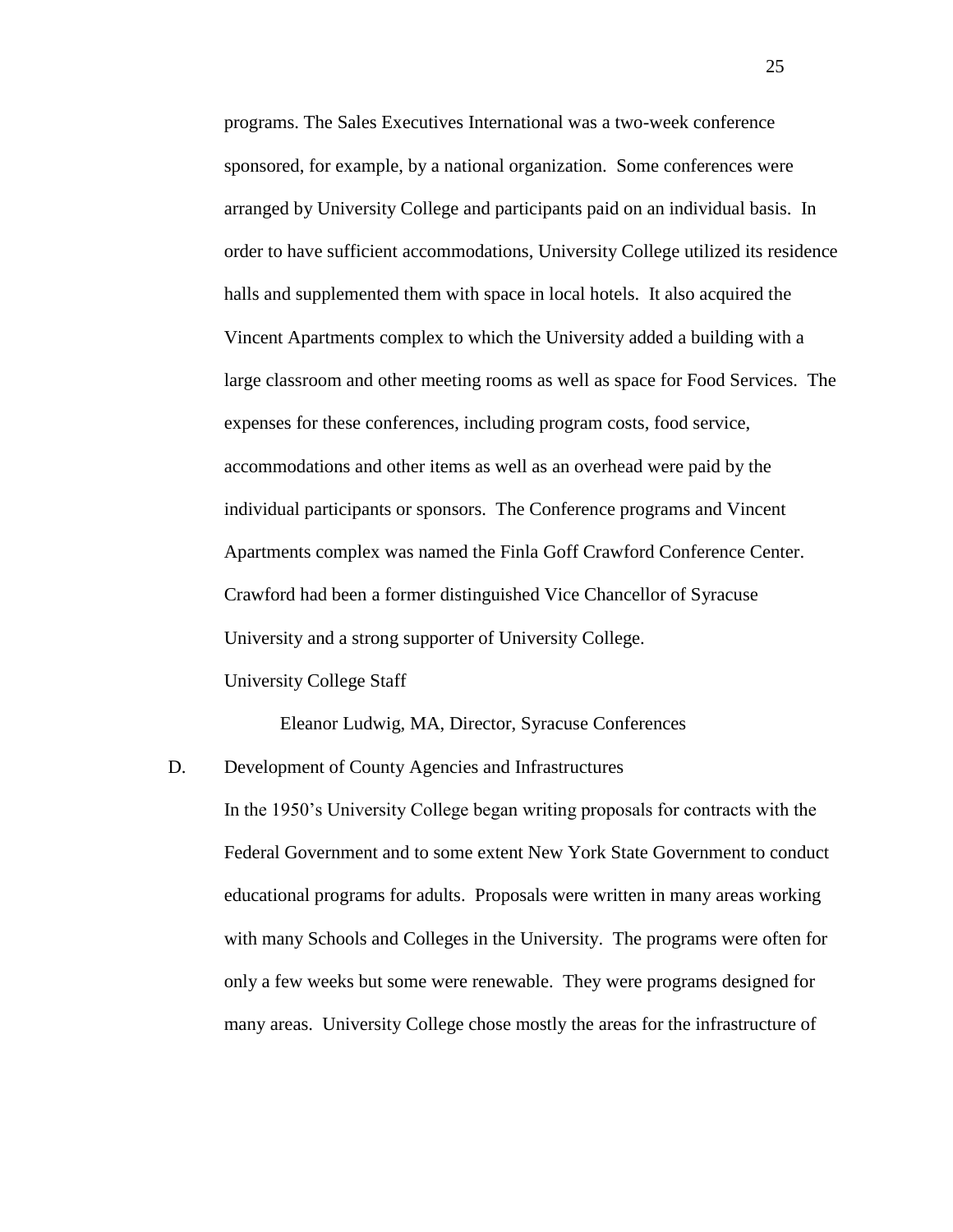programs. The Sales Executives International was a two-week conference sponsored, for example, by a national organization. Some conferences were arranged by University College and participants paid on an individual basis. In order to have sufficient accommodations, University College utilized its residence halls and supplemented them with space in local hotels. It also acquired the Vincent Apartments complex to which the University added a building with a large classroom and other meeting rooms as well as space for Food Services. The expenses for these conferences, including program costs, food service, accommodations and other items as well as an overhead were paid by the individual participants or sponsors. The Conference programs and Vincent Apartments complex was named the Finla Goff Crawford Conference Center. Crawford had been a former distinguished Vice Chancellor of Syracuse University and a strong supporter of University College.

University College Staff

Eleanor Ludwig, MA, Director, Syracuse Conferences

D. Development of County Agencies and Infrastructures

In the 1950's University College began writing proposals for contracts with the Federal Government and to some extent New York State Government to conduct educational programs for adults. Proposals were written in many areas working with many Schools and Colleges in the University. The programs were often for only a few weeks but some were renewable. They were programs designed for many areas. University College chose mostly the areas for the infrastructure of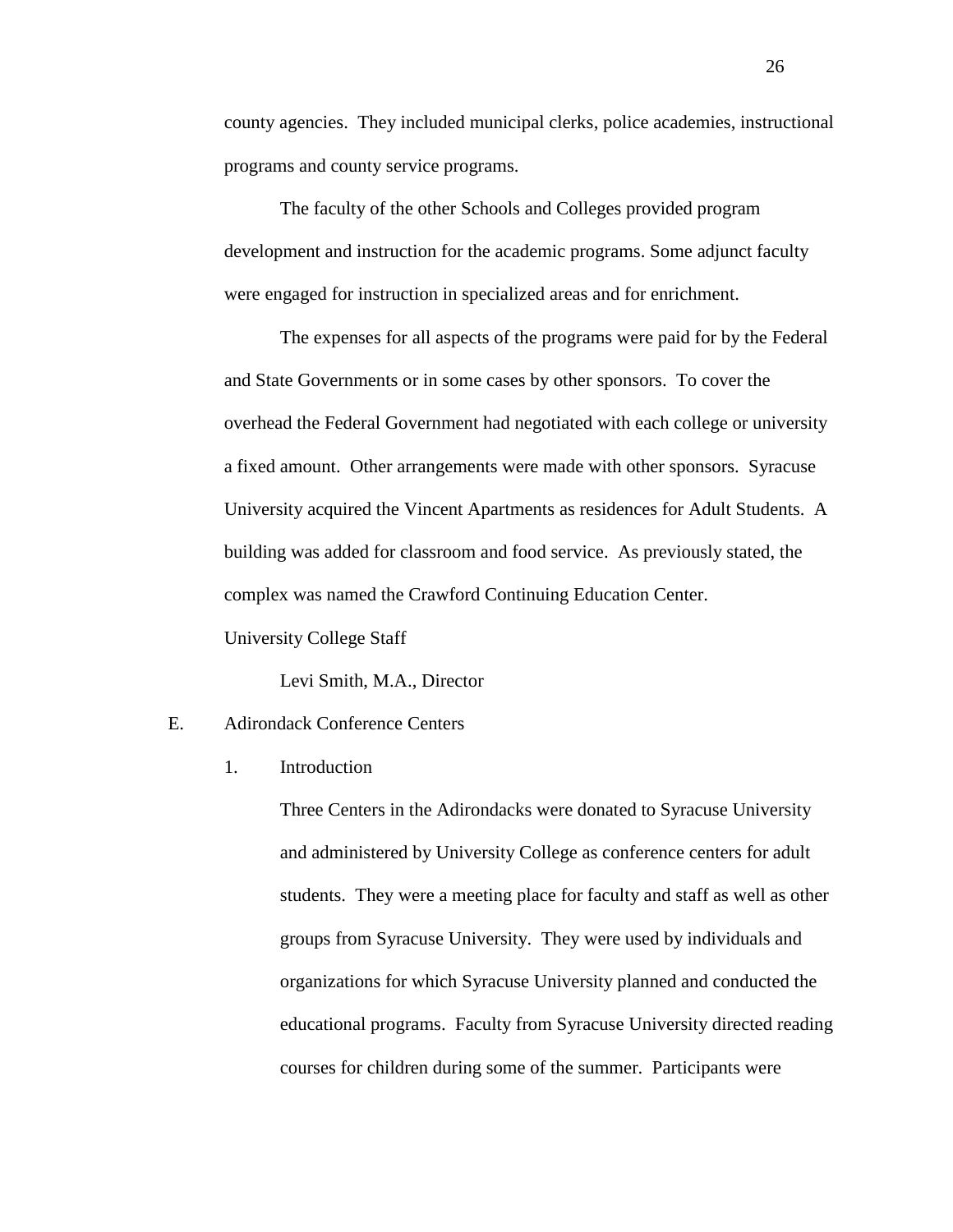county agencies. They included municipal clerks, police academies, instructional programs and county service programs.

The faculty of the other Schools and Colleges provided program development and instruction for the academic programs. Some adjunct faculty were engaged for instruction in specialized areas and for enrichment.

The expenses for all aspects of the programs were paid for by the Federal and State Governments or in some cases by other sponsors. To cover the overhead the Federal Government had negotiated with each college or university a fixed amount. Other arrangements were made with other sponsors. Syracuse University acquired the Vincent Apartments as residences for Adult Students. A building was added for classroom and food service. As previously stated, the complex was named the Crawford Continuing Education Center.

University College Staff

Levi Smith, M.A., Director

E. Adirondack Conference Centers

1. Introduction

Three Centers in the Adirondacks were donated to Syracuse University and administered by University College as conference centers for adult students. They were a meeting place for faculty and staff as well as other groups from Syracuse University. They were used by individuals and organizations for which Syracuse University planned and conducted the educational programs. Faculty from Syracuse University directed reading courses for children during some of the summer. Participants were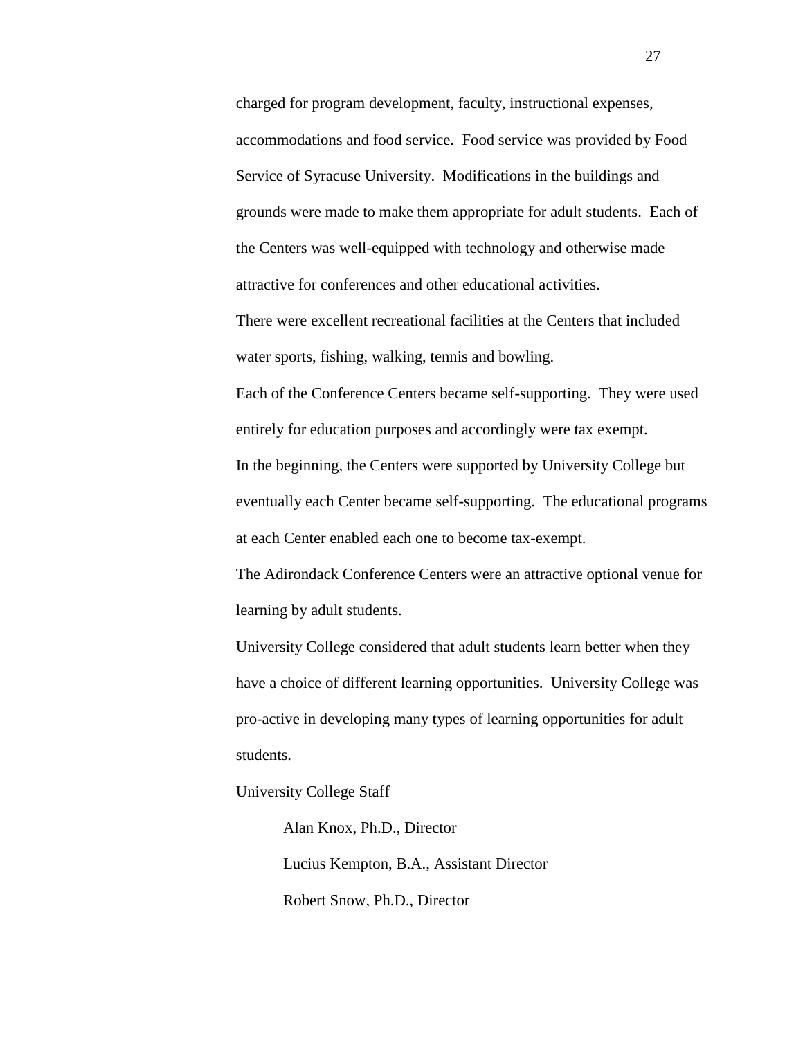charged for program development, faculty, instructional expenses, accommodations and food service. Food service was provided by Food Service of Syracuse University. Modifications in the buildings and grounds were made to make them appropriate for adult students. Each of the Centers was well-equipped with technology and otherwise made attractive for conferences and other educational activities.

There were excellent recreational facilities at the Centers that included water sports, fishing, walking, tennis and bowling.

Each of the Conference Centers became self-supporting. They were used entirely for education purposes and accordingly were tax exempt.

In the beginning, the Centers were supported by University College but eventually each Center became self-supporting. The educational programs at each Center enabled each one to become tax-exempt.

The Adirondack Conference Centers were an attractive optional venue for learning by adult students.

University College considered that adult students learn better when they have a choice of different learning opportunities. University College was pro-active in developing many types of learning opportunities for adult students.

University College Staff

Alan Knox, Ph.D., Director

Lucius Kempton, B.A., Assistant Director

Robert Snow, Ph.D., Director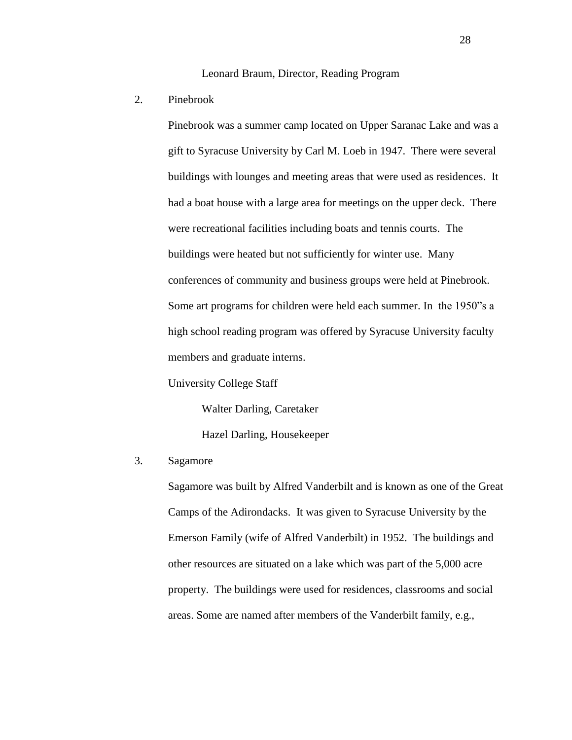Leonard Braum, Director, Reading Program

2. Pinebrook

Pinebrook was a summer camp located on Upper Saranac Lake and was a gift to Syracuse University by Carl M. Loeb in 1947. There were several buildings with lounges and meeting areas that were used as residences. It had a boat house with a large area for meetings on the upper deck. There were recreational facilities including boats and tennis courts. The buildings were heated but not sufficiently for winter use. Many conferences of community and business groups were held at Pinebrook. Some art programs for children were held each summer. In the 1950"s a high school reading program was offered by Syracuse University faculty members and graduate interns.

University College Staff

Walter Darling, Caretaker

Hazel Darling, Housekeeper

3. Sagamore

Sagamore was built by Alfred Vanderbilt and is known as one of the Great Camps of the Adirondacks. It was given to Syracuse University by the Emerson Family (wife of Alfred Vanderbilt) in 1952. The buildings and other resources are situated on a lake which was part of the 5,000 acre property. The buildings were used for residences, classrooms and social areas. Some are named after members of the Vanderbilt family, e.g.,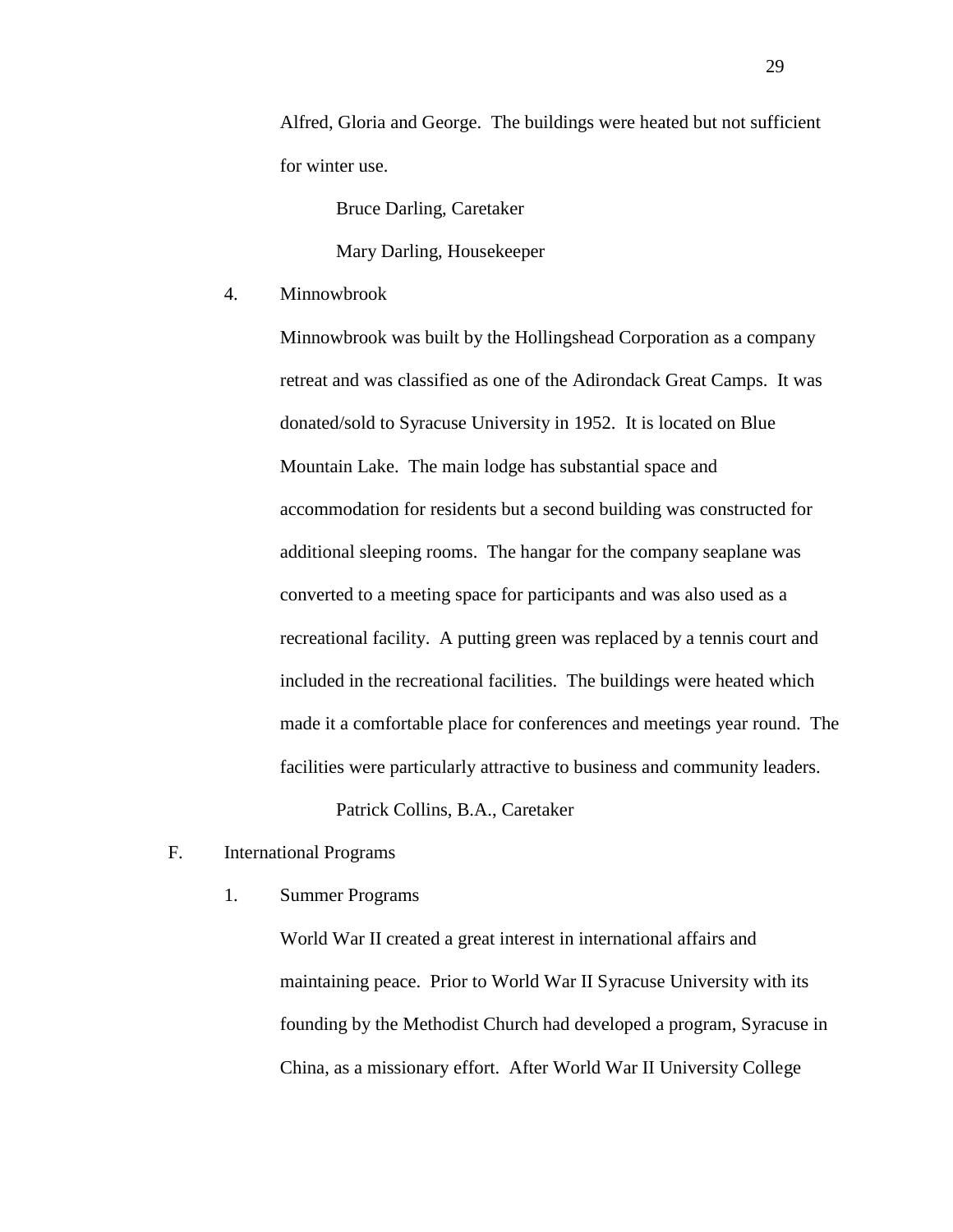Alfred, Gloria and George. The buildings were heated but not sufficient for winter use.

Bruce Darling, Caretaker

Mary Darling, Housekeeper

4. Minnowbrook

Minnowbrook was built by the Hollingshead Corporation as a company retreat and was classified as one of the Adirondack Great Camps. It was donated/sold to Syracuse University in 1952. It is located on Blue Mountain Lake. The main lodge has substantial space and accommodation for residents but a second building was constructed for additional sleeping rooms. The hangar for the company seaplane was converted to a meeting space for participants and was also used as a recreational facility. A putting green was replaced by a tennis court and included in the recreational facilities. The buildings were heated which made it a comfortable place for conferences and meetings year round. The facilities were particularly attractive to business and community leaders.

Patrick Collins, B.A., Caretaker

F. International Programs

1. Summer Programs

World War II created a great interest in international affairs and maintaining peace. Prior to World War II Syracuse University with its founding by the Methodist Church had developed a program, Syracuse in China, as a missionary effort. After World War II University College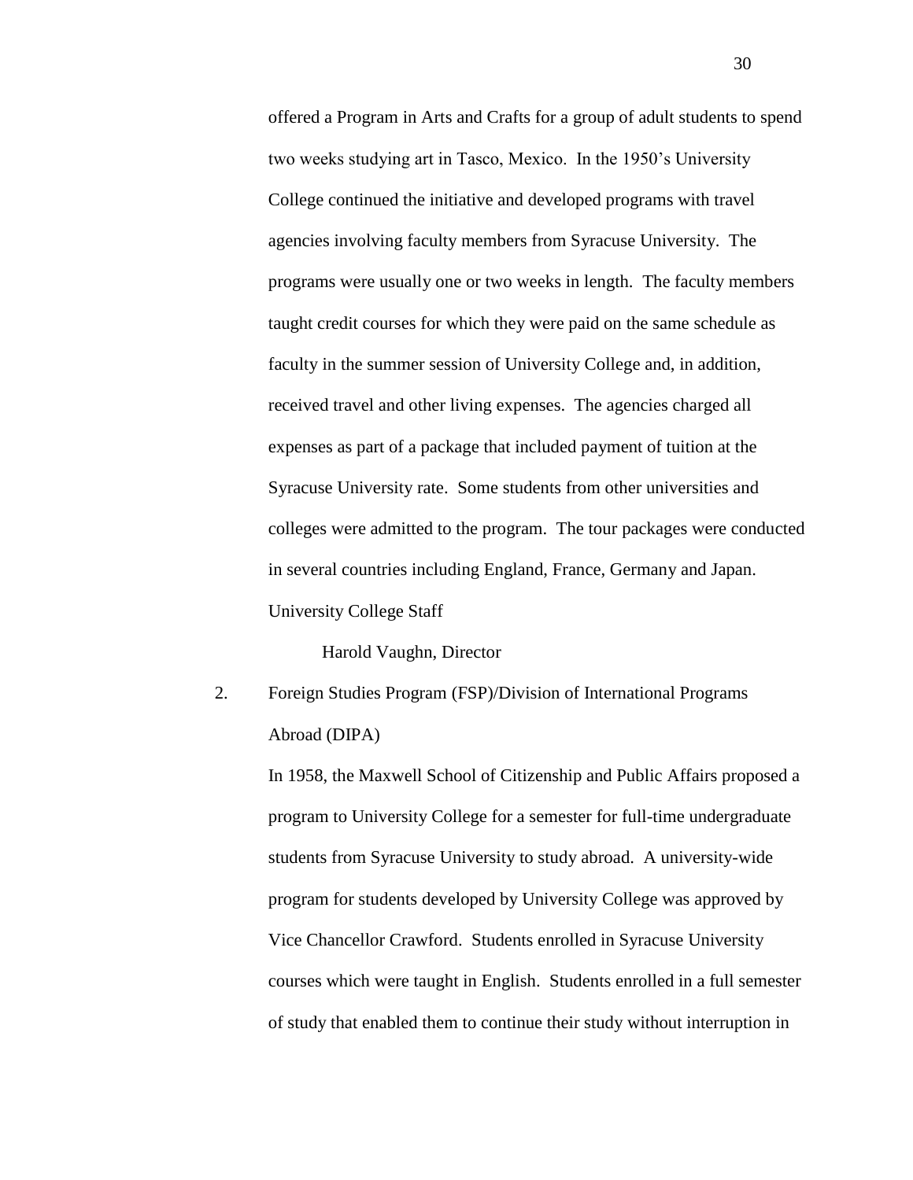offered a Program in Arts and Crafts for a group of adult students to spend two weeks studying art in Tasco, Mexico. In the 1950's University College continued the initiative and developed programs with travel agencies involving faculty members from Syracuse University. The programs were usually one or two weeks in length. The faculty members taught credit courses for which they were paid on the same schedule as faculty in the summer session of University College and, in addition, received travel and other living expenses. The agencies charged all expenses as part of a package that included payment of tuition at the Syracuse University rate. Some students from other universities and colleges were admitted to the program. The tour packages were conducted in several countries including England, France, Germany and Japan.

University College Staff

Harold Vaughn, Director

2. Foreign Studies Program (FSP)/Division of International Programs Abroad (DIPA)

In 1958, the Maxwell School of Citizenship and Public Affairs proposed a program to University College for a semester for full-time undergraduate students from Syracuse University to study abroad. A university-wide program for students developed by University College was approved by Vice Chancellor Crawford. Students enrolled in Syracuse University courses which were taught in English. Students enrolled in a full semester of study that enabled them to continue their study without interruption in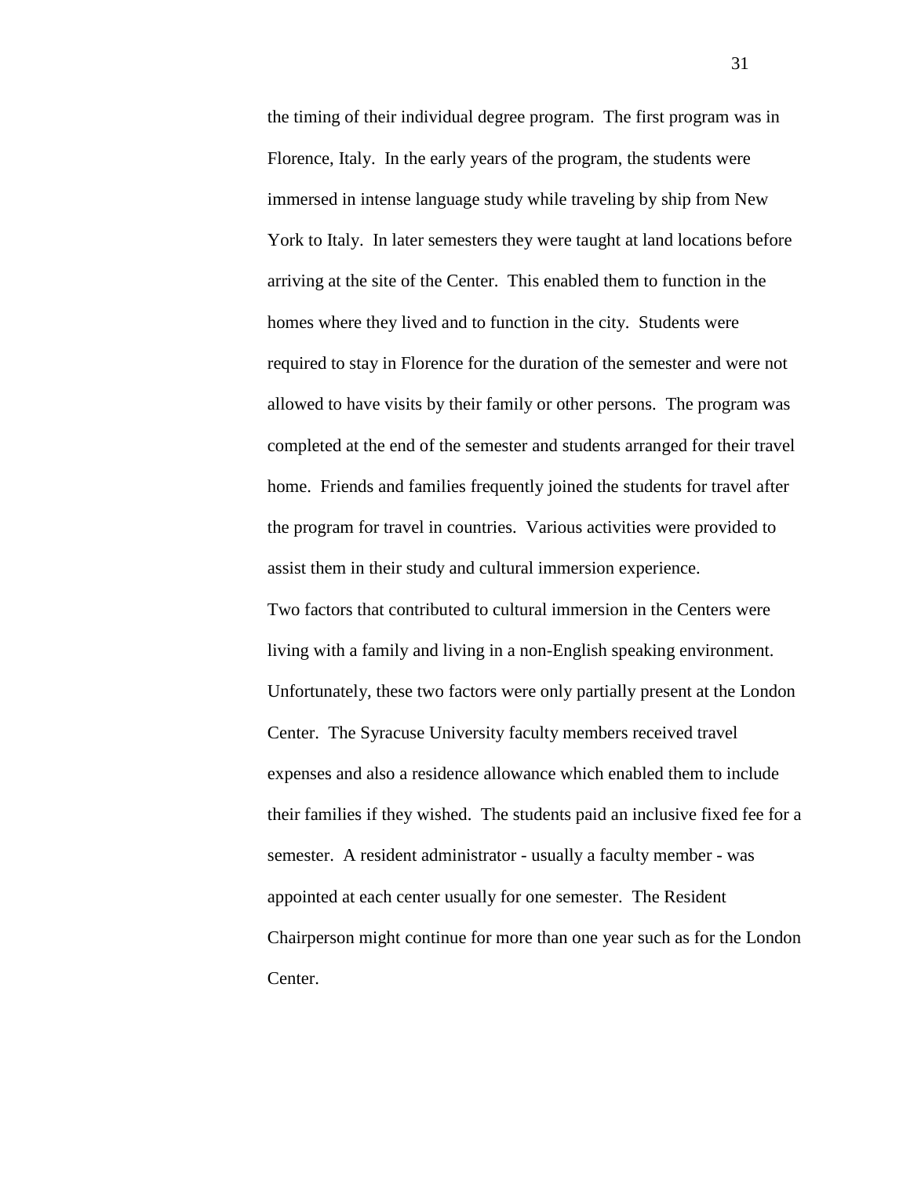the timing of their individual degree program. The first program was in Florence, Italy. In the early years of the program, the students were immersed in intense language study while traveling by ship from New York to Italy. In later semesters they were taught at land locations before arriving at the site of the Center. This enabled them to function in the homes where they lived and to function in the city. Students were required to stay in Florence for the duration of the semester and were not allowed to have visits by their family or other persons. The program was completed at the end of the semester and students arranged for their travel home. Friends and families frequently joined the students for travel after the program for travel in countries. Various activities were provided to assist them in their study and cultural immersion experience.

Two factors that contributed to cultural immersion in the Centers were living with a family and living in a non-English speaking environment. Unfortunately, these two factors were only partially present at the London Center. The Syracuse University faculty members received travel expenses and also a residence allowance which enabled them to include their families if they wished. The students paid an inclusive fixed fee for a semester. A resident administrator - usually a faculty member - was appointed at each center usually for one semester. The Resident Chairperson might continue for more than one year such as for the London Center.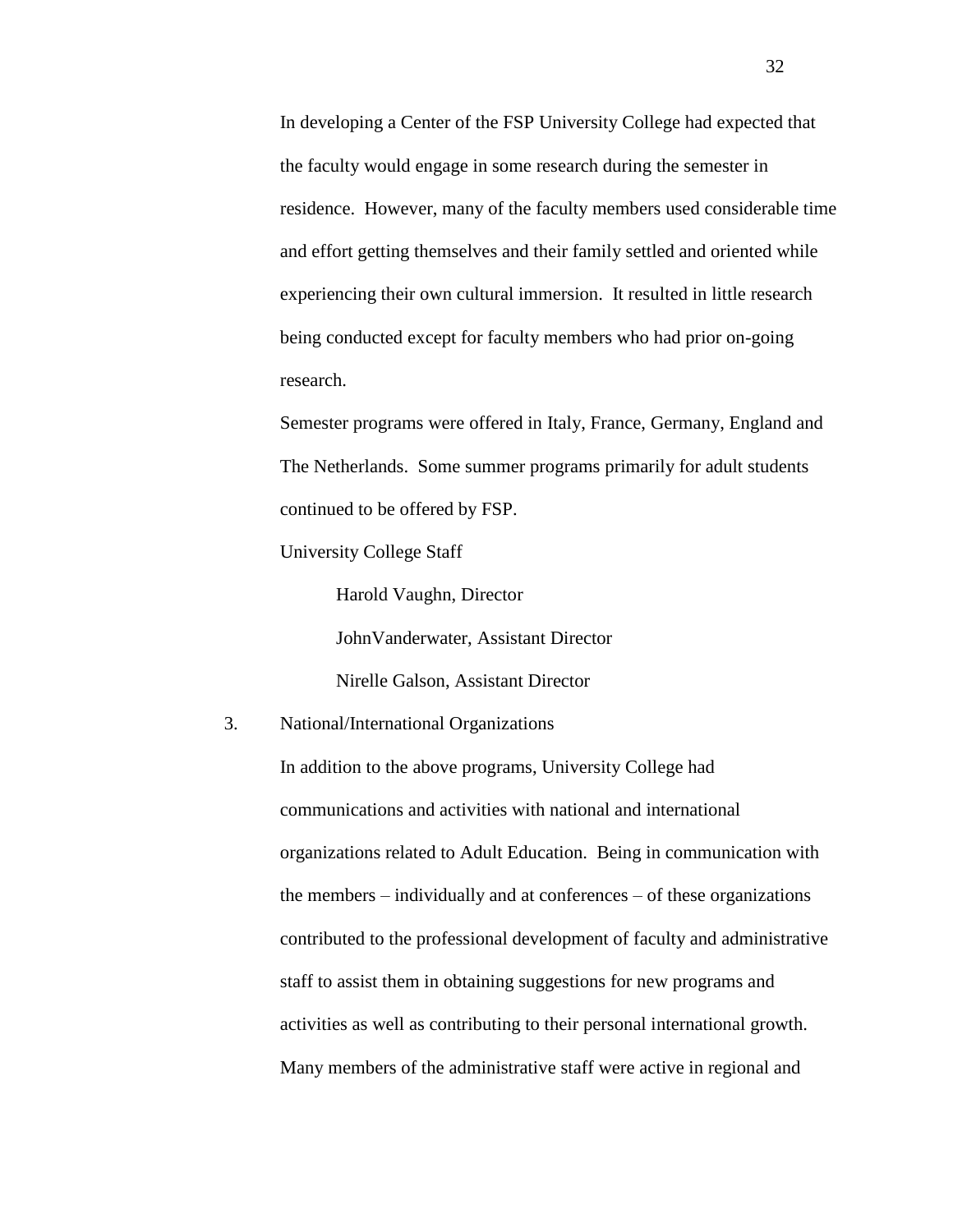In developing a Center of the FSP University College had expected that the faculty would engage in some research during the semester in residence. However, many of the faculty members used considerable time and effort getting themselves and their family settled and oriented while experiencing their own cultural immersion. It resulted in little research being conducted except for faculty members who had prior on-going research.

Semester programs were offered in Italy, France, Germany, England and The Netherlands. Some summer programs primarily for adult students continued to be offered by FSP.

University College Staff

Harold Vaughn, Director

JohnVanderwater, Assistant Director

Nirelle Galson, Assistant Director

3. National/International Organizations

In addition to the above programs, University College had communications and activities with national and international organizations related to Adult Education. Being in communication with the members – individually and at conferences – of these organizations contributed to the professional development of faculty and administrative staff to assist them in obtaining suggestions for new programs and activities as well as contributing to their personal international growth. Many members of the administrative staff were active in regional and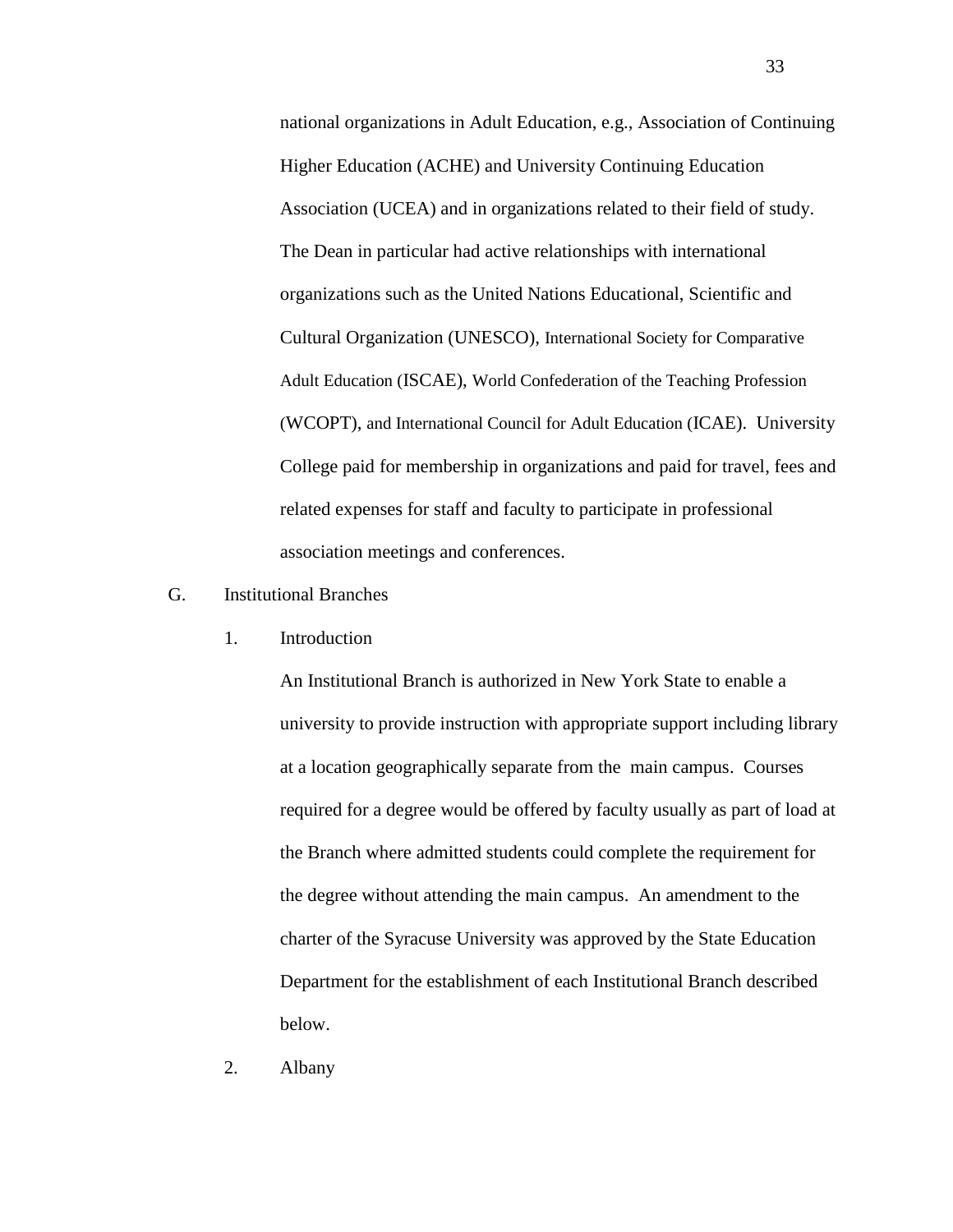national organizations in Adult Education, e.g., Association of Continuing Higher Education (ACHE) and University Continuing Education Association (UCEA) and in organizations related to their field of study. The Dean in particular had active relationships with international organizations such as the United Nations Educational, Scientific and Cultural Organization (UNESCO), International Society for Comparative Adult Education (ISCAE), World Confederation of the Teaching Profession (WCOPT), and International Council for Adult Education (ICAE). University College paid for membership in organizations and paid for travel, fees and related expenses for staff and faculty to participate in professional association meetings and conferences.

G. Institutional Branches

1. Introduction

An Institutional Branch is authorized in New York State to enable a university to provide instruction with appropriate support including library at a location geographically separate from the main campus. Courses required for a degree would be offered by faculty usually as part of load at the Branch where admitted students could complete the requirement for the degree without attending the main campus. An amendment to the charter of the Syracuse University was approved by the State Education Department for the establishment of each Institutional Branch described below.

2. Albany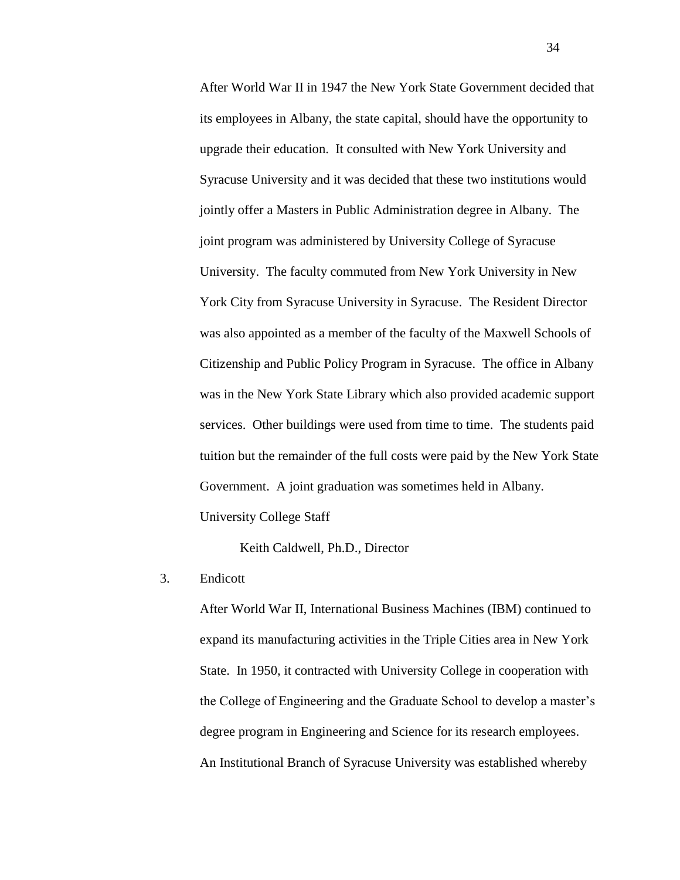After World War II in 1947 the New York State Government decided that its employees in Albany, the state capital, should have the opportunity to upgrade their education. It consulted with New York University and Syracuse University and it was decided that these two institutions would jointly offer a Masters in Public Administration degree in Albany. The joint program was administered by University College of Syracuse University. The faculty commuted from New York University in New York City from Syracuse University in Syracuse. The Resident Director was also appointed as a member of the faculty of the Maxwell Schools of Citizenship and Public Policy Program in Syracuse. The office in Albany was in the New York State Library which also provided academic support services. Other buildings were used from time to time. The students paid tuition but the remainder of the full costs were paid by the New York State Government. A joint graduation was sometimes held in Albany.

University College Staff

Keith Caldwell, Ph.D., Director

3. Endicott

After World War II, International Business Machines (IBM) continued to expand its manufacturing activities in the Triple Cities area in New York State. In 1950, it contracted with University College in cooperation with the College of Engineering and the Graduate School to develop a master's degree program in Engineering and Science for its research employees. An Institutional Branch of Syracuse University was established whereby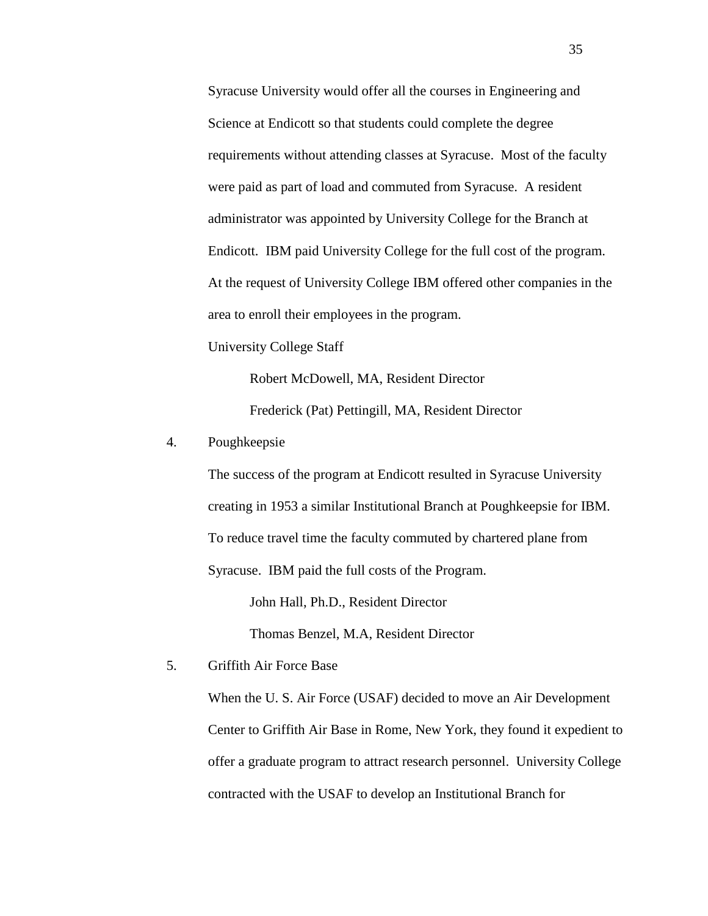Syracuse University would offer all the courses in Engineering and Science at Endicott so that students could complete the degree requirements without attending classes at Syracuse. Most of the faculty were paid as part of load and commuted from Syracuse. A resident administrator was appointed by University College for the Branch at Endicott. IBM paid University College for the full cost of the program. At the request of University College IBM offered other companies in the area to enroll their employees in the program.

University College Staff

Robert McDowell, MA, Resident Director

Frederick (Pat) Pettingill, MA, Resident Director

4. Poughkeepsie

The success of the program at Endicott resulted in Syracuse University creating in 1953 a similar Institutional Branch at Poughkeepsie for IBM. To reduce travel time the faculty commuted by chartered plane from Syracuse. IBM paid the full costs of the Program.

John Hall, Ph.D., Resident Director

Thomas Benzel, M.A, Resident Director

5. Griffith Air Force Base

When the U. S. Air Force (USAF) decided to move an Air Development Center to Griffith Air Base in Rome, New York, they found it expedient to offer a graduate program to attract research personnel. University College contracted with the USAF to develop an Institutional Branch for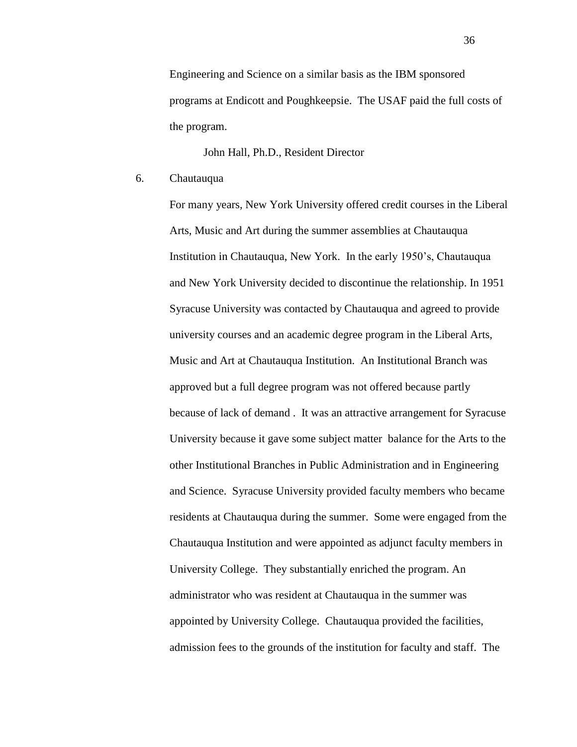Engineering and Science on a similar basis as the IBM sponsored programs at Endicott and Poughkeepsie. The USAF paid the full costs of the program.

John Hall, Ph.D., Resident Director

6. Chautauqua

For many years, New York University offered credit courses in the Liberal Arts, Music and Art during the summer assemblies at Chautauqua Institution in Chautauqua, New York. In the early 1950's, Chautauqua and New York University decided to discontinue the relationship. In 1951 Syracuse University was contacted by Chautauqua and agreed to provide university courses and an academic degree program in the Liberal Arts, Music and Art at Chautauqua Institution. An Institutional Branch was approved but a full degree program was not offered because partly because of lack of demand . It was an attractive arrangement for Syracuse University because it gave some subject matter balance for the Arts to the other Institutional Branches in Public Administration and in Engineering and Science. Syracuse University provided faculty members who became residents at Chautauqua during the summer. Some were engaged from the Chautauqua Institution and were appointed as adjunct faculty members in University College. They substantially enriched the program. An administrator who was resident at Chautauqua in the summer was appointed by University College. Chautauqua provided the facilities, admission fees to the grounds of the institution for faculty and staff. The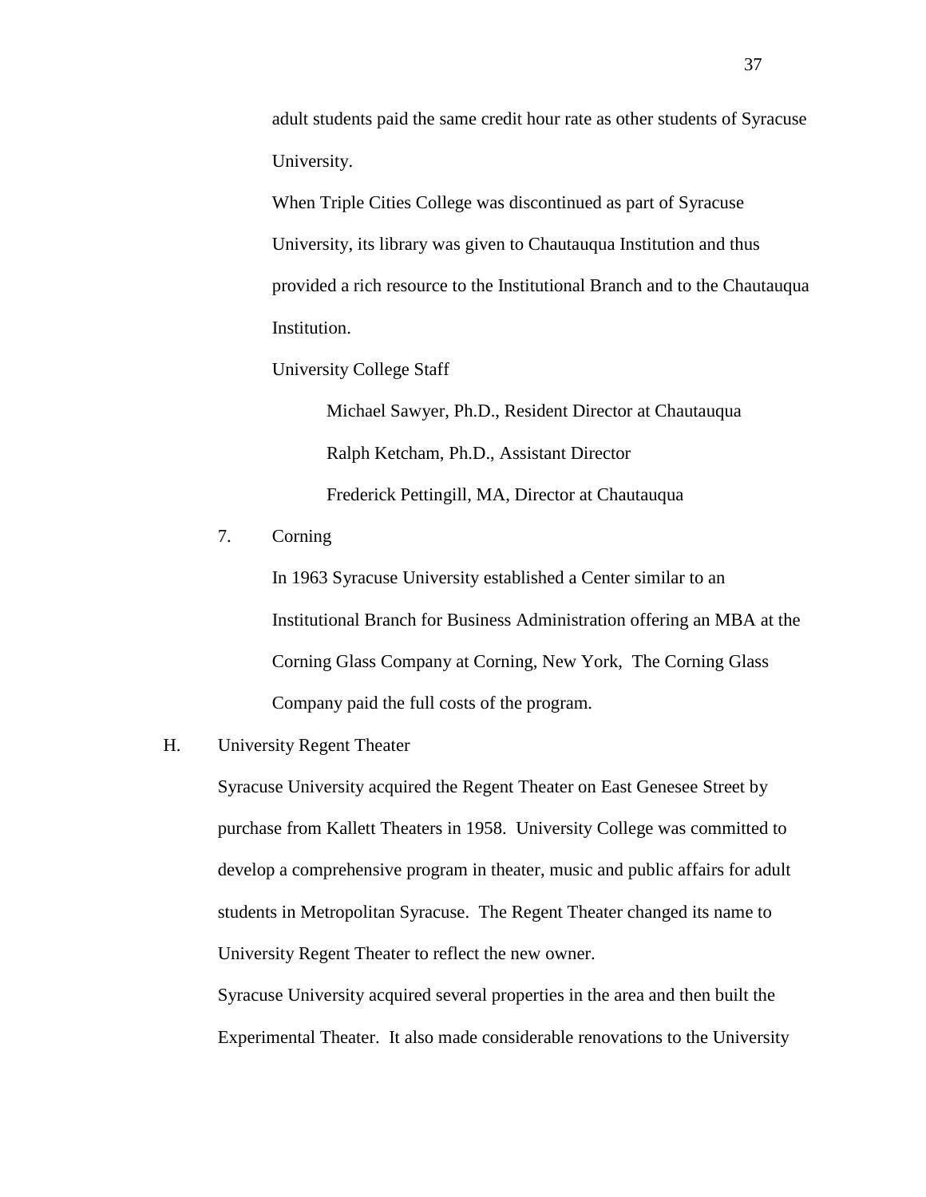adult students paid the same credit hour rate as other students of Syracuse University.

When Triple Cities College was discontinued as part of Syracuse University, its library was given to Chautauqua Institution and thus provided a rich resource to the Institutional Branch and to the Chautauqua Institution.

University College Staff

Michael Sawyer, Ph.D., Resident Director at Chautauqua

Ralph Ketcham, Ph.D., Assistant Director

Frederick Pettingill, MA, Director at Chautauqua

7. Corning

In 1963 Syracuse University established a Center similar to an Institutional Branch for Business Administration offering an MBA at the Corning Glass Company at Corning, New York, The Corning Glass Company paid the full costs of the program.

H. University Regent Theater

Syracuse University acquired the Regent Theater on East Genesee Street by purchase from Kallett Theaters in 1958. University College was committed to develop a comprehensive program in theater, music and public affairs for adult students in Metropolitan Syracuse. The Regent Theater changed its name to University Regent Theater to reflect the new owner.

Syracuse University acquired several properties in the area and then built the Experimental Theater. It also made considerable renovations to the University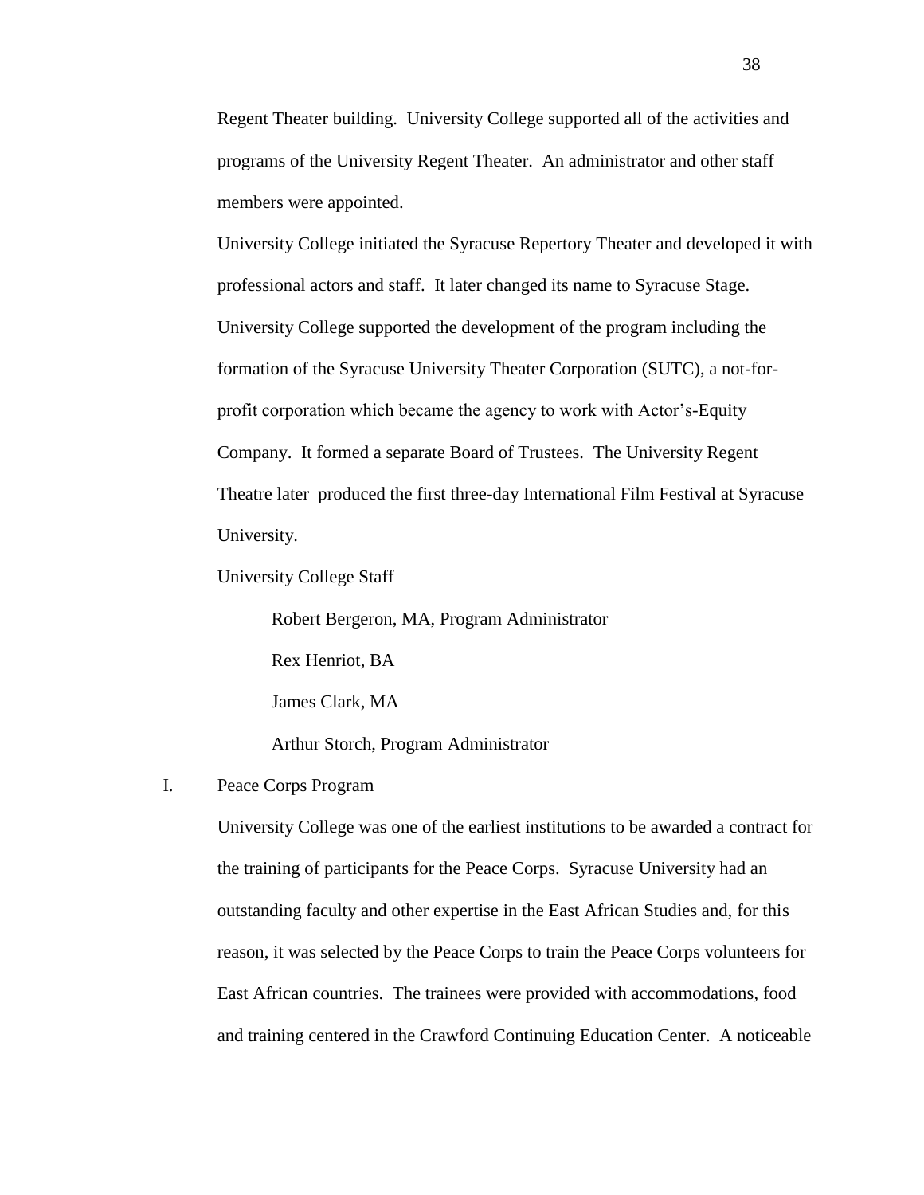Regent Theater building. University College supported all of the activities and programs of the University Regent Theater. An administrator and other staff members were appointed.

University College initiated the Syracuse Repertory Theater and developed it with professional actors and staff. It later changed its name to Syracuse Stage. University College supported the development of the program including the formation of the Syracuse University Theater Corporation (SUTC), a not-for-profit corporation which became the agency to work with Actor's-Equity Company. It formed a separate Board of Trustees. The University Regent Theatre later produced the first three-day International Film Festival at Syracuse University.

University College Staff

Robert Bergeron, MA, Program Administrator

Rex Henriot, BA

James Clark, MA

Arthur Storch, Program Administrator

I. Peace Corps Program

University College was one of the earliest institutions to be awarded a contract for the training of participants for the Peace Corps. Syracuse University had an outstanding faculty and other expertise in the East African Studies and, for this reason, it was selected by the Peace Corps to train the Peace Corps volunteers for East African countries. The trainees were provided with accommodations, food and training centered in the Crawford Continuing Education Center. A noticeable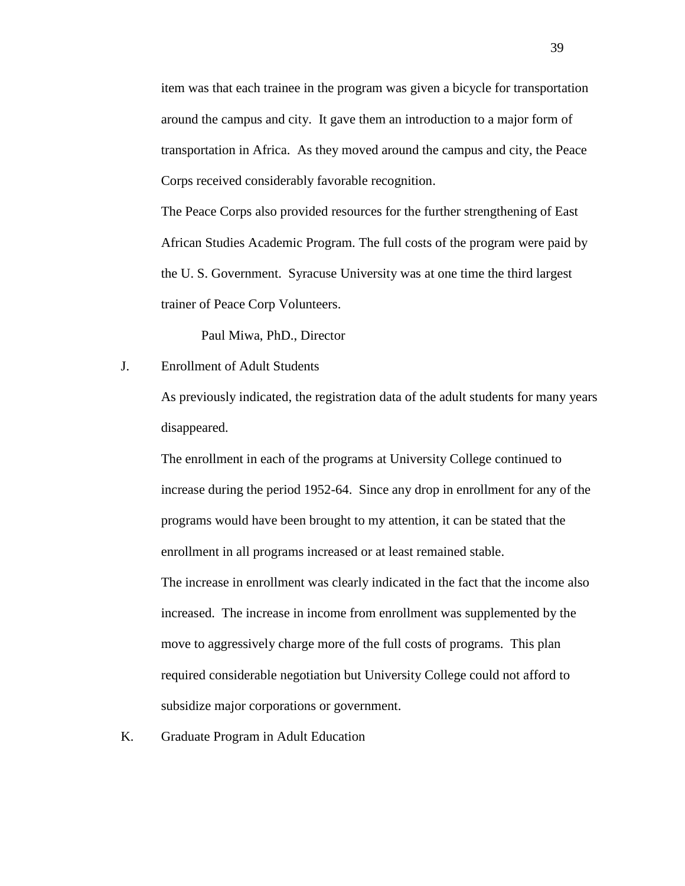item was that each trainee in the program was given a bicycle for transportation around the campus and city. It gave them an introduction to a major form of transportation in Africa. As they moved around the campus and city, the Peace Corps received considerably favorable recognition.

The Peace Corps also provided resources for the further strengthening of East African Studies Academic Program. The full costs of the program were paid by the U. S. Government. Syracuse University was at one time the third largest trainer of Peace Corp Volunteers.

Paul Miwa, PhD., Director

J. Enrollment of Adult Students

As previously indicated, the registration data of the adult students for many years disappeared.

The enrollment in each of the programs at University College continued to increase during the period 1952-64. Since any drop in enrollment for any of the programs would have been brought to my attention, it can be stated that the enrollment in all programs increased or at least remained stable.

The increase in enrollment was clearly indicated in the fact that the income also increased. The increase in income from enrollment was supplemented by the move to aggressively charge more of the full costs of programs. This plan required considerable negotiation but University College could not afford to subsidize major corporations or government.

K. Graduate Program in Adult Education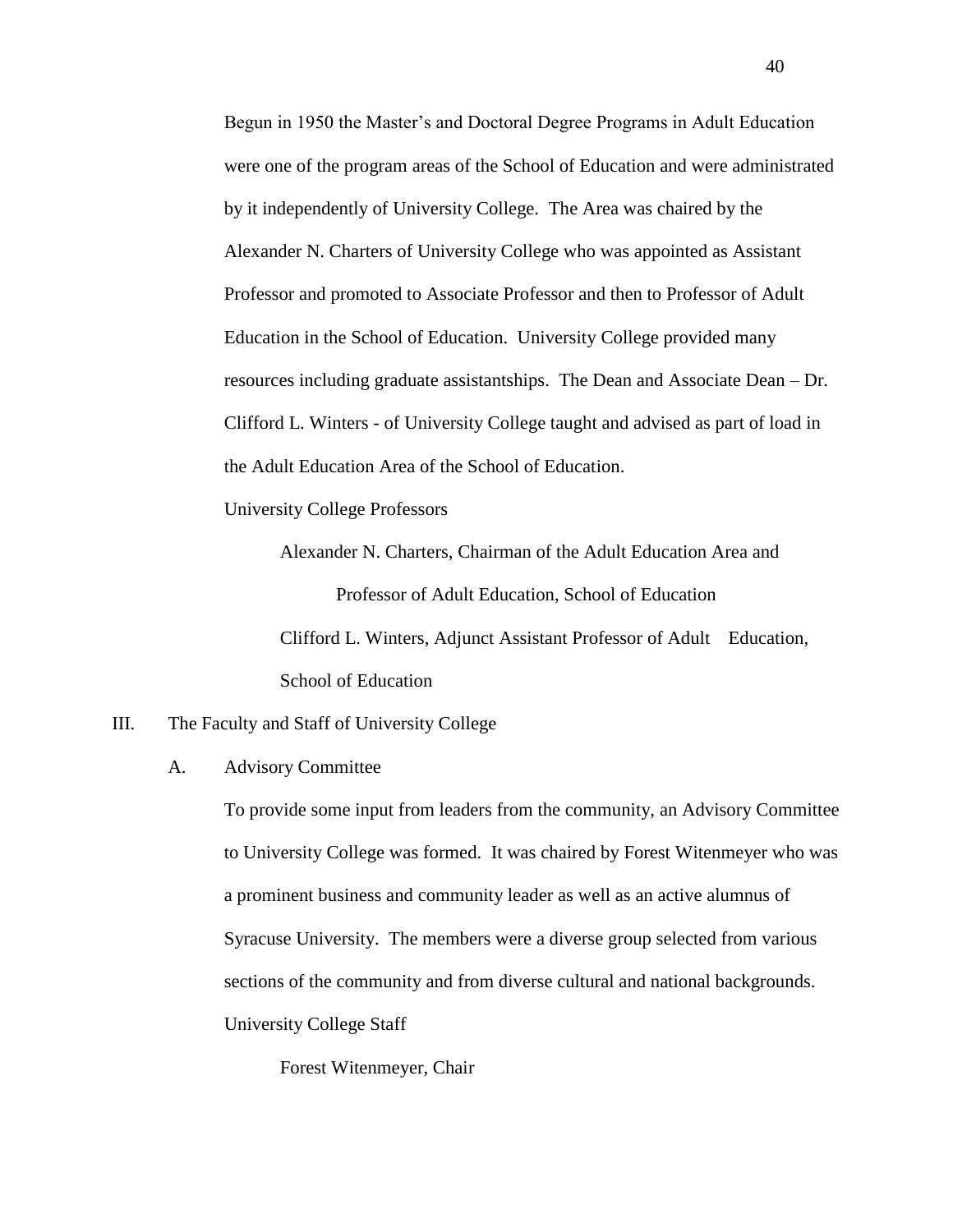Begun in 1950 the Master's and Doctoral Degree Programs in Adult Education were one of the program areas of the School of Education and were administrated by it independently of University College. The Area was chaired by the Alexander N. Charters of University College who was appointed as Assistant Professor and promoted to Associate Professor and then to Professor of Adult Education in the School of Education. University College provided many resources including graduate assistantships. The Dean and Associate Dean – Dr. Clifford L. Winters - of University College taught and advised as part of load in the Adult Education Area of the School of Education.

University College Professors

> Alexander N. Charters, Chairman of the Adult Education Area and
> Professor of Adult Education, School of Education
>
> Clifford L. Winters, Adjunct Assistant Professor of Adult Education,
> School of Education

III. The Faculty and Staff of University College

A. Advisory Committee

To provide some input from leaders from the community, an Advisory Committee to University College was formed. It was chaired by Forest Witenmeyer who was a prominent business and community leader as well as an active alumnus of Syracuse University. The members were a diverse group selected from various sections of the community and from diverse cultural and national backgrounds.

University College Staff

> Forest Witenmeyer, Chair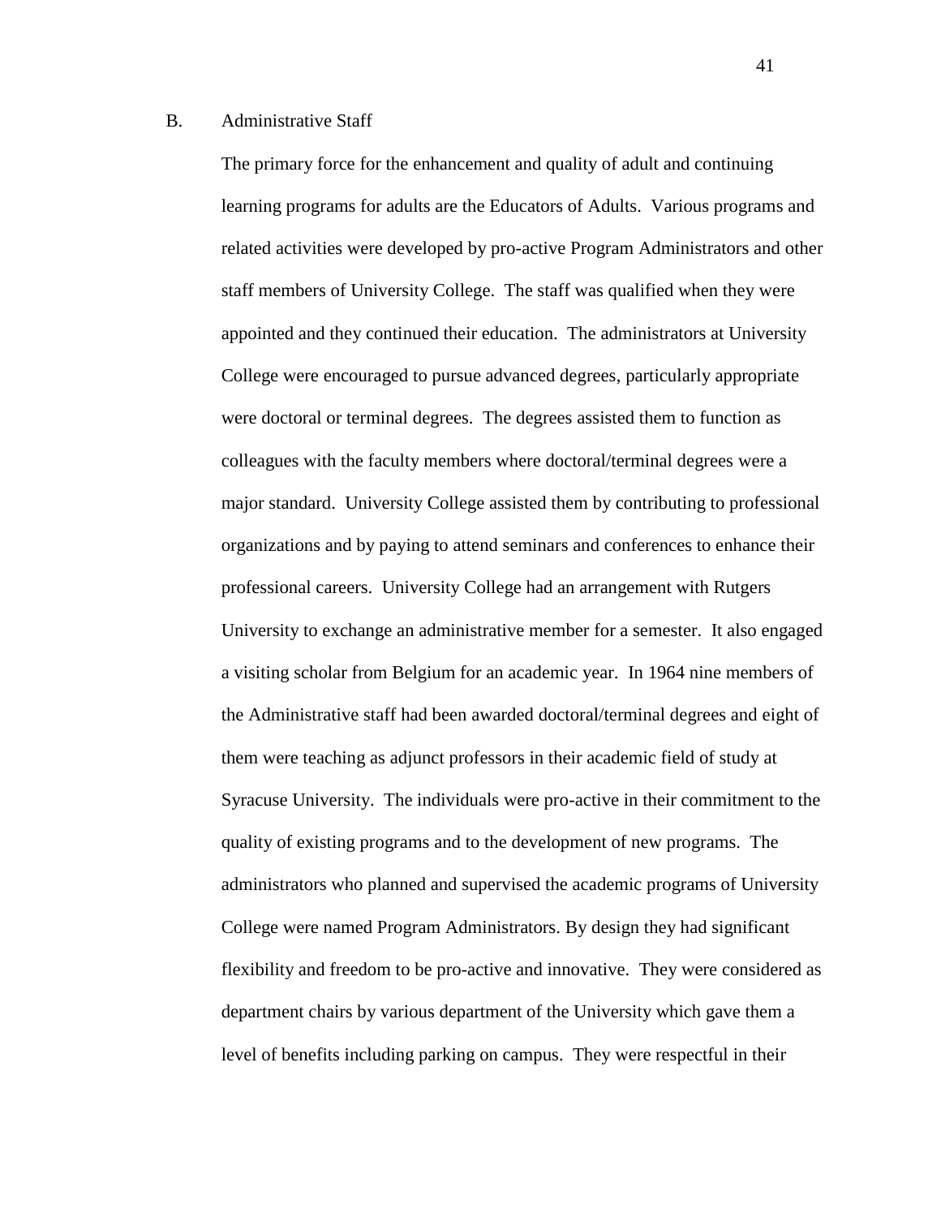## B. Administrative Staff

The primary force for the enhancement and quality of adult and continuing learning programs for adults are the Educators of Adults. Various programs and related activities were developed by pro-active Program Administrators and other staff members of University College. The staff was qualified when they were appointed and they continued their education. The administrators at University College were encouraged to pursue advanced degrees, particularly appropriate were doctoral or terminal degrees. The degrees assisted them to function as colleagues with the faculty members where doctoral/terminal degrees were a major standard. University College assisted them by contributing to professional organizations and by paying to attend seminars and conferences to enhance their professional careers. University College had an arrangement with Rutgers University to exchange an administrative member for a semester. It also engaged a visiting scholar from Belgium for an academic year. In 1964 nine members of the Administrative staff had been awarded doctoral/terminal degrees and eight of them were teaching as adjunct professors in their academic field of study at Syracuse University. The individuals were pro-active in their commitment to the quality of existing programs and to the development of new programs. The administrators who planned and supervised the academic programs of University College were named Program Administrators. By design they had significant flexibility and freedom to be pro-active and innovative. They were considered as department chairs by various department of the University which gave them a level of benefits including parking on campus. They were respectful in their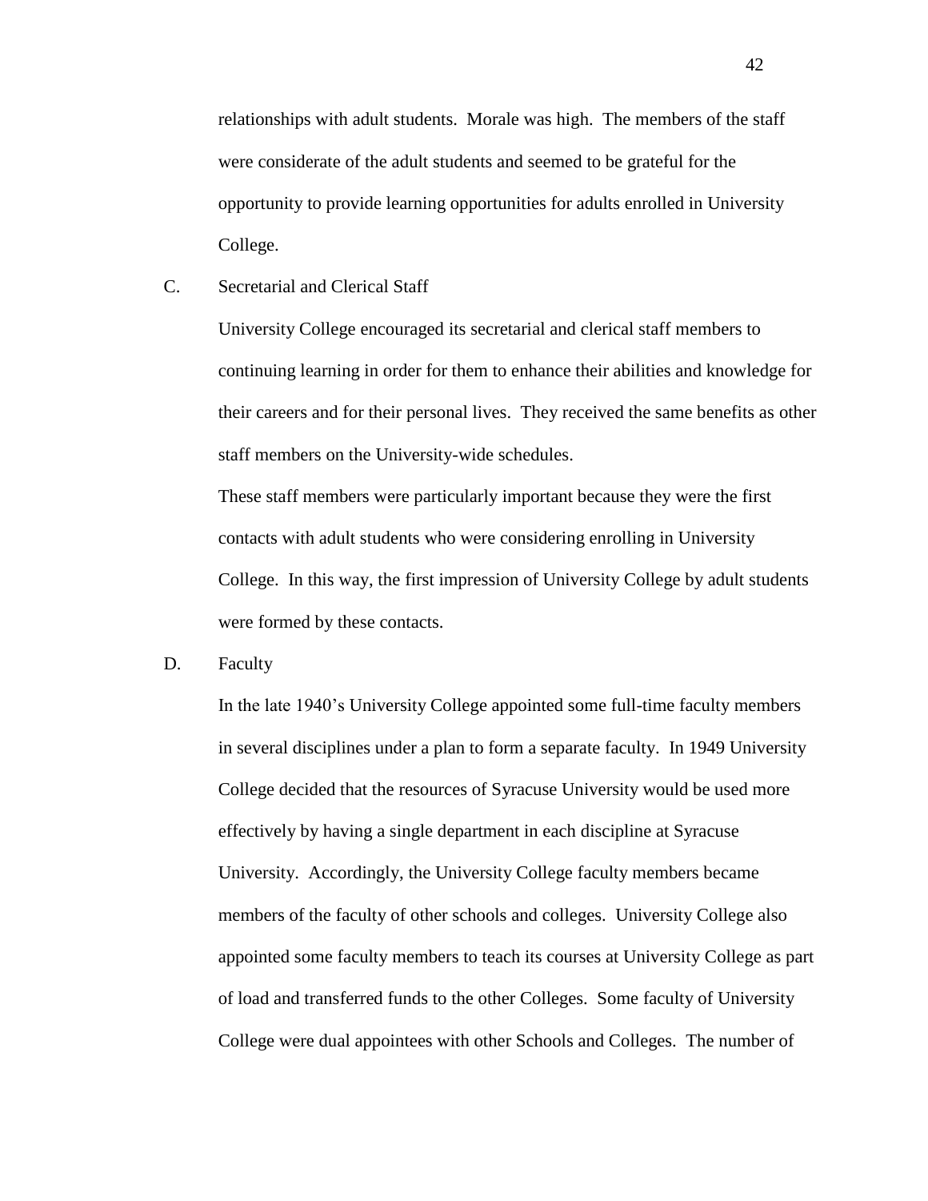relationships with adult students. Morale was high. The members of the staff were considerate of the adult students and seemed to be grateful for the opportunity to provide learning opportunities for adults enrolled in University College.

C. Secretarial and Clerical Staff

University College encouraged its secretarial and clerical staff members to continuing learning in order for them to enhance their abilities and knowledge for their careers and for their personal lives. They received the same benefits as other staff members on the University-wide schedules.

These staff members were particularly important because they were the first contacts with adult students who were considering enrolling in University College. In this way, the first impression of University College by adult students were formed by these contacts.

D. Faculty

In the late 1940's University College appointed some full-time faculty members in several disciplines under a plan to form a separate faculty. In 1949 University College decided that the resources of Syracuse University would be used more effectively by having a single department in each discipline at Syracuse University. Accordingly, the University College faculty members became members of the faculty of other schools and colleges. University College also appointed some faculty members to teach its courses at University College as part of load and transferred funds to the other Colleges. Some faculty of University College were dual appointees with other Schools and Colleges. The number of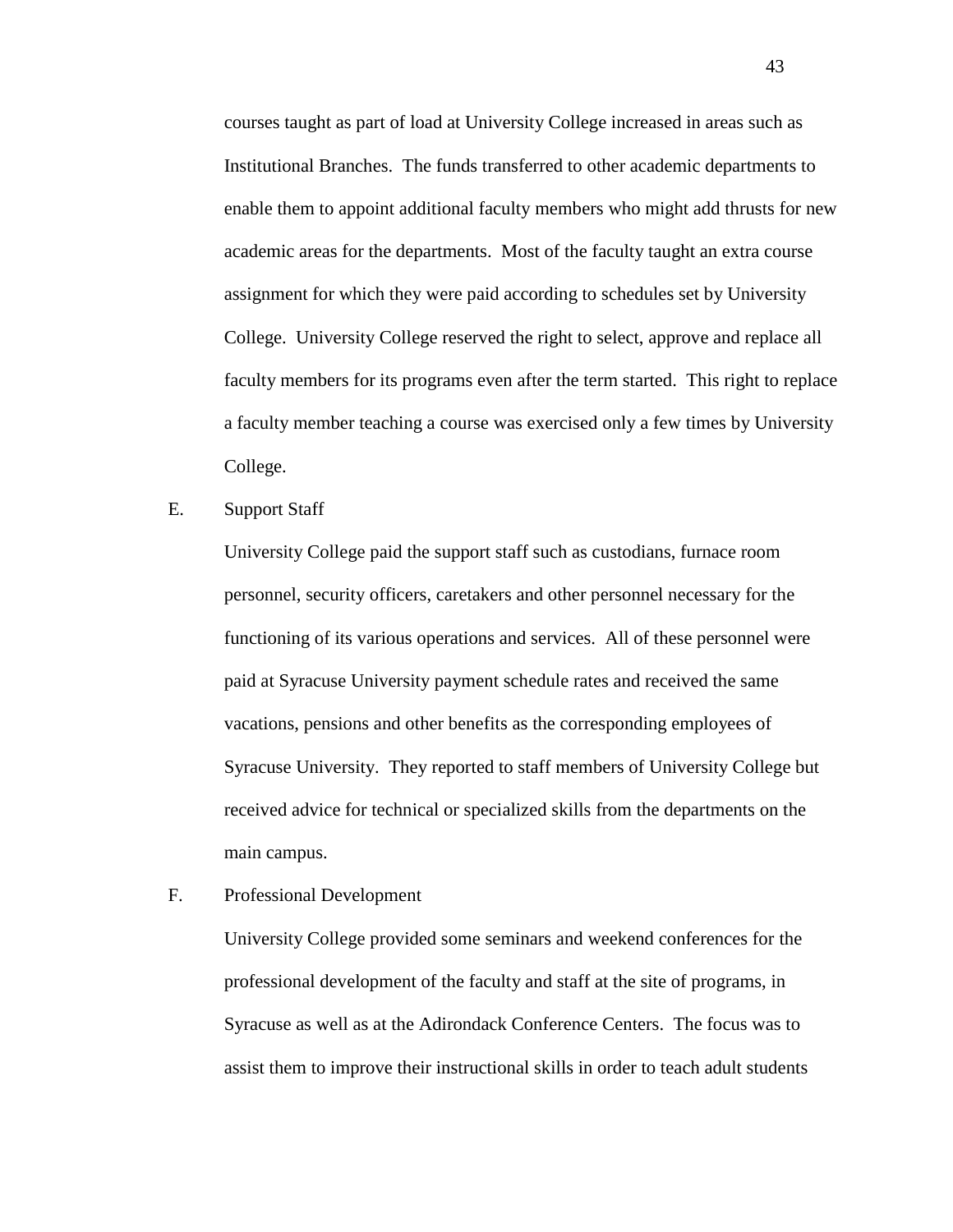courses taught as part of load at University College increased in areas such as Institutional Branches. The funds transferred to other academic departments to enable them to appoint additional faculty members who might add thrusts for new academic areas for the departments. Most of the faculty taught an extra course assignment for which they were paid according to schedules set by University College. University College reserved the right to select, approve and replace all faculty members for its programs even after the term started. This right to replace a faculty member teaching a course was exercised only a few times by University College.

E. Support Staff

University College paid the support staff such as custodians, furnace room personnel, security officers, caretakers and other personnel necessary for the functioning of its various operations and services. All of these personnel were paid at Syracuse University payment schedule rates and received the same vacations, pensions and other benefits as the corresponding employees of Syracuse University. They reported to staff members of University College but received advice for technical or specialized skills from the departments on the main campus.

F. Professional Development

University College provided some seminars and weekend conferences for the professional development of the faculty and staff at the site of programs, in Syracuse as well as at the Adirondack Conference Centers. The focus was to assist them to improve their instructional skills in order to teach adult students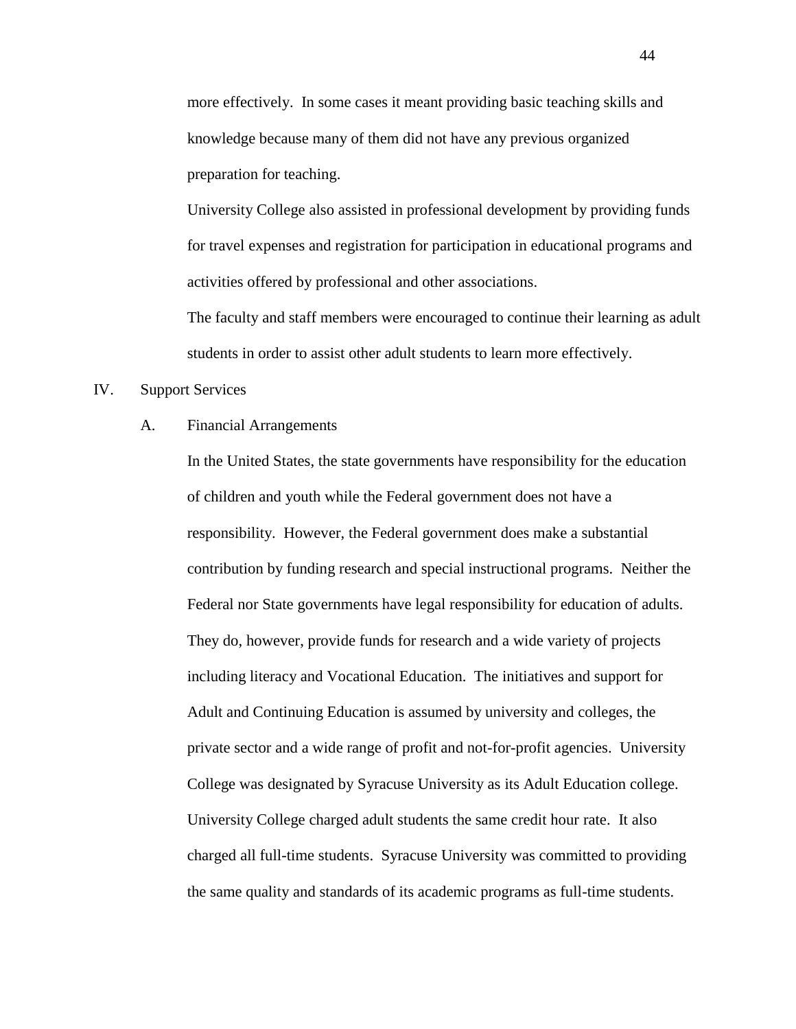more effectively. In some cases it meant providing basic teaching skills and knowledge because many of them did not have any previous organized preparation for teaching.

University College also assisted in professional development by providing funds for travel expenses and registration for participation in educational programs and activities offered by professional and other associations.

The faculty and staff members were encouraged to continue their learning as adult students in order to assist other adult students to learn more effectively.

IV. Support Services

A. Financial Arrangements

In the United States, the state governments have responsibility for the education of children and youth while the Federal government does not have a responsibility. However, the Federal government does make a substantial contribution by funding research and special instructional programs. Neither the Federal nor State governments have legal responsibility for education of adults. They do, however, provide funds for research and a wide variety of projects including literacy and Vocational Education. The initiatives and support for Adult and Continuing Education is assumed by university and colleges, the private sector and a wide range of profit and not-for-profit agencies. University College was designated by Syracuse University as its Adult Education college. University College charged adult students the same credit hour rate. It also charged all full-time students. Syracuse University was committed to providing the same quality and standards of its academic programs as full-time students.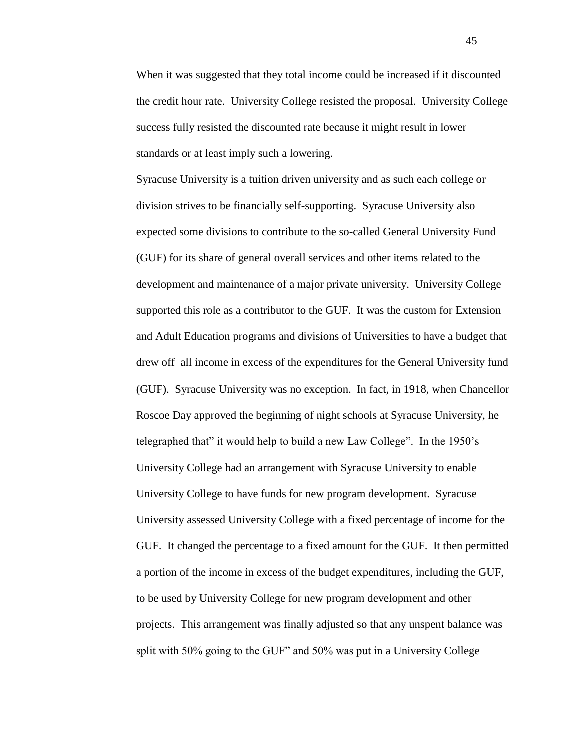When it was suggested that they total income could be increased if it discounted the credit hour rate. University College resisted the proposal. University College success fully resisted the discounted rate because it might result in lower standards or at least imply such a lowering.

Syracuse University is a tuition driven university and as such each college or division strives to be financially self-supporting. Syracuse University also expected some divisions to contribute to the so-called General University Fund (GUF) for its share of general overall services and other items related to the development and maintenance of a major private university. University College supported this role as a contributor to the GUF. It was the custom for Extension and Adult Education programs and divisions of Universities to have a budget that drew off all income in excess of the expenditures for the General University fund (GUF). Syracuse University was no exception. In fact, in 1918, when Chancellor Roscoe Day approved the beginning of night schools at Syracuse University, he telegraphed that" it would help to build a new Law College". In the 1950's University College had an arrangement with Syracuse University to enable University College to have funds for new program development. Syracuse University assessed University College with a fixed percentage of income for the GUF. It changed the percentage to a fixed amount for the GUF. It then permitted a portion of the income in excess of the budget expenditures, including the GUF, to be used by University College for new program development and other projects. This arrangement was finally adjusted so that any unspent balance was split with 50% going to the GUF" and 50% was put in a University College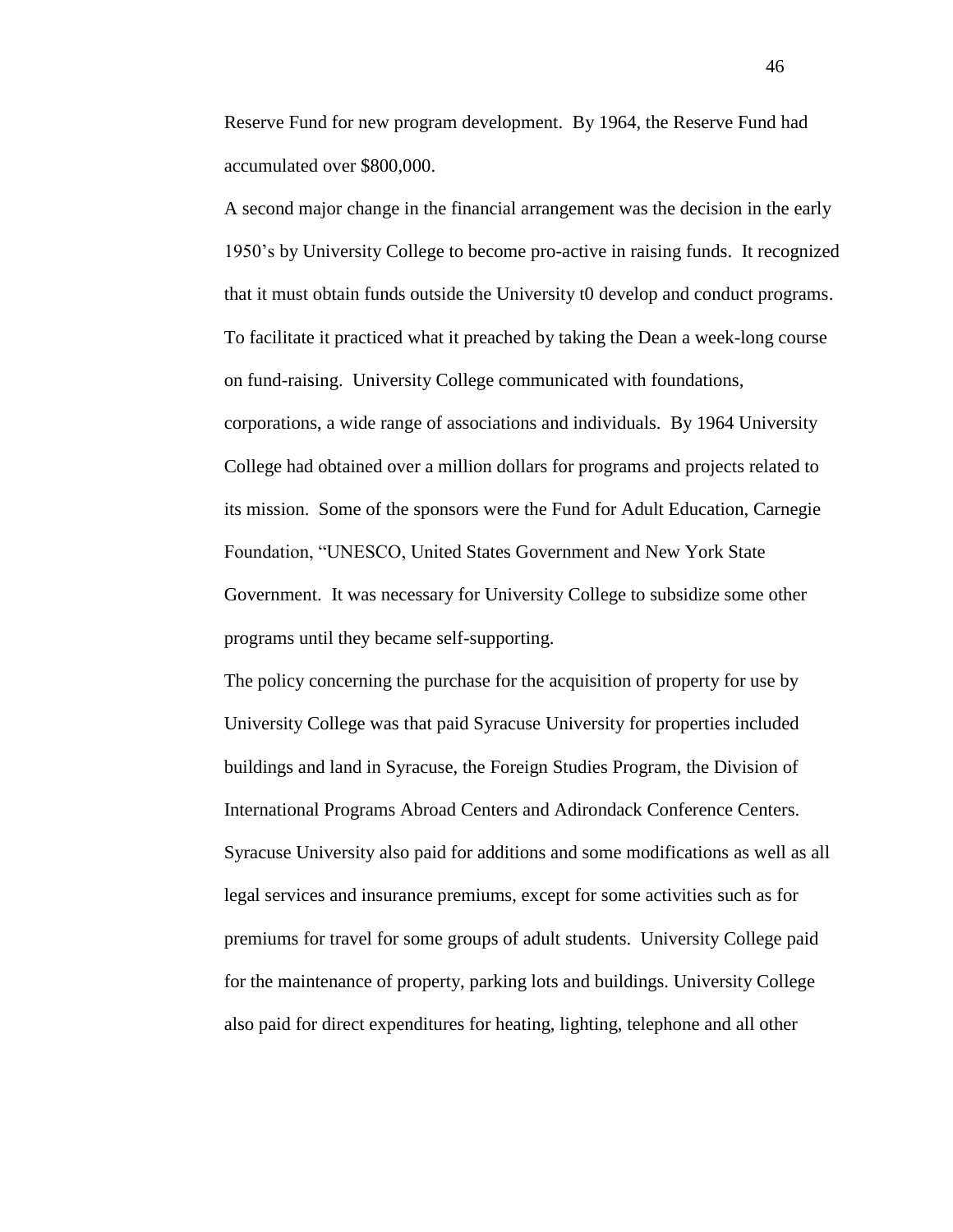Reserve Fund for new program development. By 1964, the Reserve Fund had accumulated over $800,000.

A second major change in the financial arrangement was the decision in the early 1950's by University College to become pro-active in raising funds. It recognized that it must obtain funds outside the University t0 develop and conduct programs. To facilitate it practiced what it preached by taking the Dean a week-long course on fund-raising. University College communicated with foundations, corporations, a wide range of associations and individuals. By 1964 University College had obtained over a million dollars for programs and projects related to its mission. Some of the sponsors were the Fund for Adult Education, Carnegie Foundation, "UNESCO, United States Government and New York State Government. It was necessary for University College to subsidize some other programs until they became self-supporting.

The policy concerning the purchase for the acquisition of property for use by University College was that paid Syracuse University for properties included buildings and land in Syracuse, the Foreign Studies Program, the Division of International Programs Abroad Centers and Adirondack Conference Centers. Syracuse University also paid for additions and some modifications as well as all legal services and insurance premiums, except for some activities such as for premiums for travel for some groups of adult students. University College paid for the maintenance of property, parking lots and buildings. University College also paid for direct expenditures for heating, lighting, telephone and all other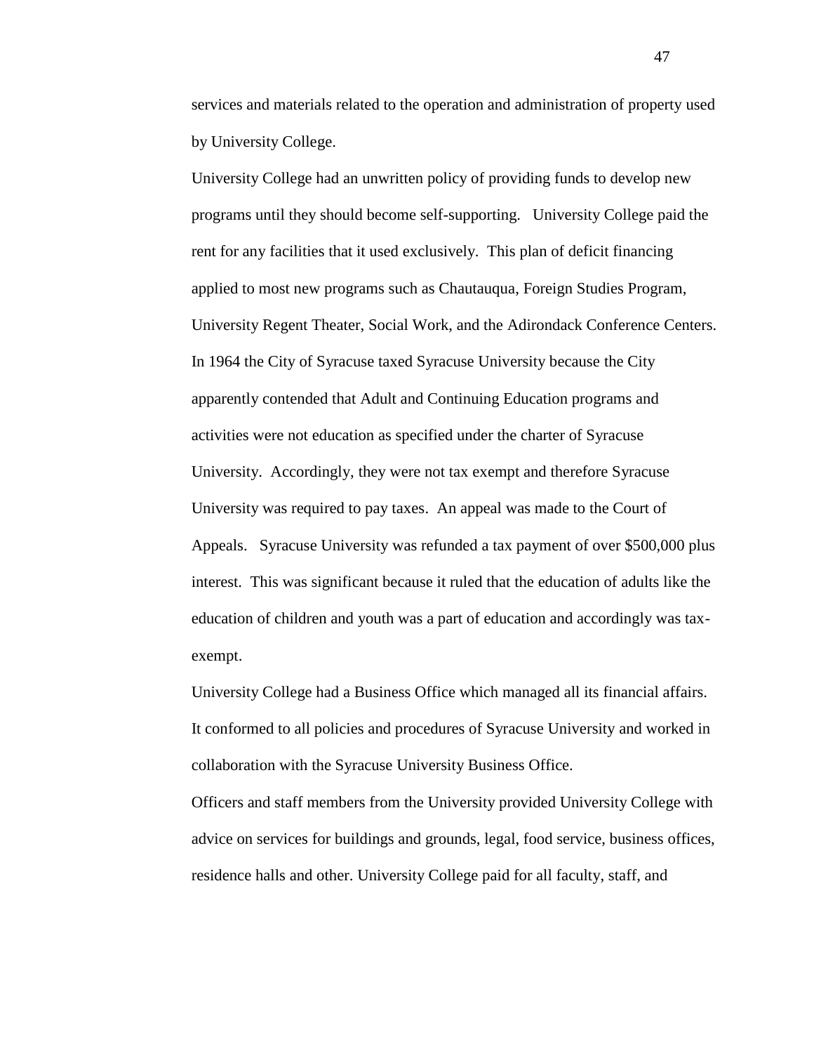services and materials related to the operation and administration of property used by University College.

University College had an unwritten policy of providing funds to develop new programs until they should become self-supporting. University College paid the rent for any facilities that it used exclusively. This plan of deficit financing applied to most new programs such as Chautauqua, Foreign Studies Program, University Regent Theater, Social Work, and the Adirondack Conference Centers.

In 1964 the City of Syracuse taxed Syracuse University because the City apparently contended that Adult and Continuing Education programs and activities were not education as specified under the charter of Syracuse University. Accordingly, they were not tax exempt and therefore Syracuse University was required to pay taxes. An appeal was made to the Court of Appeals. Syracuse University was refunded a tax payment of over $500,000 plus interest. This was significant because it ruled that the education of adults like the education of children and youth was a part of education and accordingly was tax-exempt.

University College had a Business Office which managed all its financial affairs. It conformed to all policies and procedures of Syracuse University and worked in collaboration with the Syracuse University Business Office.

Officers and staff members from the University provided University College with advice on services for buildings and grounds, legal, food service, business offices, residence halls and other. University College paid for all faculty, staff, and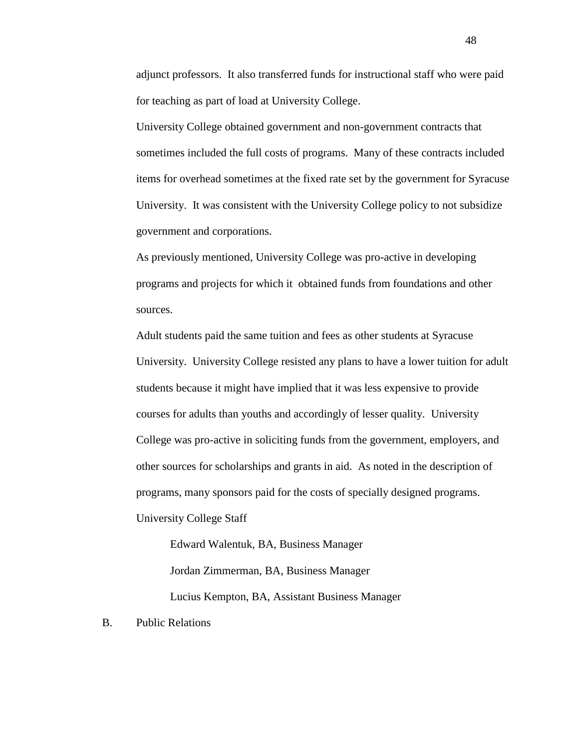adjunct professors. It also transferred funds for instructional staff who were paid for teaching as part of load at University College.

University College obtained government and non-government contracts that sometimes included the full costs of programs. Many of these contracts included items for overhead sometimes at the fixed rate set by the government for Syracuse University. It was consistent with the University College policy to not subsidize government and corporations.

As previously mentioned, University College was pro-active in developing programs and projects for which it obtained funds from foundations and other sources.

Adult students paid the same tuition and fees as other students at Syracuse University. University College resisted any plans to have a lower tuition for adult students because it might have implied that it was less expensive to provide courses for adults than youths and accordingly of lesser quality. University College was pro-active in soliciting funds from the government, employers, and other sources for scholarships and grants in aid. As noted in the description of programs, many sponsors paid for the costs of specially designed programs.

University College Staff

> Edward Walentuk, BA, Business Manager
>
> Jordan Zimmerman, BA, Business Manager
>
> Lucius Kempton, BA, Assistant Business Manager

B. Public Relations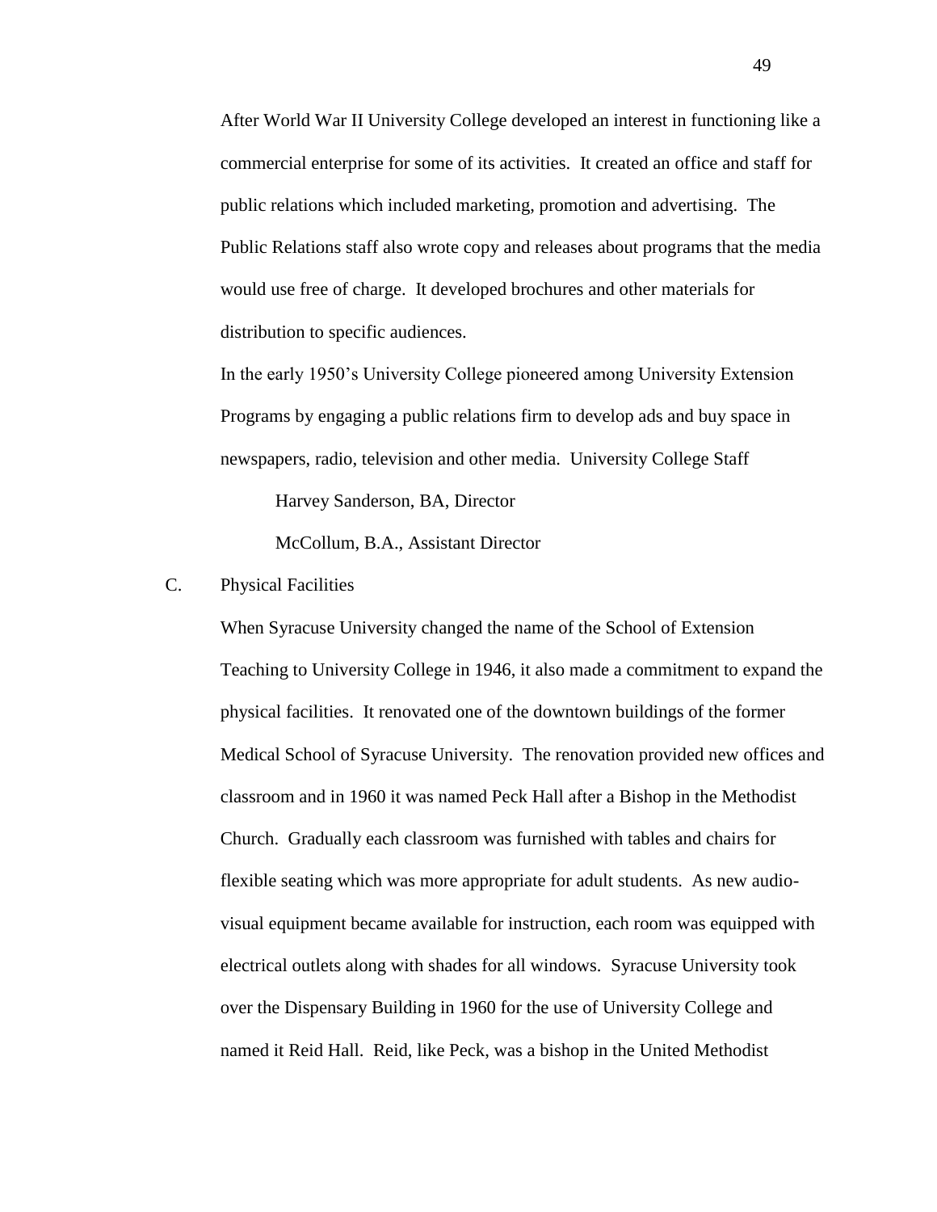After World War II University College developed an interest in functioning like a commercial enterprise for some of its activities. It created an office and staff for public relations which included marketing, promotion and advertising. The Public Relations staff also wrote copy and releases about programs that the media would use free of charge. It developed brochures and other materials for distribution to specific audiences.

In the early 1950's University College pioneered among University Extension Programs by engaging a public relations firm to develop ads and buy space in newspapers, radio, television and other media. University College Staff

Harvey Sanderson, BA, Director

McCollum, B.A., Assistant Director

C. Physical Facilities

When Syracuse University changed the name of the School of Extension Teaching to University College in 1946, it also made a commitment to expand the physical facilities. It renovated one of the downtown buildings of the former Medical School of Syracuse University. The renovation provided new offices and classroom and in 1960 it was named Peck Hall after a Bishop in the Methodist Church. Gradually each classroom was furnished with tables and chairs for flexible seating which was more appropriate for adult students. As new audio-visual equipment became available for instruction, each room was equipped with electrical outlets along with shades for all windows. Syracuse University took over the Dispensary Building in 1960 for the use of University College and named it Reid Hall. Reid, like Peck, was a bishop in the United Methodist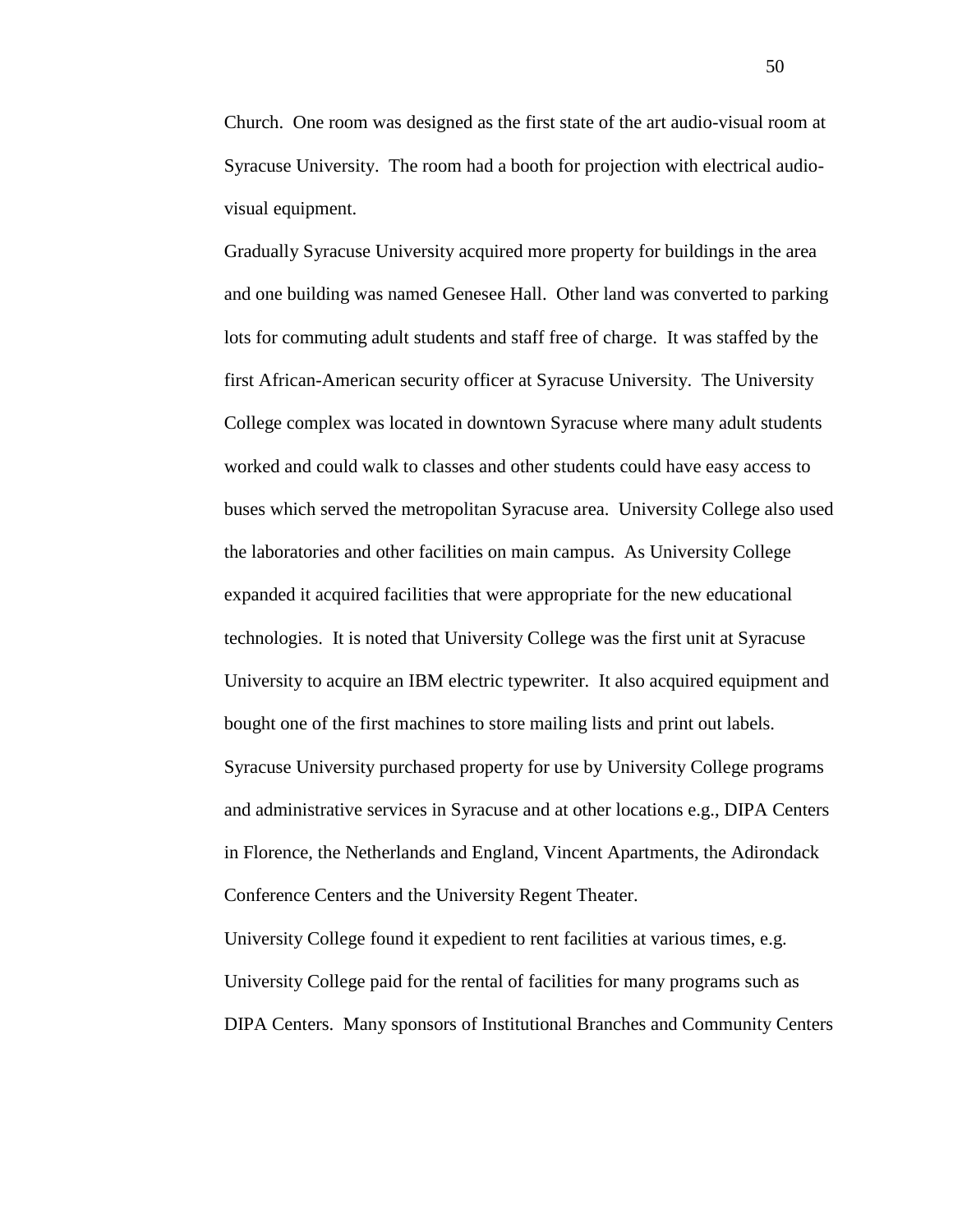Church. One room was designed as the first state of the art audio-visual room at Syracuse University. The room had a booth for projection with electrical audio-visual equipment.

Gradually Syracuse University acquired more property for buildings in the area and one building was named Genesee Hall. Other land was converted to parking lots for commuting adult students and staff free of charge. It was staffed by the first African-American security officer at Syracuse University. The University College complex was located in downtown Syracuse where many adult students worked and could walk to classes and other students could have easy access to buses which served the metropolitan Syracuse area. University College also used the laboratories and other facilities on main campus. As University College expanded it acquired facilities that were appropriate for the new educational technologies. It is noted that University College was the first unit at Syracuse University to acquire an IBM electric typewriter. It also acquired equipment and bought one of the first machines to store mailing lists and print out labels. Syracuse University purchased property for use by University College programs and administrative services in Syracuse and at other locations e.g., DIPA Centers in Florence, the Netherlands and England, Vincent Apartments, the Adirondack Conference Centers and the University Regent Theater.

University College found it expedient to rent facilities at various times, e.g. University College paid for the rental of facilities for many programs such as DIPA Centers. Many sponsors of Institutional Branches and Community Centers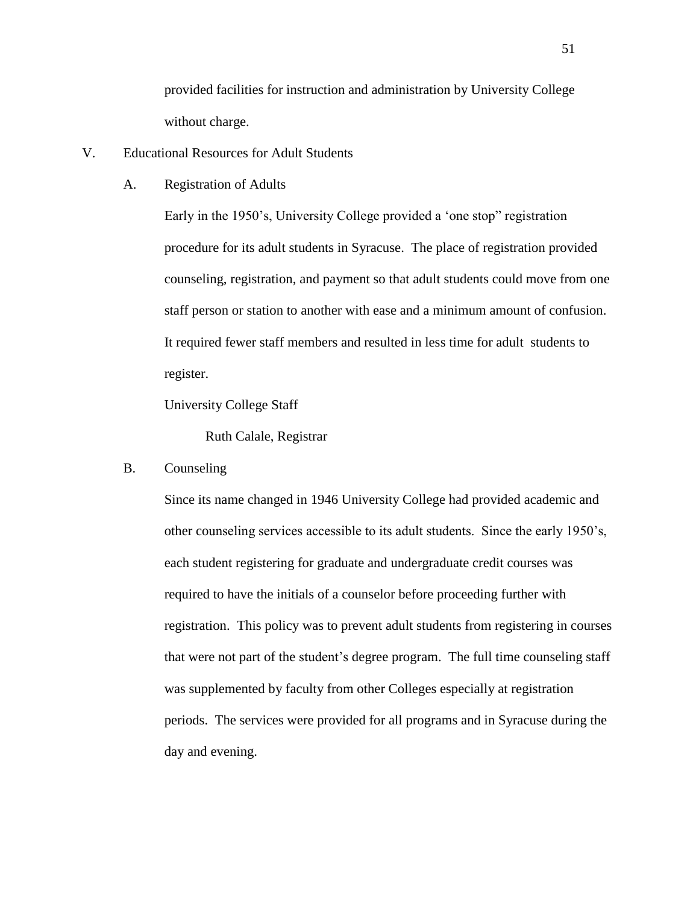provided facilities for instruction and administration by University College without charge.

## V. Educational Resources for Adult Students

### A. Registration of Adults

Early in the 1950's, University College provided a 'one stop" registration procedure for its adult students in Syracuse. The place of registration provided counseling, registration, and payment so that adult students could move from one staff person or station to another with ease and a minimum amount of confusion. It required fewer staff members and resulted in less time for adult students to register.

University College Staff

Ruth Calale, Registrar

### B. Counseling

Since its name changed in 1946 University College had provided academic and other counseling services accessible to its adult students. Since the early 1950's, each student registering for graduate and undergraduate credit courses was required to have the initials of a counselor before proceeding further with registration. This policy was to prevent adult students from registering in courses that were not part of the student's degree program. The full time counseling staff was supplemented by faculty from other Colleges especially at registration periods. The services were provided for all programs and in Syracuse during the day and evening.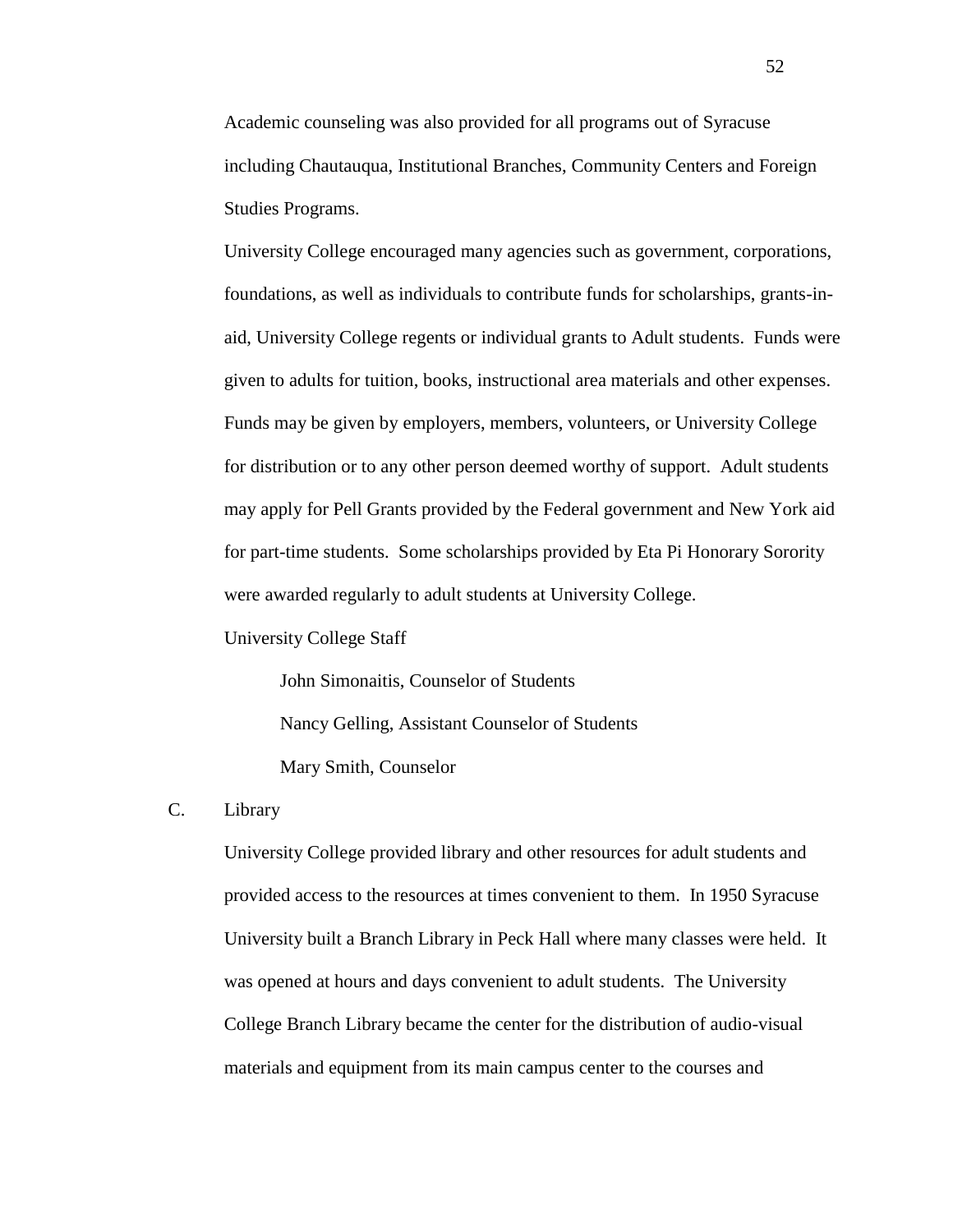Academic counseling was also provided for all programs out of Syracuse including Chautauqua, Institutional Branches, Community Centers and Foreign Studies Programs.

University College encouraged many agencies such as government, corporations, foundations, as well as individuals to contribute funds for scholarships, grants-in-aid, University College regents or individual grants to Adult students. Funds were given to adults for tuition, books, instructional area materials and other expenses. Funds may be given by employers, members, volunteers, or University College for distribution or to any other person deemed worthy of support. Adult students may apply for Pell Grants provided by the Federal government and New York aid for part-time students. Some scholarships provided by Eta Pi Honorary Sorority were awarded regularly to adult students at University College.

University College Staff

John Simonaitis, Counselor of Students

Nancy Gelling, Assistant Counselor of Students

Mary Smith, Counselor

C. Library

University College provided library and other resources for adult students and provided access to the resources at times convenient to them. In 1950 Syracuse University built a Branch Library in Peck Hall where many classes were held. It was opened at hours and days convenient to adult students. The University College Branch Library became the center for the distribution of audio-visual materials and equipment from its main campus center to the courses and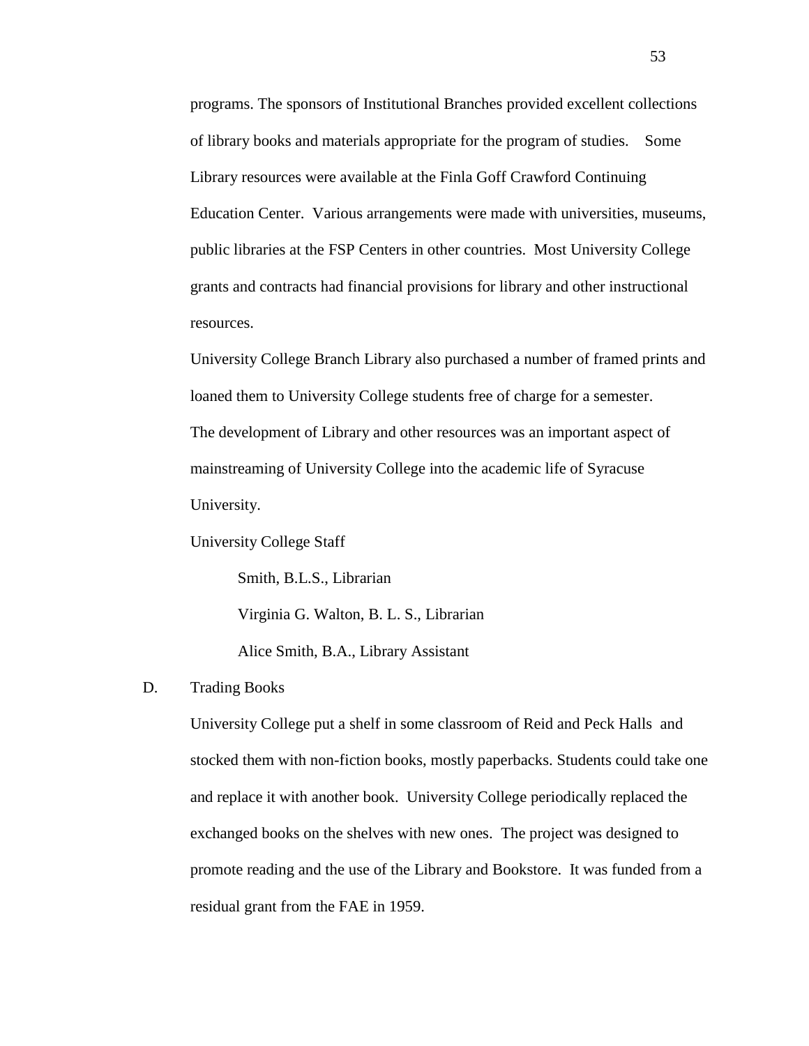programs. The sponsors of Institutional Branches provided excellent collections of library books and materials appropriate for the program of studies. Some Library resources were available at the Finla Goff Crawford Continuing Education Center. Various arrangements were made with universities, museums, public libraries at the FSP Centers in other countries. Most University College grants and contracts had financial provisions for library and other instructional resources.

University College Branch Library also purchased a number of framed prints and loaned them to University College students free of charge for a semester. The development of Library and other resources was an important aspect of mainstreaming of University College into the academic life of Syracuse University.

University College Staff

Smith, B.L.S., Librarian

Virginia G. Walton, B. L. S., Librarian

Alice Smith, B.A., Library Assistant

D. Trading Books

University College put a shelf in some classroom of Reid and Peck Halls and stocked them with non-fiction books, mostly paperbacks. Students could take one and replace it with another book. University College periodically replaced the exchanged books on the shelves with new ones. The project was designed to promote reading and the use of the Library and Bookstore. It was funded from a residual grant from the FAE in 1959.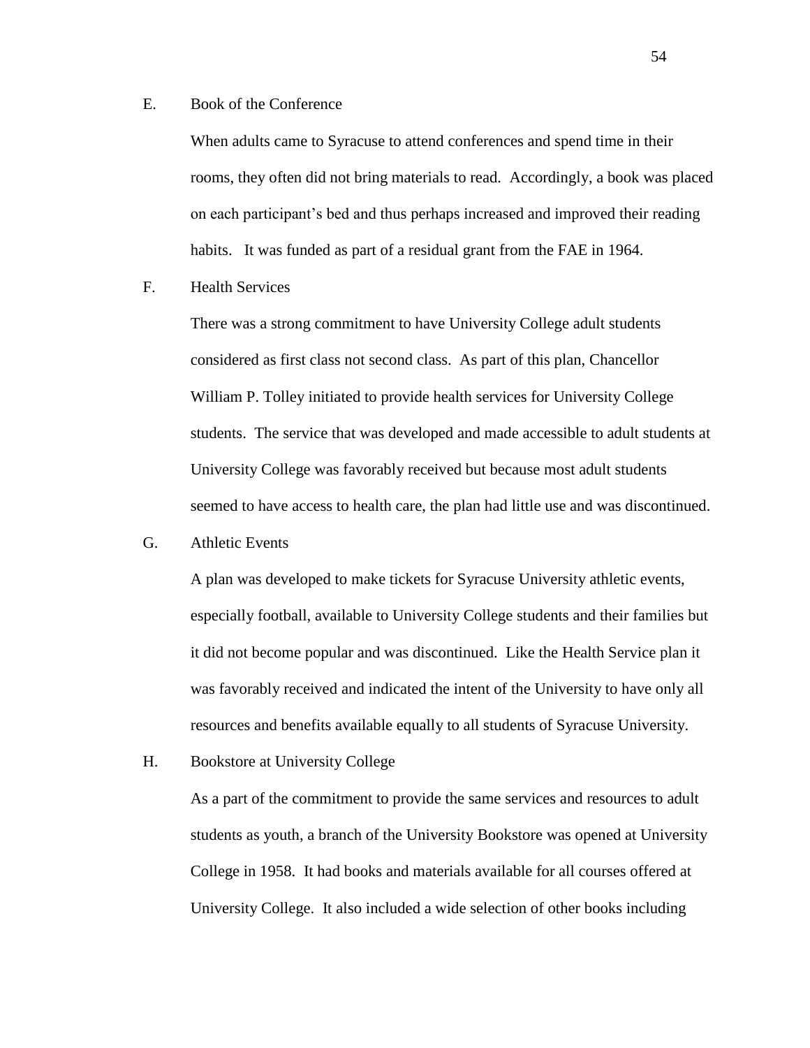E. Book of the Conference

When adults came to Syracuse to attend conferences and spend time in their rooms, they often did not bring materials to read. Accordingly, a book was placed on each participant's bed and thus perhaps increased and improved their reading habits. It was funded as part of a residual grant from the FAE in 1964.

F. Health Services

There was a strong commitment to have University College adult students considered as first class not second class. As part of this plan, Chancellor William P. Tolley initiated to provide health services for University College students. The service that was developed and made accessible to adult students at University College was favorably received but because most adult students seemed to have access to health care, the plan had little use and was discontinued.

G. Athletic Events

A plan was developed to make tickets for Syracuse University athletic events, especially football, available to University College students and their families but it did not become popular and was discontinued. Like the Health Service plan it was favorably received and indicated the intent of the University to have only all resources and benefits available equally to all students of Syracuse University.

H. Bookstore at University College

As a part of the commitment to provide the same services and resources to adult students as youth, a branch of the University Bookstore was opened at University College in 1958. It had books and materials available for all courses offered at University College. It also included a wide selection of other books including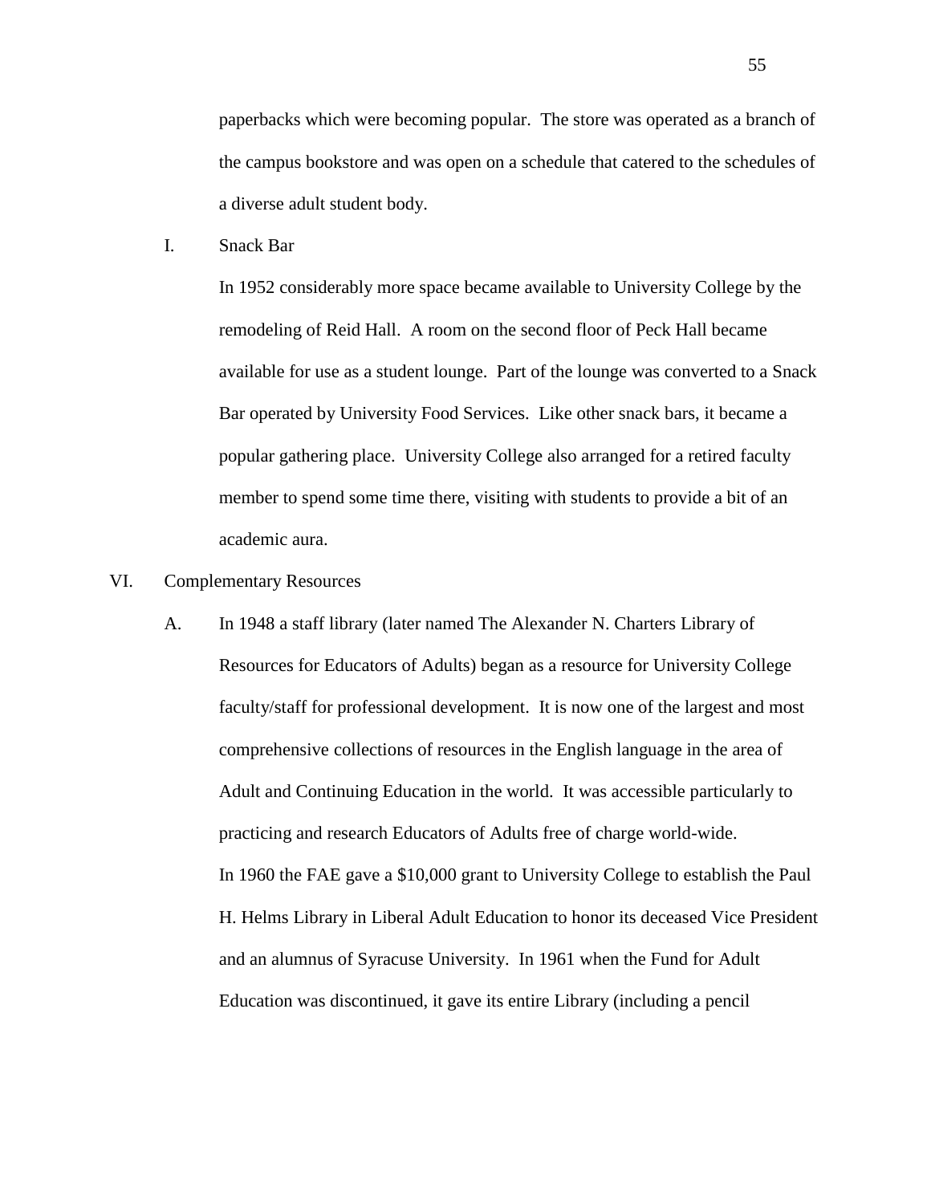paperbacks which were becoming popular. The store was operated as a branch of the campus bookstore and was open on a schedule that catered to the schedules of a diverse adult student body.

I. Snack Bar

In 1952 considerably more space became available to University College by the remodeling of Reid Hall. A room on the second floor of Peck Hall became available for use as a student lounge. Part of the lounge was converted to a Snack Bar operated by University Food Services. Like other snack bars, it became a popular gathering place. University College also arranged for a retired faculty member to spend some time there, visiting with students to provide a bit of an academic aura.

VI. Complementary Resources

A. In 1948 a staff library (later named The Alexander N. Charters Library of Resources for Educators of Adults) began as a resource for University College faculty/staff for professional development. It is now one of the largest and most comprehensive collections of resources in the English language in the area of Adult and Continuing Education in the world. It was accessible particularly to practicing and research Educators of Adults free of charge world-wide.

In 1960 the FAE gave a $10,000 grant to University College to establish the Paul H. Helms Library in Liberal Adult Education to honor its deceased Vice President and an alumnus of Syracuse University. In 1961 when the Fund for Adult Education was discontinued, it gave its entire Library (including a pencil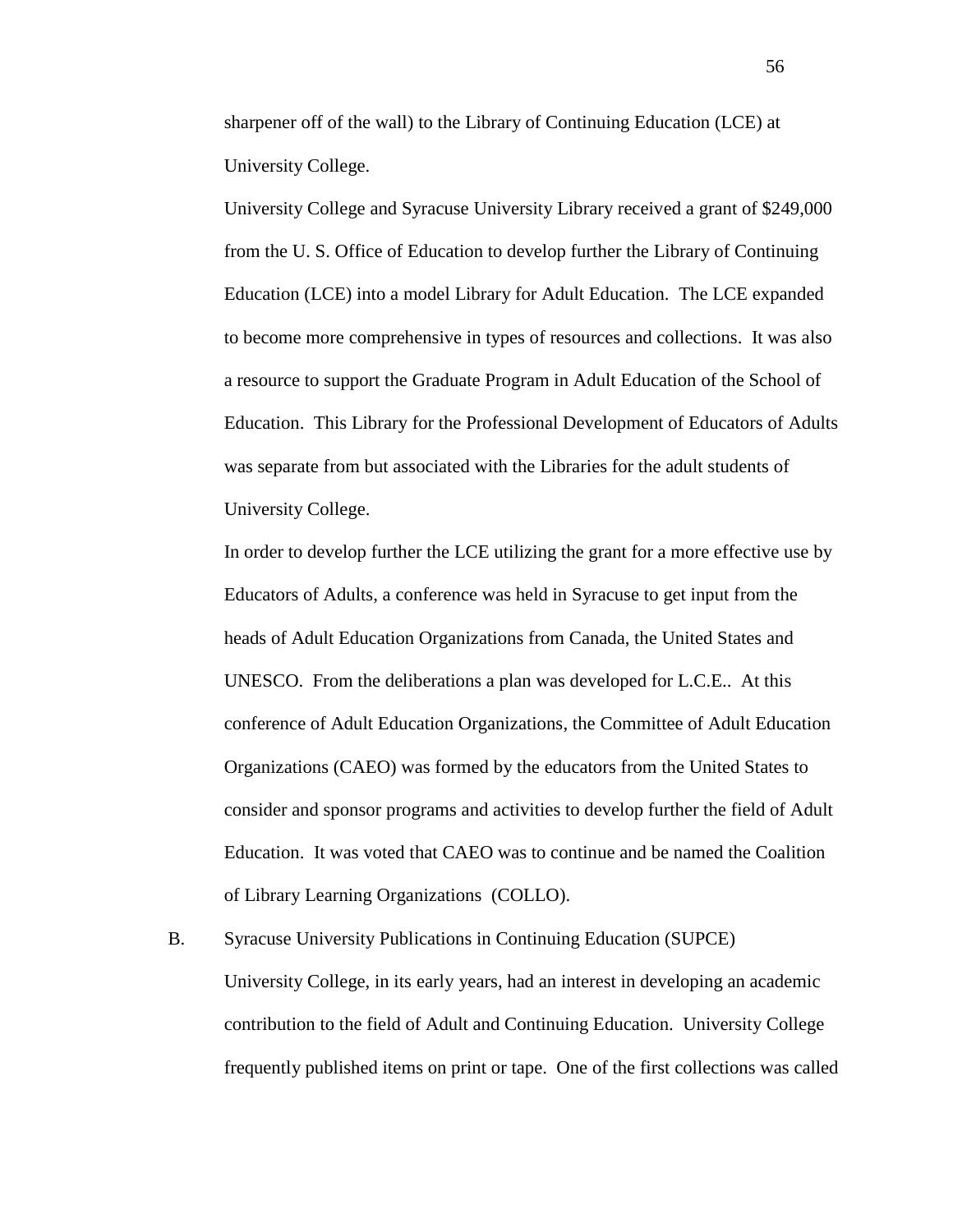sharpener off of the wall) to the Library of Continuing Education (LCE) at University College.

University College and Syracuse University Library received a grant of $249,000 from the U. S. Office of Education to develop further the Library of Continuing Education (LCE) into a model Library for Adult Education. The LCE expanded to become more comprehensive in types of resources and collections. It was also a resource to support the Graduate Program in Adult Education of the School of Education. This Library for the Professional Development of Educators of Adults was separate from but associated with the Libraries for the adult students of University College.

In order to develop further the LCE utilizing the grant for a more effective use by Educators of Adults, a conference was held in Syracuse to get input from the heads of Adult Education Organizations from Canada, the United States and UNESCO. From the deliberations a plan was developed for L.C.E.. At this conference of Adult Education Organizations, the Committee of Adult Education Organizations (CAEO) was formed by the educators from the United States to consider and sponsor programs and activities to develop further the field of Adult Education. It was voted that CAEO was to continue and be named the Coalition of Library Learning Organizations (COLLO).

B. Syracuse University Publications in Continuing Education (SUPCE)

University College, in its early years, had an interest in developing an academic contribution to the field of Adult and Continuing Education. University College frequently published items on print or tape. One of the first collections was called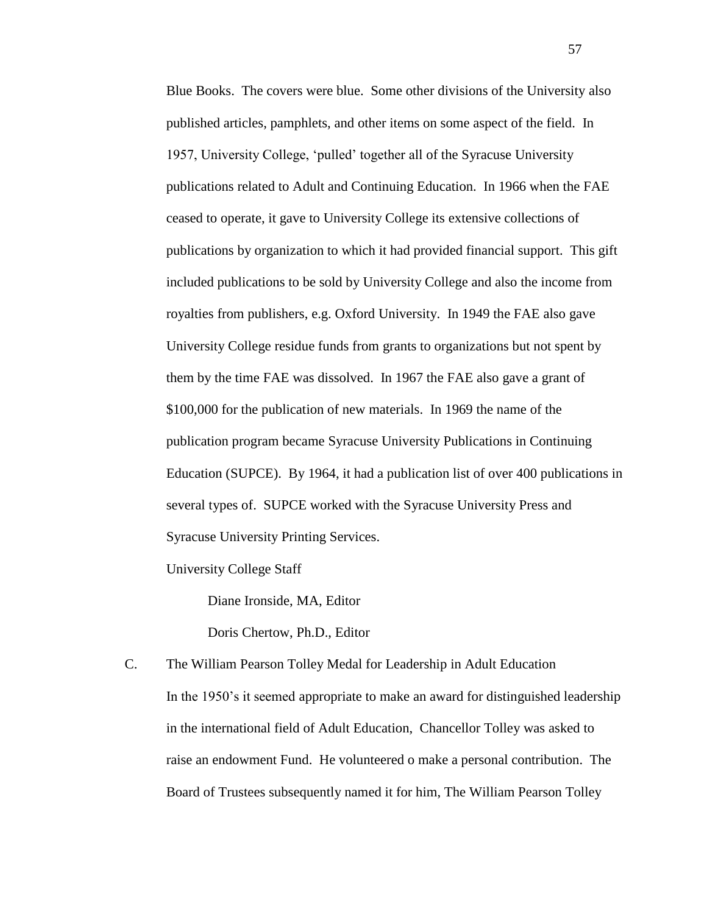Blue Books. The covers were blue. Some other divisions of the University also published articles, pamphlets, and other items on some aspect of the field. In 1957, University College, 'pulled' together all of the Syracuse University publications related to Adult and Continuing Education. In 1966 when the FAE ceased to operate, it gave to University College its extensive collections of publications by organization to which it had provided financial support. This gift included publications to be sold by University College and also the income from royalties from publishers, e.g. Oxford University. In 1949 the FAE also gave University College residue funds from grants to organizations but not spent by them by the time FAE was dissolved. In 1967 the FAE also gave a grant of $100,000 for the publication of new materials. In 1969 the name of the publication program became Syracuse University Publications in Continuing Education (SUPCE). By 1964, it had a publication list of over 400 publications in several types of. SUPCE worked with the Syracuse University Press and Syracuse University Printing Services.

University College Staff

Diane Ironside, MA, Editor

Doris Chertow, Ph.D., Editor

C. The William Pearson Tolley Medal for Leadership in Adult Education

In the 1950's it seemed appropriate to make an award for distinguished leadership in the international field of Adult Education, Chancellor Tolley was asked to raise an endowment Fund. He volunteered o make a personal contribution. The Board of Trustees subsequently named it for him, The William Pearson Tolley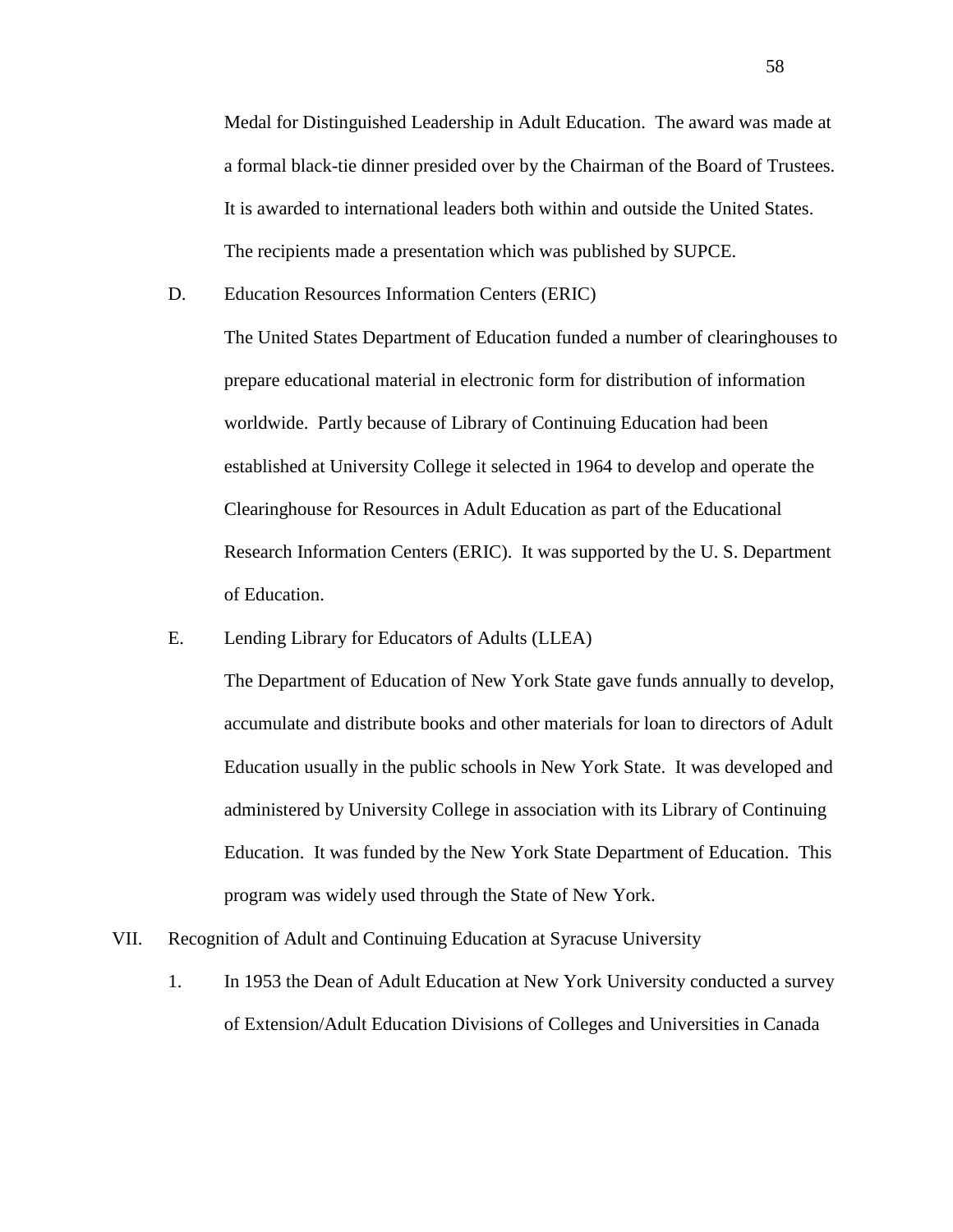Medal for Distinguished Leadership in Adult Education. The award was made at a formal black-tie dinner presided over by the Chairman of the Board of Trustees. It is awarded to international leaders both within and outside the United States. The recipients made a presentation which was published by SUPCE.

D. Education Resources Information Centers (ERIC)

The United States Department of Education funded a number of clearinghouses to prepare educational material in electronic form for distribution of information worldwide. Partly because of Library of Continuing Education had been established at University College it selected in 1964 to develop and operate the Clearinghouse for Resources in Adult Education as part of the Educational Research Information Centers (ERIC). It was supported by the U. S. Department of Education.

E. Lending Library for Educators of Adults (LLEA)

The Department of Education of New York State gave funds annually to develop, accumulate and distribute books and other materials for loan to directors of Adult Education usually in the public schools in New York State. It was developed and administered by University College in association with its Library of Continuing Education. It was funded by the New York State Department of Education. This program was widely used through the State of New York.

VII. Recognition of Adult and Continuing Education at Syracuse University

1. In 1953 the Dean of Adult Education at New York University conducted a survey of Extension/Adult Education Divisions of Colleges and Universities in Canada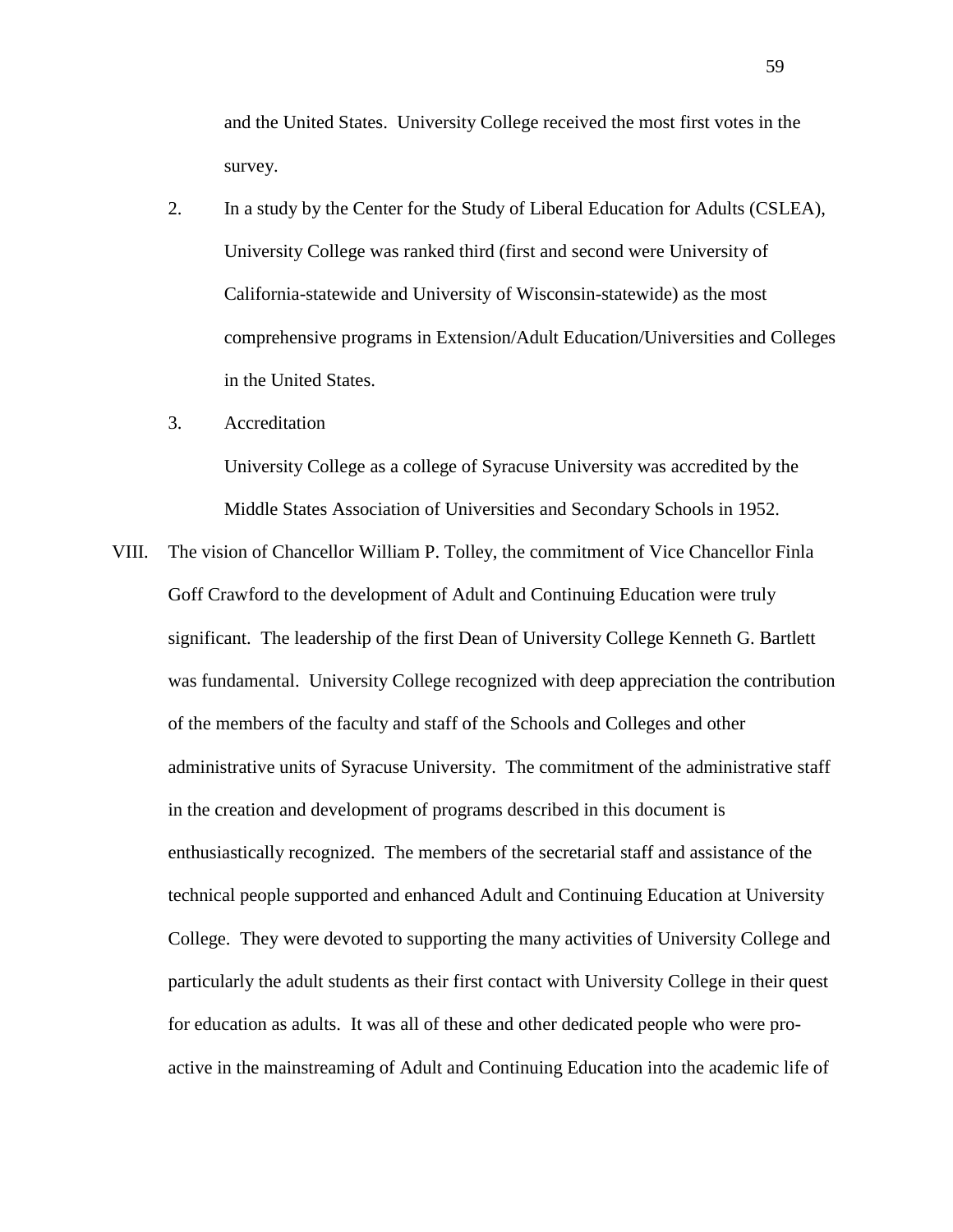and the United States. University College received the most first votes in the survey.

2. In a study by the Center for the Study of Liberal Education for Adults (CSLEA), University College was ranked third (first and second were University of California-statewide and University of Wisconsin-statewide) as the most comprehensive programs in Extension/Adult Education/Universities and Colleges in the United States.

3. Accreditation

   University College as a college of Syracuse University was accredited by the Middle States Association of Universities and Secondary Schools in 1952.

VIII. The vision of Chancellor William P. Tolley, the commitment of Vice Chancellor Finla Goff Crawford to the development of Adult and Continuing Education were truly significant. The leadership of the first Dean of University College Kenneth G. Bartlett was fundamental. University College recognized with deep appreciation the contribution of the members of the faculty and staff of the Schools and Colleges and other administrative units of Syracuse University. The commitment of the administrative staff in the creation and development of programs described in this document is enthusiastically recognized. The members of the secretarial staff and assistance of the technical people supported and enhanced Adult and Continuing Education at University College. They were devoted to supporting the many activities of University College and particularly the adult students as their first contact with University College in their quest for education as adults. It was all of these and other dedicated people who were pro-active in the mainstreaming of Adult and Continuing Education into the academic life of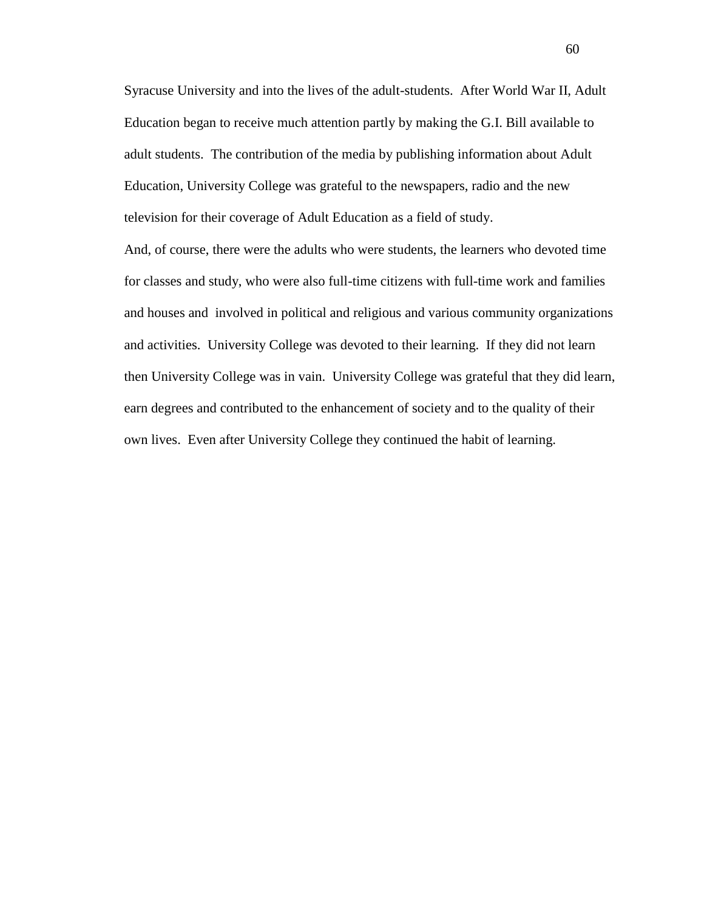Syracuse University and into the lives of the adult-students. After World War II, Adult Education began to receive much attention partly by making the G.I. Bill available to adult students. The contribution of the media by publishing information about Adult Education, University College was grateful to the newspapers, radio and the new television for their coverage of Adult Education as a field of study.

And, of course, there were the adults who were students, the learners who devoted time for classes and study, who were also full-time citizens with full-time work and families and houses and involved in political and religious and various community organizations and activities. University College was devoted to their learning. If they did not learn then University College was in vain. University College was grateful that they did learn, earn degrees and contributed to the enhancement of society and to the quality of their own lives. Even after University College they continued the habit of learning.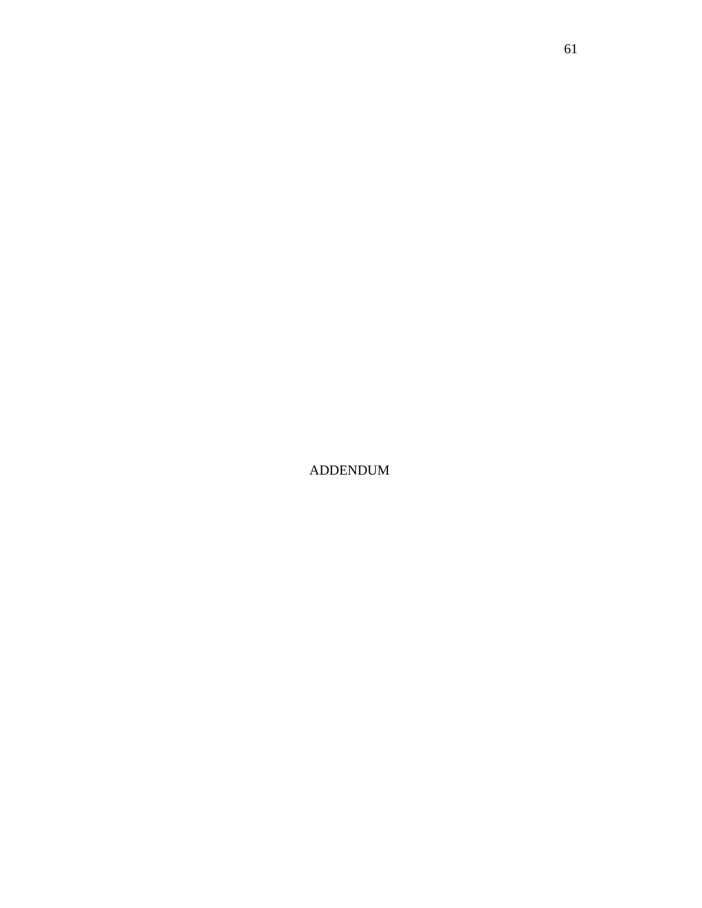# ADDENDUM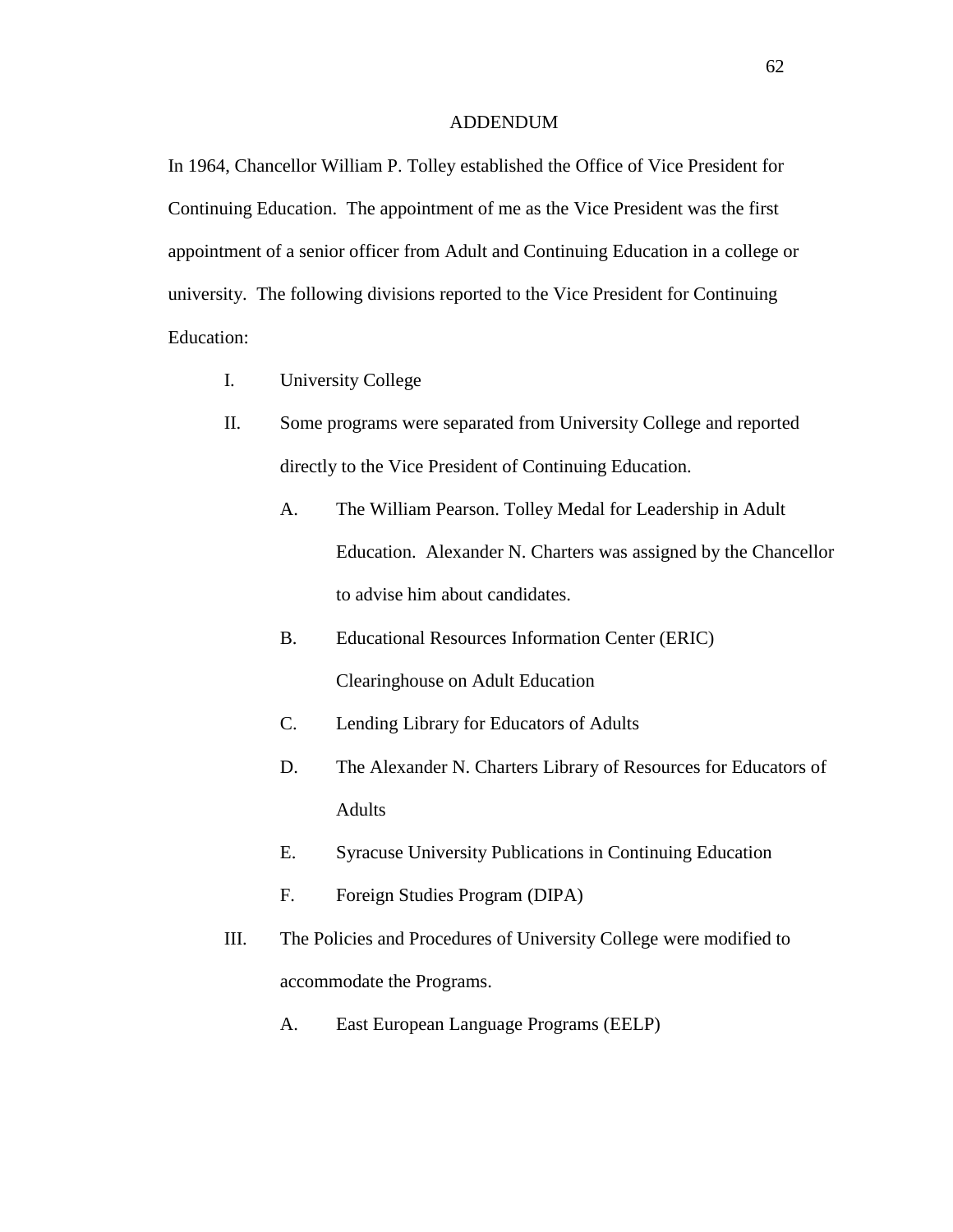# ADDENDUM

In 1964, Chancellor William P. Tolley established the Office of Vice President for Continuing Education. The appointment of me as the Vice President was the first appointment of a senior officer from Adult and Continuing Education in a college or university. The following divisions reported to the Vice President for Continuing Education:

I. University College

II. Some programs were separated from University College and reported directly to the Vice President of Continuing Education.

   A. The William Pearson. Tolley Medal for Leadership in Adult Education. Alexander N. Charters was assigned by the Chancellor to advise him about candidates.

   B. Educational Resources Information Center (ERIC) Clearinghouse on Adult Education

   C. Lending Library for Educators of Adults

   D. The Alexander N. Charters Library of Resources for Educators of Adults

   E. Syracuse University Publications in Continuing Education

   F. Foreign Studies Program (DIPA)

III. The Policies and Procedures of University College were modified to accommodate the Programs.

   A. East European Language Programs (EELP)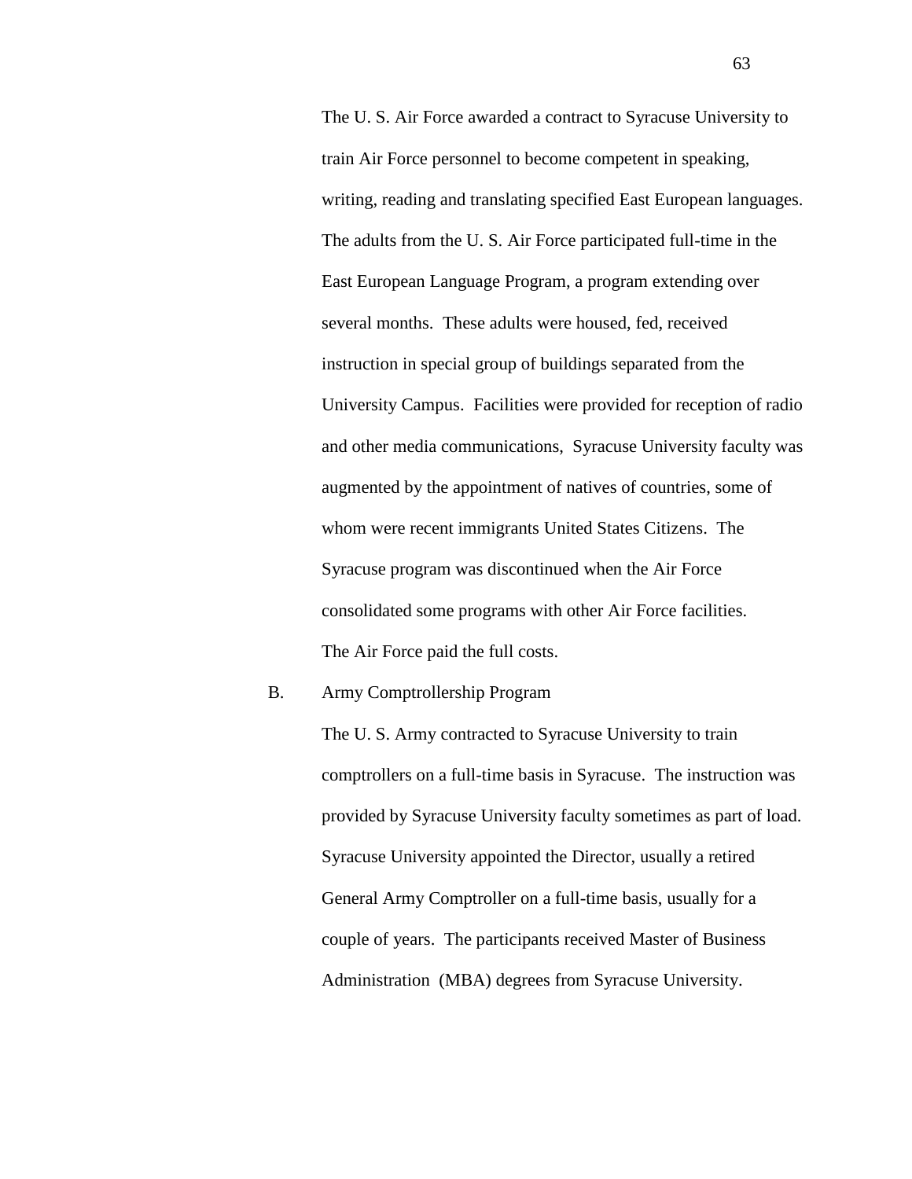The U. S. Air Force awarded a contract to Syracuse University to train Air Force personnel to become competent in speaking, writing, reading and translating specified East European languages. The adults from the U. S. Air Force participated full-time in the East European Language Program, a program extending over several months. These adults were housed, fed, received instruction in special group of buildings separated from the University Campus. Facilities were provided for reception of radio and other media communications, Syracuse University faculty was augmented by the appointment of natives of countries, some of whom were recent immigrants United States Citizens. The Syracuse program was discontinued when the Air Force consolidated some programs with other Air Force facilities. The Air Force paid the full costs.

B. Army Comptrollership Program

The U. S. Army contracted to Syracuse University to train comptrollers on a full-time basis in Syracuse. The instruction was provided by Syracuse University faculty sometimes as part of load. Syracuse University appointed the Director, usually a retired General Army Comptroller on a full-time basis, usually for a couple of years. The participants received Master of Business Administration (MBA) degrees from Syracuse University.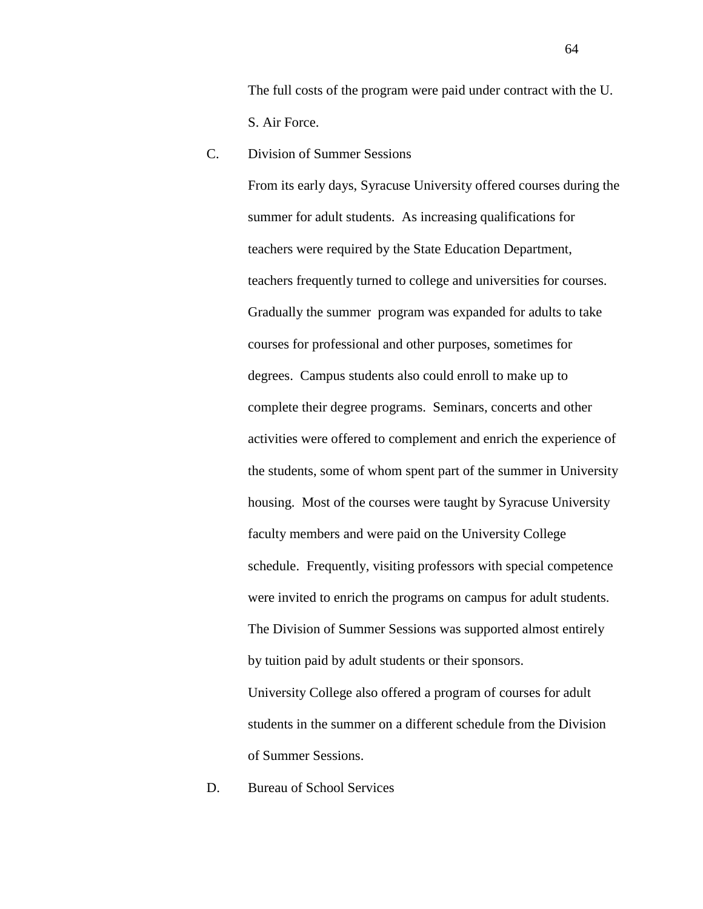The full costs of the program were paid under contract with the U. S. Air Force.

C. Division of Summer Sessions

From its early days, Syracuse University offered courses during the summer for adult students. As increasing qualifications for teachers were required by the State Education Department, teachers frequently turned to college and universities for courses. Gradually the summer program was expanded for adults to take courses for professional and other purposes, sometimes for degrees. Campus students also could enroll to make up to complete their degree programs. Seminars, concerts and other activities were offered to complement and enrich the experience of the students, some of whom spent part of the summer in University housing. Most of the courses were taught by Syracuse University faculty members and were paid on the University College schedule. Frequently, visiting professors with special competence were invited to enrich the programs on campus for adult students. The Division of Summer Sessions was supported almost entirely by tuition paid by adult students or their sponsors.

University College also offered a program of courses for adult students in the summer on a different schedule from the Division of Summer Sessions.

D. Bureau of School Services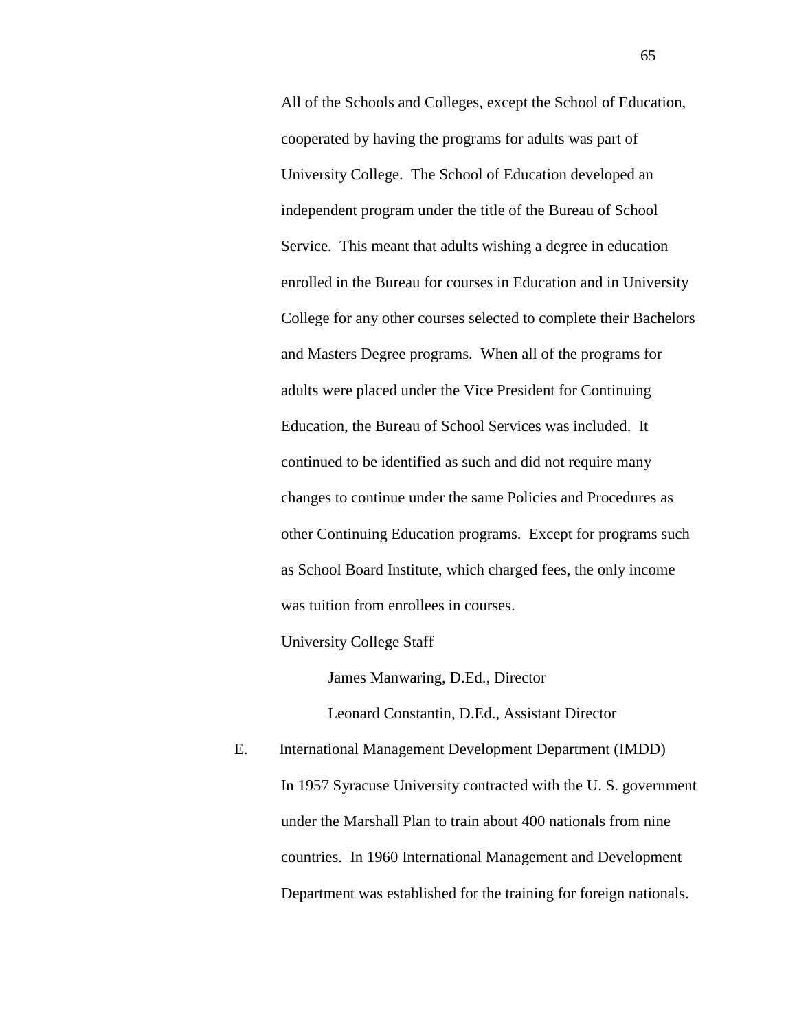All of the Schools and Colleges, except the School of Education, cooperated by having the programs for adults was part of University College. The School of Education developed an independent program under the title of the Bureau of School Service. This meant that adults wishing a degree in education enrolled in the Bureau for courses in Education and in University College for any other courses selected to complete their Bachelors and Masters Degree programs. When all of the programs for adults were placed under the Vice President for Continuing Education, the Bureau of School Services was included. It continued to be identified as such and did not require many changes to continue under the same Policies and Procedures as other Continuing Education programs. Except for programs such as School Board Institute, which charged fees, the only income was tuition from enrollees in courses.

University College Staff

James Manwaring, D.Ed., Director

Leonard Constantin, D.Ed., Assistant Director

E. International Management Development Department (IMDD)

In 1957 Syracuse University contracted with the U. S. government under the Marshall Plan to train about 400 nationals from nine countries. In 1960 International Management and Development Department was established for the training for foreign nationals.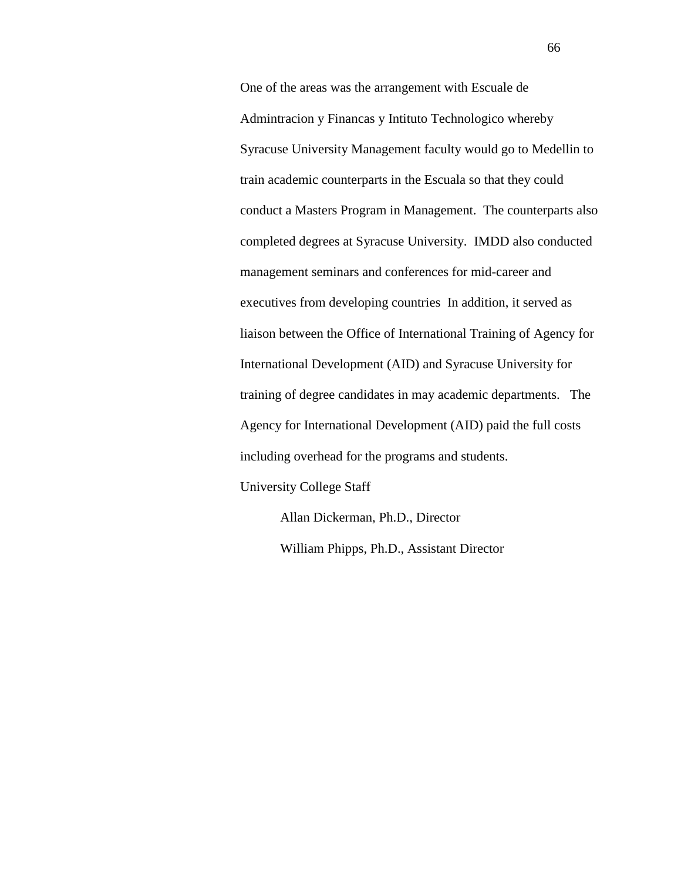One of the areas was the arrangement with Escuale de Admintracion y Financas y Intituto Technologico whereby Syracuse University Management faculty would go to Medellin to train academic counterparts in the Escuala so that they could conduct a Masters Program in Management. The counterparts also completed degrees at Syracuse University. IMDD also conducted management seminars and conferences for mid-career and executives from developing countries In addition, it served as liaison between the Office of International Training of Agency for International Development (AID) and Syracuse University for training of degree candidates in may academic departments. The Agency for International Development (AID) paid the full costs including overhead for the programs and students.

University College Staff

Allan Dickerman, Ph.D., Director

William Phipps, Ph.D., Assistant Director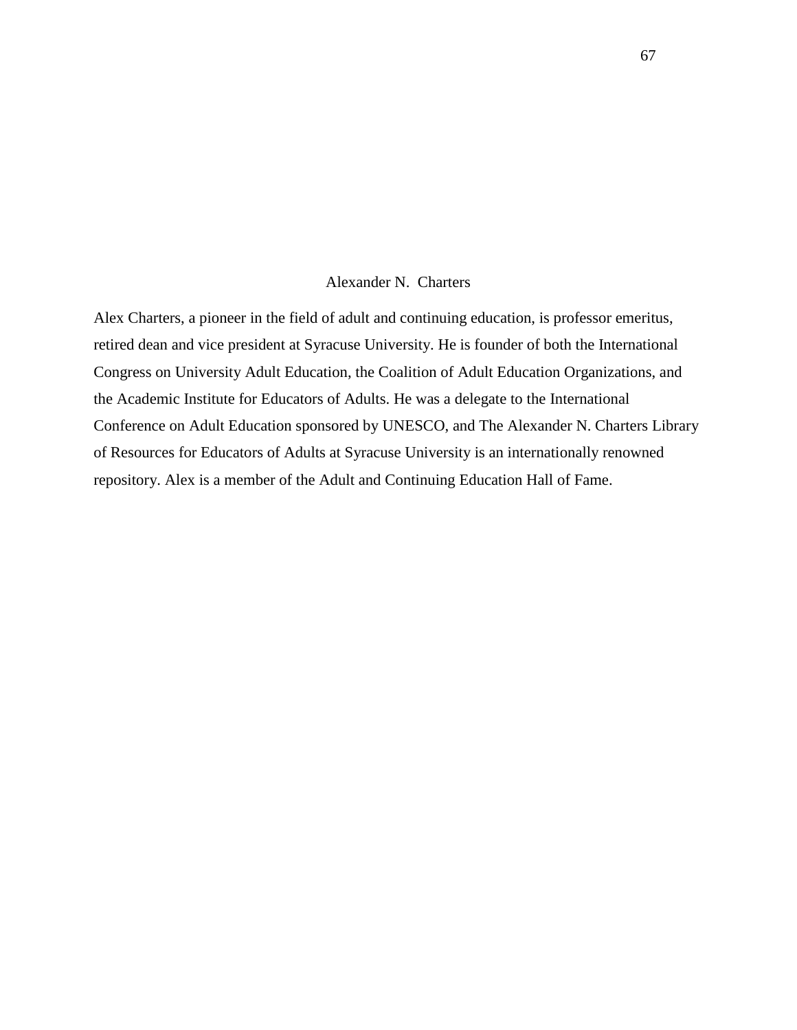## Alexander N. Charters

Alex Charters, a pioneer in the field of adult and continuing education, is professor emeritus, retired dean and vice president at Syracuse University. He is founder of both the International Congress on University Adult Education, the Coalition of Adult Education Organizations, and the Academic Institute for Educators of Adults. He was a delegate to the International Conference on Adult Education sponsored by UNESCO, and The Alexander N. Charters Library of Resources for Educators of Adults at Syracuse University is an internationally renowned repository. Alex is a member of the Adult and Continuing Education Hall of Fame.